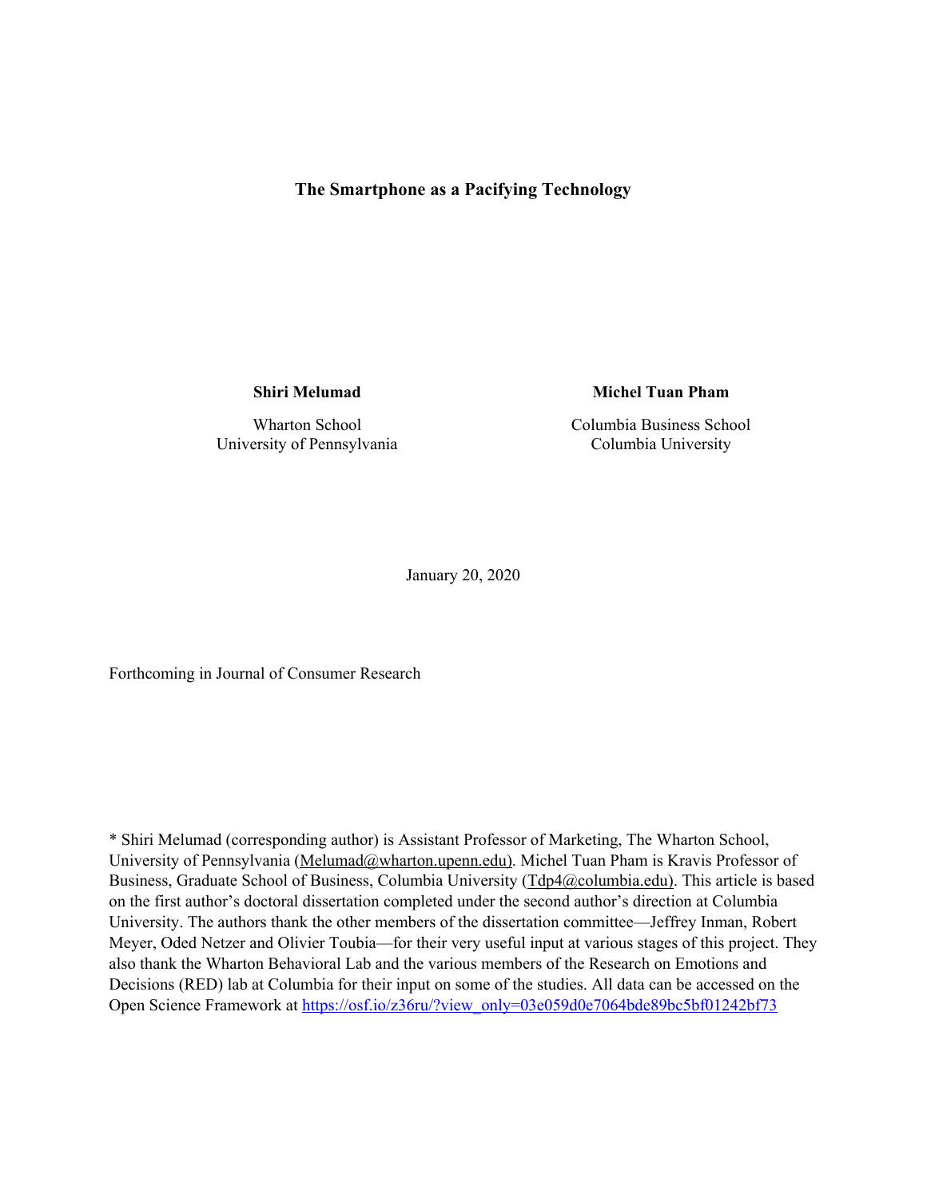# The Smartphone as a Pacifying Technology

**Shiri Melumad**

Wharton School
University of Pennsylvania

**Michel Tuan Pham**

Columbia Business School
Columbia University

January 20, 2020

Forthcoming in Journal of Consumer Research

* Shiri Melumad (corresponding author) is Assistant Professor of Marketing, The Wharton School, University of Pennsylvania (Melumad@wharton.upenn.edu). Michel Tuan Pham is Kravis Professor of Business, Graduate School of Business, Columbia University (Tdp4@columbia.edu). This article is based on the first author's doctoral dissertation completed under the second author's direction at Columbia University. The authors thank the other members of the dissertation committee—Jeffrey Inman, Robert Meyer, Oded Netzer and Olivier Toubia—for their very useful input at various stages of this project. They also thank the Wharton Behavioral Lab and the various members of the Research on Emotions and Decisions (RED) lab at Columbia for their input on some of the studies. All data can be accessed on the Open Science Framework at https://osf.io/z36ru/?view_only=03e059d0e7064bde89bc5bf01242bf73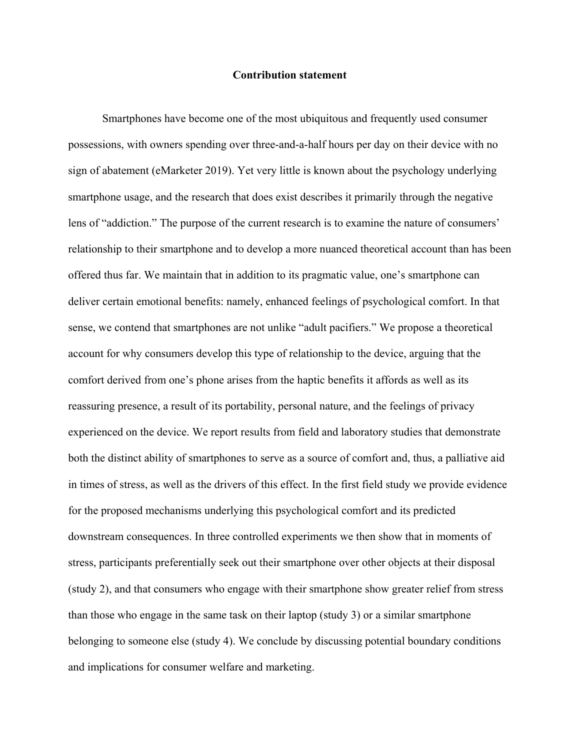## Contribution statement

Smartphones have become one of the most ubiquitous and frequently used consumer possessions, with owners spending over three-and-a-half hours per day on their device with no sign of abatement (eMarketer 2019). Yet very little is known about the psychology underlying smartphone usage, and the research that does exist describes it primarily through the negative lens of "addiction." The purpose of the current research is to examine the nature of consumers' relationship to their smartphone and to develop a more nuanced theoretical account than has been offered thus far. We maintain that in addition to its pragmatic value, one's smartphone can deliver certain emotional benefits: namely, enhanced feelings of psychological comfort. In that sense, we contend that smartphones are not unlike "adult pacifiers." We propose a theoretical account for why consumers develop this type of relationship to the device, arguing that the comfort derived from one's phone arises from the haptic benefits it affords as well as its reassuring presence, a result of its portability, personal nature, and the feelings of privacy experienced on the device. We report results from field and laboratory studies that demonstrate both the distinct ability of smartphones to serve as a source of comfort and, thus, a palliative aid in times of stress, as well as the drivers of this effect. In the first field study we provide evidence for the proposed mechanisms underlying this psychological comfort and its predicted downstream consequences. In three controlled experiments we then show that in moments of stress, participants preferentially seek out their smartphone over other objects at their disposal (study 2), and that consumers who engage with their smartphone show greater relief from stress than those who engage in the same task on their laptop (study 3) or a similar smartphone belonging to someone else (study 4). We conclude by discussing potential boundary conditions and implications for consumer welfare and marketing.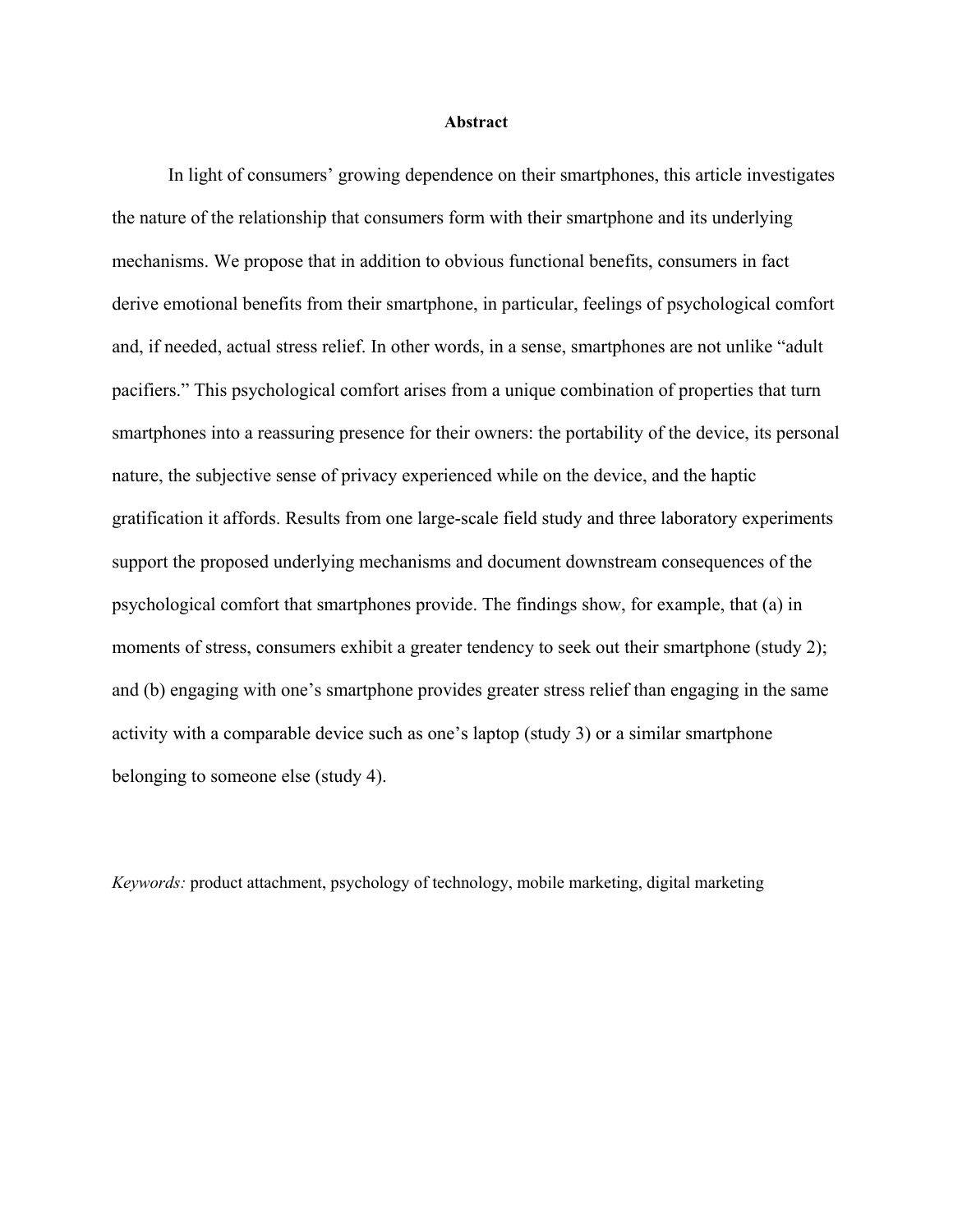## Abstract

In light of consumers' growing dependence on their smartphones, this article investigates the nature of the relationship that consumers form with their smartphone and its underlying mechanisms. We propose that in addition to obvious functional benefits, consumers in fact derive emotional benefits from their smartphone, in particular, feelings of psychological comfort and, if needed, actual stress relief. In other words, in a sense, smartphones are not unlike "adult pacifiers." This psychological comfort arises from a unique combination of properties that turn smartphones into a reassuring presence for their owners: the portability of the device, its personal nature, the subjective sense of privacy experienced while on the device, and the haptic gratification it affords. Results from one large-scale field study and three laboratory experiments support the proposed underlying mechanisms and document downstream consequences of the psychological comfort that smartphones provide. The findings show, for example, that (a) in moments of stress, consumers exhibit a greater tendency to seek out their smartphone (study 2); and (b) engaging with one's smartphone provides greater stress relief than engaging in the same activity with a comparable device such as one's laptop (study 3) or a similar smartphone belonging to someone else (study 4).

*Keywords:* product attachment, psychology of technology, mobile marketing, digital marketing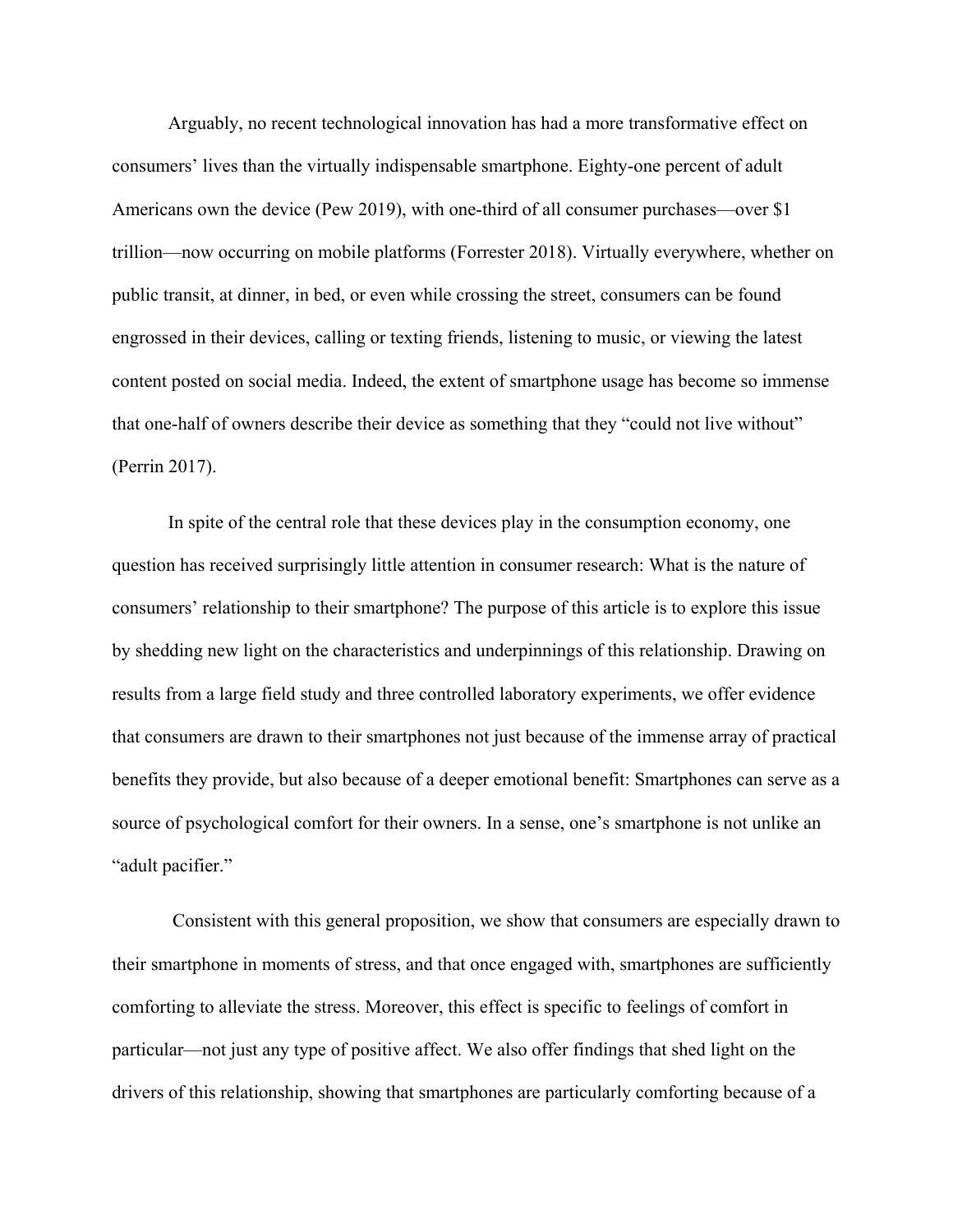Arguably, no recent technological innovation has had a more transformative effect on consumers' lives than the virtually indispensable smartphone. Eighty-one percent of adult Americans own the device (Pew 2019), with one-third of all consumer purchases—over $1 trillion—now occurring on mobile platforms (Forrester 2018). Virtually everywhere, whether on public transit, at dinner, in bed, or even while crossing the street, consumers can be found engrossed in their devices, calling or texting friends, listening to music, or viewing the latest content posted on social media. Indeed, the extent of smartphone usage has become so immense that one-half of owners describe their device as something that they "could not live without" (Perrin 2017).

In spite of the central role that these devices play in the consumption economy, one question has received surprisingly little attention in consumer research: What is the nature of consumers' relationship to their smartphone? The purpose of this article is to explore this issue by shedding new light on the characteristics and underpinnings of this relationship. Drawing on results from a large field study and three controlled laboratory experiments, we offer evidence that consumers are drawn to their smartphones not just because of the immense array of practical benefits they provide, but also because of a deeper emotional benefit: Smartphones can serve as a source of psychological comfort for their owners. In a sense, one's smartphone is not unlike an "adult pacifier."

Consistent with this general proposition, we show that consumers are especially drawn to their smartphone in moments of stress, and that once engaged with, smartphones are sufficiently comforting to alleviate the stress. Moreover, this effect is specific to feelings of comfort in particular—not just any type of positive affect. We also offer findings that shed light on the drivers of this relationship, showing that smartphones are particularly comforting because of a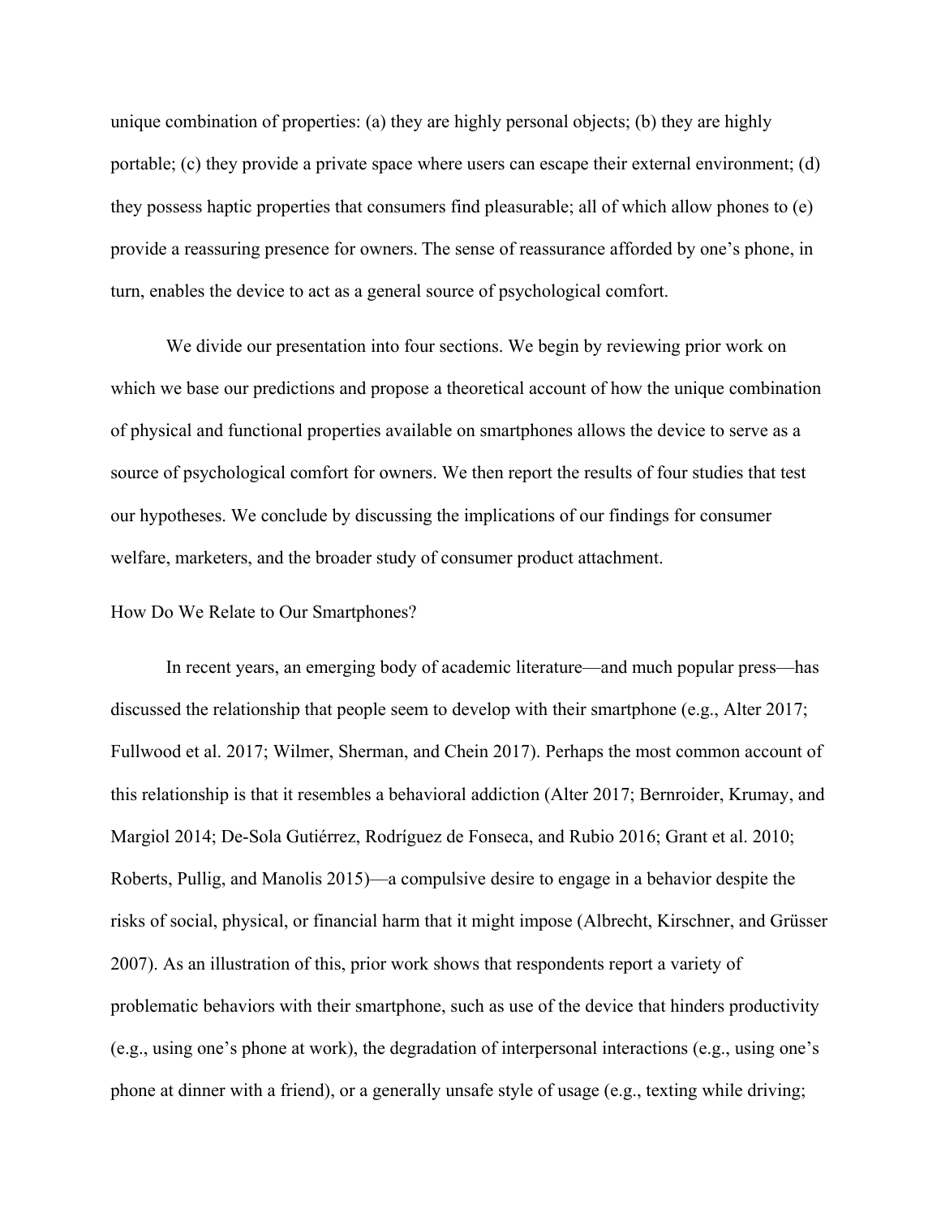unique combination of properties: (a) they are highly personal objects; (b) they are highly portable; (c) they provide a private space where users can escape their external environment; (d) they possess haptic properties that consumers find pleasurable; all of which allow phones to (e) provide a reassuring presence for owners. The sense of reassurance afforded by one's phone, in turn, enables the device to act as a general source of psychological comfort.

We divide our presentation into four sections. We begin by reviewing prior work on which we base our predictions and propose a theoretical account of how the unique combination of physical and functional properties available on smartphones allows the device to serve as a source of psychological comfort for owners. We then report the results of four studies that test our hypotheses. We conclude by discussing the implications of our findings for consumer welfare, marketers, and the broader study of consumer product attachment.

## How Do We Relate to Our Smartphones?

In recent years, an emerging body of academic literature—and much popular press—has discussed the relationship that people seem to develop with their smartphone (e.g., Alter 2017; Fullwood et al. 2017; Wilmer, Sherman, and Chein 2017). Perhaps the most common account of this relationship is that it resembles a behavioral addiction (Alter 2017; Bernroider, Krumay, and Margiol 2014; De-Sola Gutiérrez, Rodríguez de Fonseca, and Rubio 2016; Grant et al. 2010; Roberts, Pullig, and Manolis 2015)—a compulsive desire to engage in a behavior despite the risks of social, physical, or financial harm that it might impose (Albrecht, Kirschner, and Grüsser 2007). As an illustration of this, prior work shows that respondents report a variety of problematic behaviors with their smartphone, such as use of the device that hinders productivity (e.g., using one's phone at work), the degradation of interpersonal interactions (e.g., using one's phone at dinner with a friend), or a generally unsafe style of usage (e.g., texting while driving;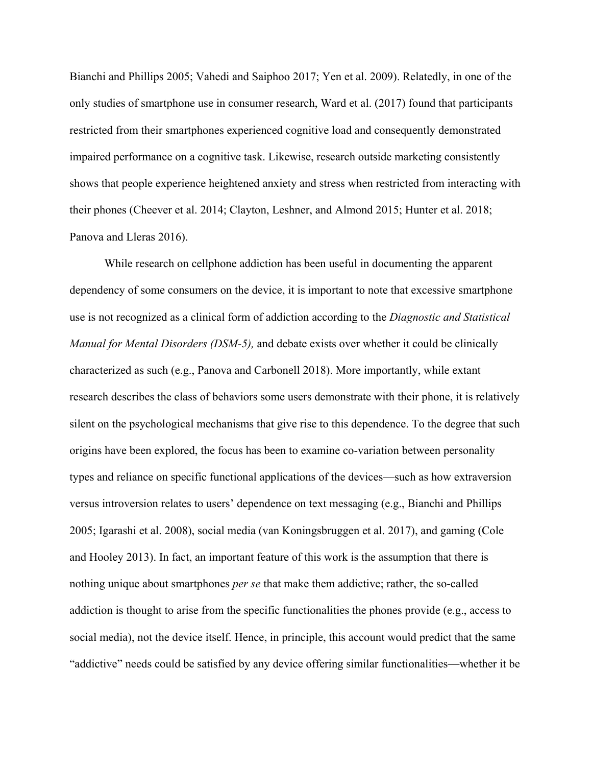Bianchi and Phillips 2005; Vahedi and Saiphoo 2017; Yen et al. 2009). Relatedly, in one of the only studies of smartphone use in consumer research, Ward et al. (2017) found that participants restricted from their smartphones experienced cognitive load and consequently demonstrated impaired performance on a cognitive task. Likewise, research outside marketing consistently shows that people experience heightened anxiety and stress when restricted from interacting with their phones (Cheever et al. 2014; Clayton, Leshner, and Almond 2015; Hunter et al. 2018; Panova and Lleras 2016).

While research on cellphone addiction has been useful in documenting the apparent dependency of some consumers on the device, it is important to note that excessive smartphone use is not recognized as a clinical form of addiction according to the *Diagnostic and Statistical Manual for Mental Disorders (DSM-5),* and debate exists over whether it could be clinically characterized as such (e.g., Panova and Carbonell 2018). More importantly, while extant research describes the class of behaviors some users demonstrate with their phone, it is relatively silent on the psychological mechanisms that give rise to this dependence. To the degree that such origins have been explored, the focus has been to examine co-variation between personality types and reliance on specific functional applications of the devices—such as how extraversion versus introversion relates to users' dependence on text messaging (e.g., Bianchi and Phillips 2005; Igarashi et al. 2008), social media (van Koningsbruggen et al. 2017), and gaming (Cole and Hooley 2013). In fact, an important feature of this work is the assumption that there is nothing unique about smartphones *per se* that make them addictive; rather, the so-called addiction is thought to arise from the specific functionalities the phones provide (e.g., access to social media), not the device itself. Hence, in principle, this account would predict that the same "addictive" needs could be satisfied by any device offering similar functionalities—whether it be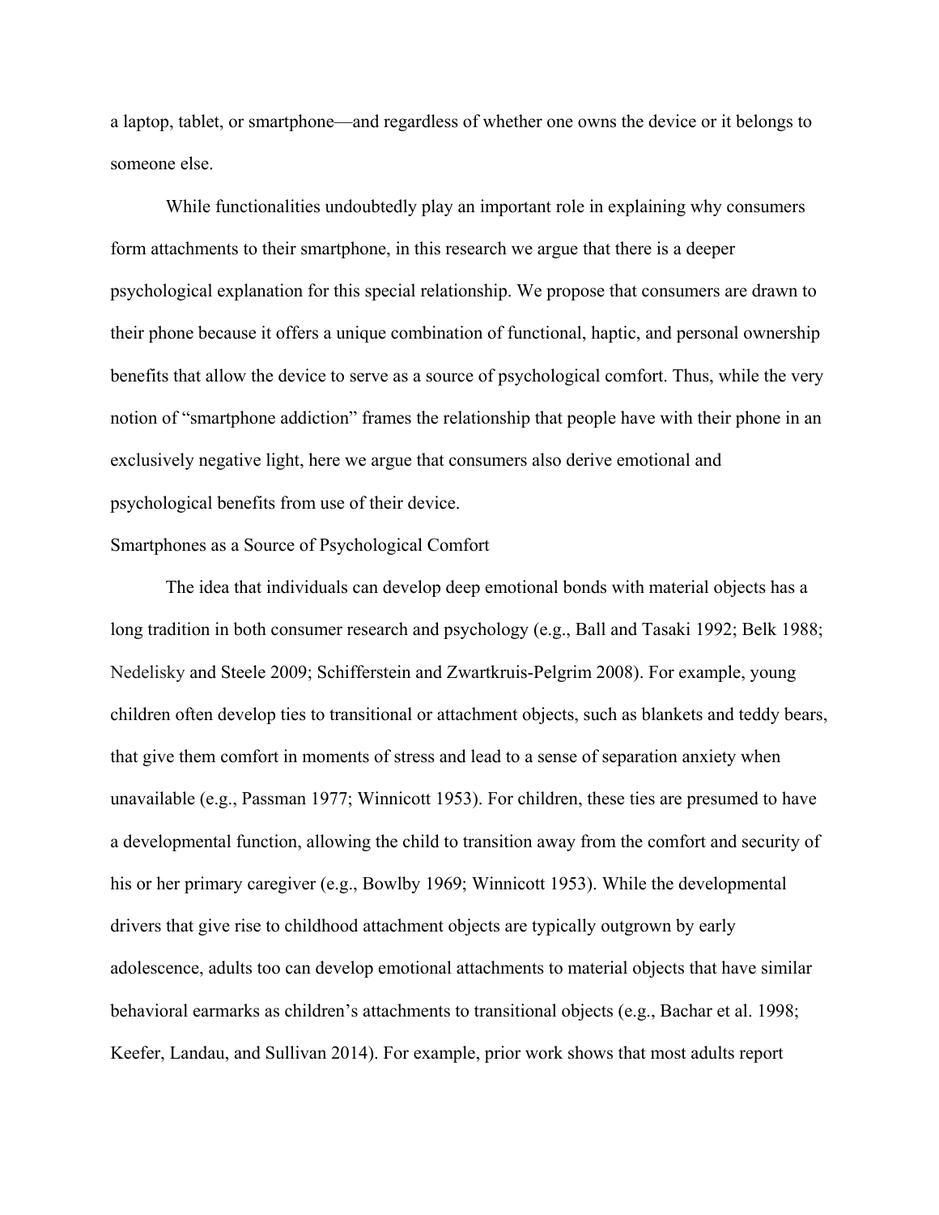a laptop, tablet, or smartphone—and regardless of whether one owns the device or it belongs to someone else.

While functionalities undoubtedly play an important role in explaining why consumers form attachments to their smartphone, in this research we argue that there is a deeper psychological explanation for this special relationship. We propose that consumers are drawn to their phone because it offers a unique combination of functional, haptic, and personal ownership benefits that allow the device to serve as a source of psychological comfort. Thus, while the very notion of "smartphone addiction" frames the relationship that people have with their phone in an exclusively negative light, here we argue that consumers also derive emotional and psychological benefits from use of their device.

## Smartphones as a Source of Psychological Comfort

The idea that individuals can develop deep emotional bonds with material objects has a long tradition in both consumer research and psychology (e.g., Ball and Tasaki 1992; Belk 1988; Nedelisky and Steele 2009; Schifferstein and Zwartkruis-Pelgrim 2008). For example, young children often develop ties to transitional or attachment objects, such as blankets and teddy bears, that give them comfort in moments of stress and lead to a sense of separation anxiety when unavailable (e.g., Passman 1977; Winnicott 1953). For children, these ties are presumed to have a developmental function, allowing the child to transition away from the comfort and security of his or her primary caregiver (e.g., Bowlby 1969; Winnicott 1953). While the developmental drivers that give rise to childhood attachment objects are typically outgrown by early adolescence, adults too can develop emotional attachments to material objects that have similar behavioral earmarks as children's attachments to transitional objects (e.g., Bachar et al. 1998; Keefer, Landau, and Sullivan 2014). For example, prior work shows that most adults report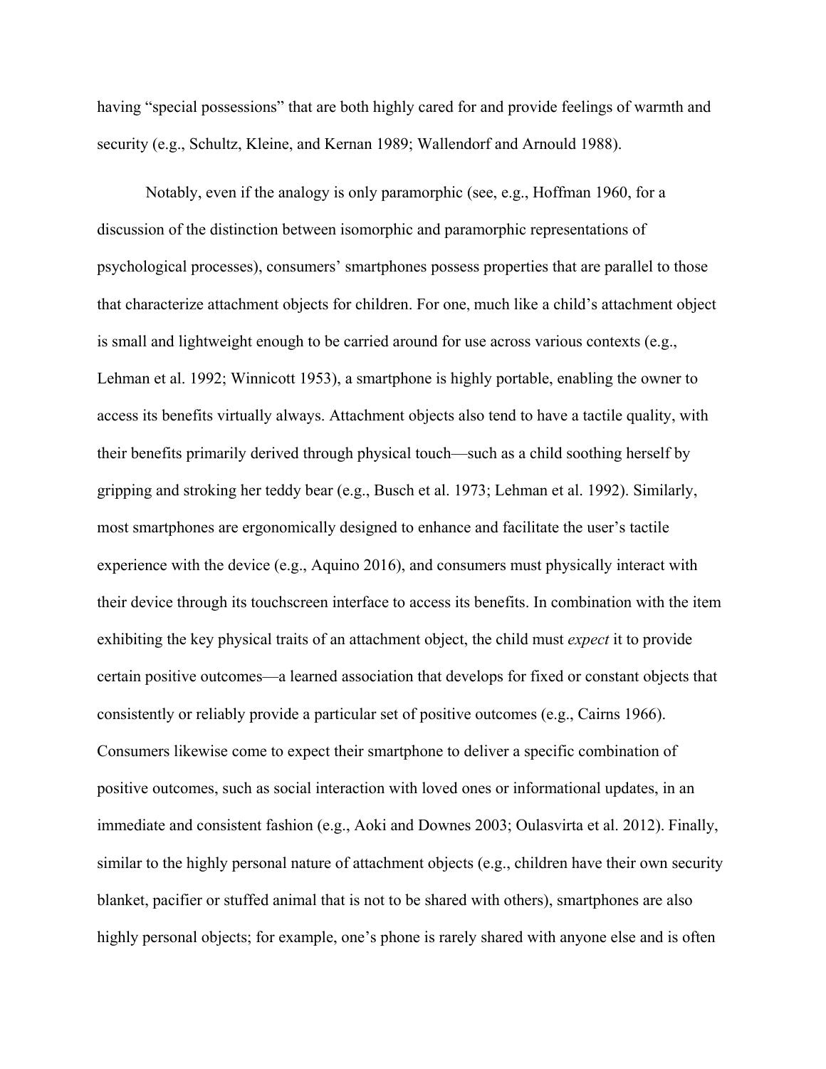having “special possessions” that are both highly cared for and provide feelings of warmth and security (e.g., Schultz, Kleine, and Kernan 1989; Wallendorf and Arnould 1988).

Notably, even if the analogy is only paramorphic (see, e.g., Hoffman 1960, for a discussion of the distinction between isomorphic and paramorphic representations of psychological processes), consumers’ smartphones possess properties that are parallel to those that characterize attachment objects for children. For one, much like a child’s attachment object is small and lightweight enough to be carried around for use across various contexts (e.g., Lehman et al. 1992; Winnicott 1953), a smartphone is highly portable, enabling the owner to access its benefits virtually always. Attachment objects also tend to have a tactile quality, with their benefits primarily derived through physical touch—such as a child soothing herself by gripping and stroking her teddy bear (e.g., Busch et al. 1973; Lehman et al. 1992). Similarly, most smartphones are ergonomically designed to enhance and facilitate the user’s tactile experience with the device (e.g., Aquino 2016), and consumers must physically interact with their device through its touchscreen interface to access its benefits. In combination with the item exhibiting the key physical traits of an attachment object, the child must *expect* it to provide certain positive outcomes—a learned association that develops for fixed or constant objects that consistently or reliably provide a particular set of positive outcomes (e.g., Cairns 1966). Consumers likewise come to expect their smartphone to deliver a specific combination of positive outcomes, such as social interaction with loved ones or informational updates, in an immediate and consistent fashion (e.g., Aoki and Downes 2003; Oulasvirta et al. 2012). Finally, similar to the highly personal nature of attachment objects (e.g., children have their own security blanket, pacifier or stuffed animal that is not to be shared with others), smartphones are also highly personal objects; for example, one’s phone is rarely shared with anyone else and is often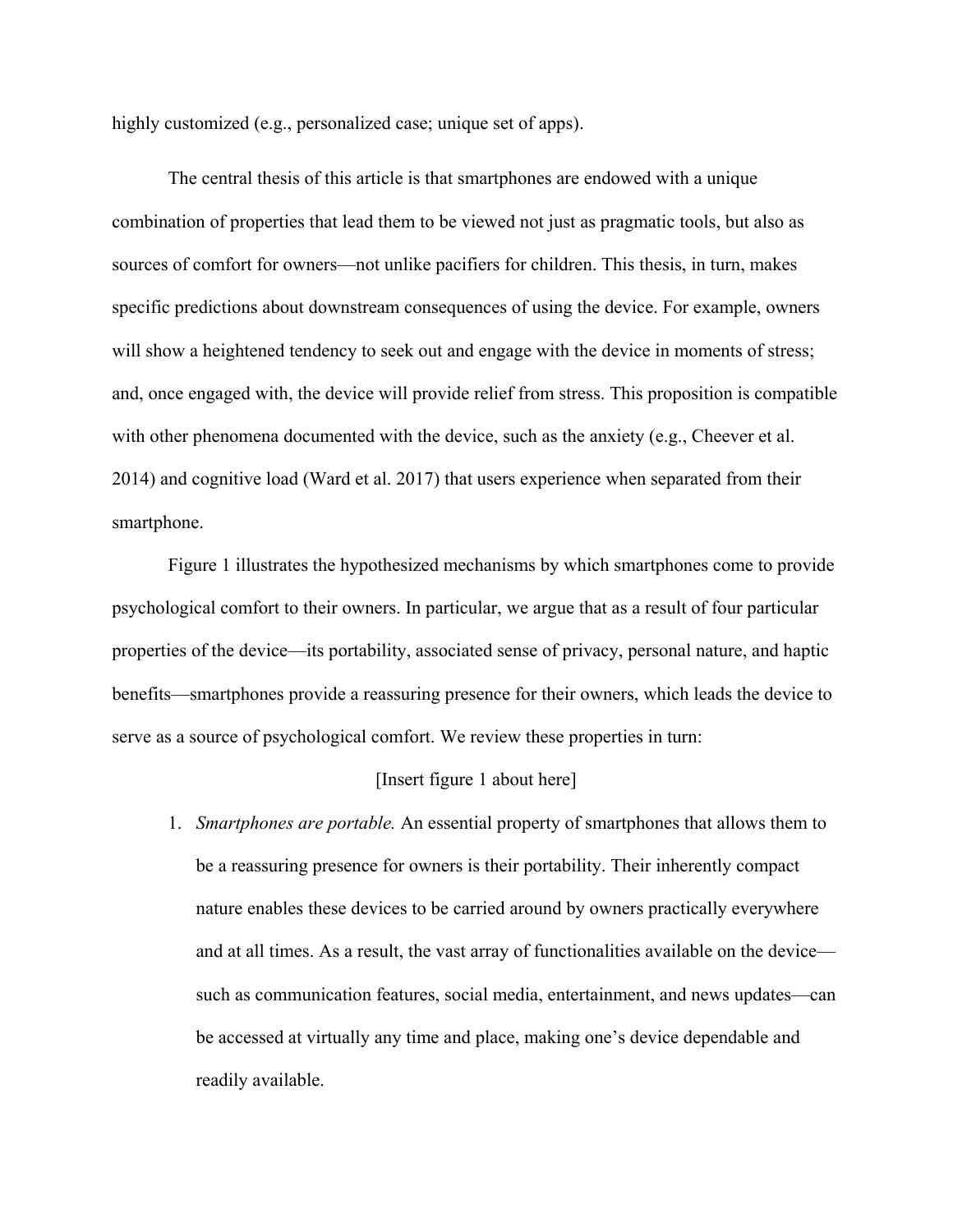highly customized (e.g., personalized case; unique set of apps).

The central thesis of this article is that smartphones are endowed with a unique combination of properties that lead them to be viewed not just as pragmatic tools, but also as sources of comfort for owners—not unlike pacifiers for children. This thesis, in turn, makes specific predictions about downstream consequences of using the device. For example, owners will show a heightened tendency to seek out and engage with the device in moments of stress; and, once engaged with, the device will provide relief from stress. This proposition is compatible with other phenomena documented with the device, such as the anxiety (e.g., Cheever et al. 2014) and cognitive load (Ward et al. 2017) that users experience when separated from their smartphone.

Figure 1 illustrates the hypothesized mechanisms by which smartphones come to provide psychological comfort to their owners. In particular, we argue that as a result of four particular properties of the device—its portability, associated sense of privacy, personal nature, and haptic benefits—smartphones provide a reassuring presence for their owners, which leads the device to serve as a source of psychological comfort. We review these properties in turn:

[Insert figure 1 about here]

1. *Smartphones are portable.* An essential property of smartphones that allows them to be a reassuring presence for owners is their portability. Their inherently compact nature enables these devices to be carried around by owners practically everywhere and at all times. As a result, the vast array of functionalities available on the device—such as communication features, social media, entertainment, and news updates—can be accessed at virtually any time and place, making one's device dependable and readily available.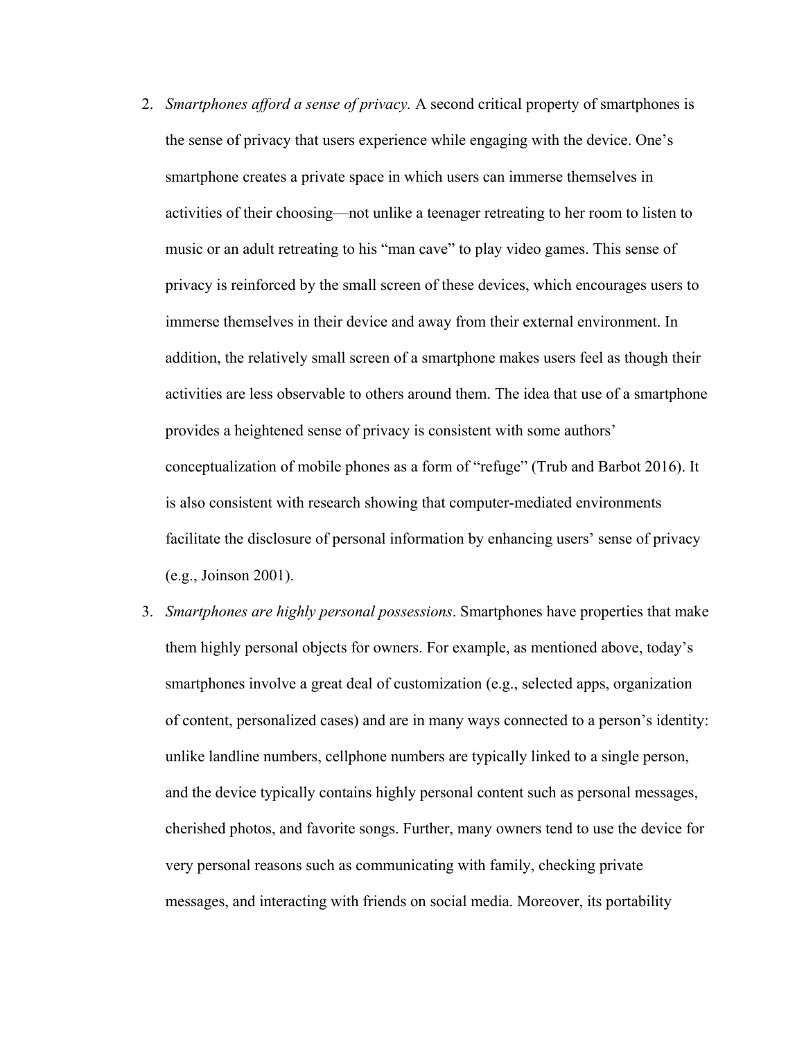2. *Smartphones afford a sense of privacy.* A second critical property of smartphones is the sense of privacy that users experience while engaging with the device. One's smartphone creates a private space in which users can immerse themselves in activities of their choosing—not unlike a teenager retreating to her room to listen to music or an adult retreating to his "man cave" to play video games. This sense of privacy is reinforced by the small screen of these devices, which encourages users to immerse themselves in their device and away from their external environment. In addition, the relatively small screen of a smartphone makes users feel as though their activities are less observable to others around them. The idea that use of a smartphone provides a heightened sense of privacy is consistent with some authors' conceptualization of mobile phones as a form of "refuge" (Trub and Barbot 2016). It is also consistent with research showing that computer-mediated environments facilitate the disclosure of personal information by enhancing users' sense of privacy (e.g., Joinson 2001).

3. *Smartphones are highly personal possessions*. Smartphones have properties that make them highly personal objects for owners. For example, as mentioned above, today's smartphones involve a great deal of customization (e.g., selected apps, organization of content, personalized cases) and are in many ways connected to a person's identity: unlike landline numbers, cellphone numbers are typically linked to a single person, and the device typically contains highly personal content such as personal messages, cherished photos, and favorite songs. Further, many owners tend to use the device for very personal reasons such as communicating with family, checking private messages, and interacting with friends on social media. Moreover, its portability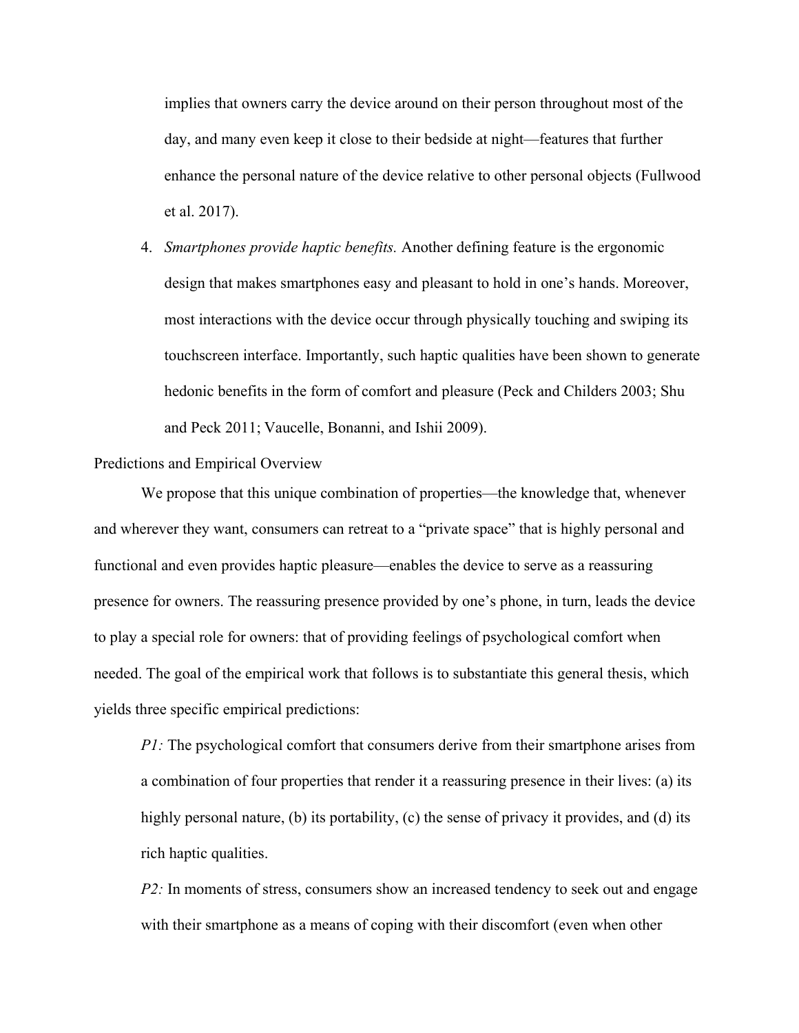implies that owners carry the device around on their person throughout most of the day, and many even keep it close to their bedside at night—features that further enhance the personal nature of the device relative to other personal objects (Fullwood et al. 2017).

4. *Smartphones provide haptic benefits.* Another defining feature is the ergonomic design that makes smartphones easy and pleasant to hold in one's hands. Moreover, most interactions with the device occur through physically touching and swiping its touchscreen interface. Importantly, such haptic qualities have been shown to generate hedonic benefits in the form of comfort and pleasure (Peck and Childers 2003; Shu and Peck 2011; Vaucelle, Bonanni, and Ishii 2009).

Predictions and Empirical Overview

We propose that this unique combination of properties—the knowledge that, whenever and wherever they want, consumers can retreat to a "private space" that is highly personal and functional and even provides haptic pleasure—enables the device to serve as a reassuring presence for owners. The reassuring presence provided by one's phone, in turn, leads the device to play a special role for owners: that of providing feelings of psychological comfort when needed. The goal of the empirical work that follows is to substantiate this general thesis, which yields three specific empirical predictions:

*P1:* The psychological comfort that consumers derive from their smartphone arises from a combination of four properties that render it a reassuring presence in their lives: (a) its highly personal nature, (b) its portability, (c) the sense of privacy it provides, and (d) its rich haptic qualities.

*P2:* In moments of stress, consumers show an increased tendency to seek out and engage with their smartphone as a means of coping with their discomfort (even when other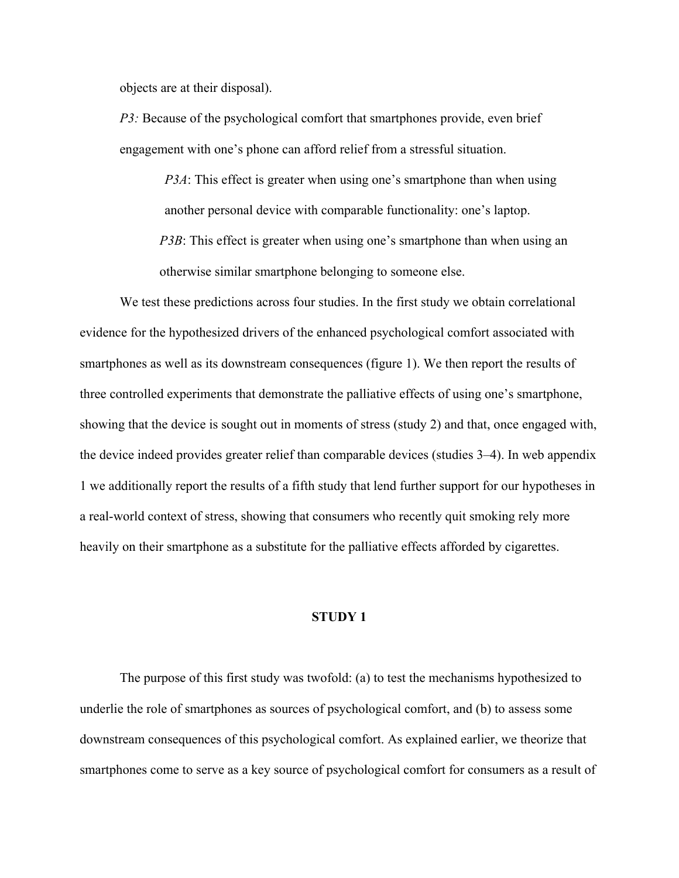objects are at their disposal).

*P3:* Because of the psychological comfort that smartphones provide, even brief engagement with one's phone can afford relief from a stressful situation.

> *P3A*: This effect is greater when using one's smartphone than when using another personal device with comparable functionality: one's laptop.
>
> *P3B*: This effect is greater when using one's smartphone than when using an otherwise similar smartphone belonging to someone else.

We test these predictions across four studies. In the first study we obtain correlational evidence for the hypothesized drivers of the enhanced psychological comfort associated with smartphones as well as its downstream consequences (figure 1). We then report the results of three controlled experiments that demonstrate the palliative effects of using one's smartphone, showing that the device is sought out in moments of stress (study 2) and that, once engaged with, the device indeed provides greater relief than comparable devices (studies 3–4). In web appendix 1 we additionally report the results of a fifth study that lend further support for our hypotheses in a real-world context of stress, showing that consumers who recently quit smoking rely more heavily on their smartphone as a substitute for the palliative effects afforded by cigarettes.

## STUDY 1

The purpose of this first study was twofold: (a) to test the mechanisms hypothesized to underlie the role of smartphones as sources of psychological comfort, and (b) to assess some downstream consequences of this psychological comfort. As explained earlier, we theorize that smartphones come to serve as a key source of psychological comfort for consumers as a result of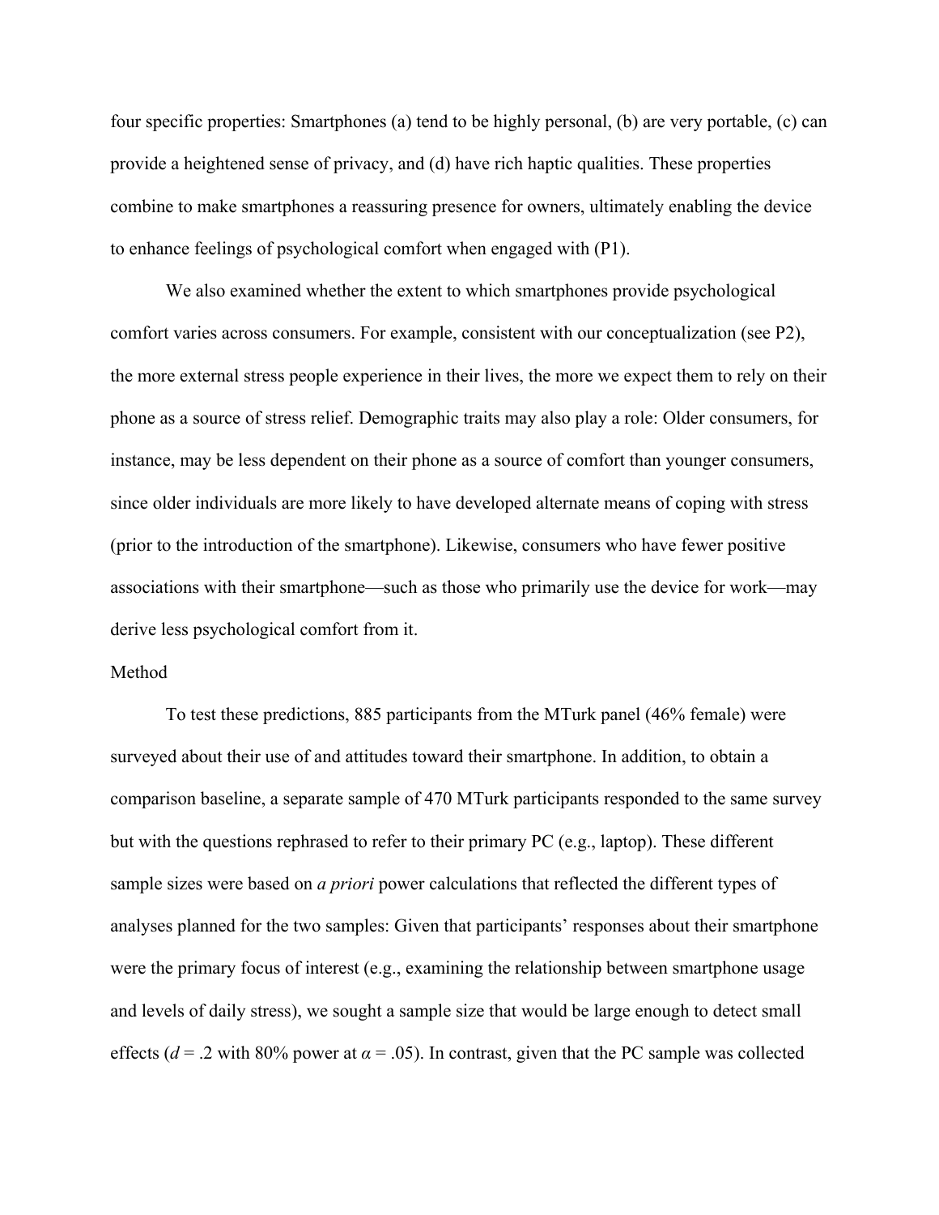four specific properties: Smartphones (a) tend to be highly personal, (b) are very portable, (c) can provide a heightened sense of privacy, and (d) have rich haptic qualities. These properties combine to make smartphones a reassuring presence for owners, ultimately enabling the device to enhance feelings of psychological comfort when engaged with (P1).

We also examined whether the extent to which smartphones provide psychological comfort varies across consumers. For example, consistent with our conceptualization (see P2), the more external stress people experience in their lives, the more we expect them to rely on their phone as a source of stress relief. Demographic traits may also play a role: Older consumers, for instance, may be less dependent on their phone as a source of comfort than younger consumers, since older individuals are more likely to have developed alternate means of coping with stress (prior to the introduction of the smartphone). Likewise, consumers who have fewer positive associations with their smartphone—such as those who primarily use the device for work—may derive less psychological comfort from it.

Method

To test these predictions, 885 participants from the MTurk panel (46% female) were surveyed about their use of and attitudes toward their smartphone. In addition, to obtain a comparison baseline, a separate sample of 470 MTurk participants responded to the same survey but with the questions rephrased to refer to their primary PC (e.g., laptop). These different sample sizes were based on *a priori* power calculations that reflected the different types of analyses planned for the two samples: Given that participants' responses about their smartphone were the primary focus of interest (e.g., examining the relationship between smartphone usage and levels of daily stress), we sought a sample size that would be large enough to detect small effects ($d = .2$ with 80% power at $\alpha = .05$). In contrast, given that the PC sample was collected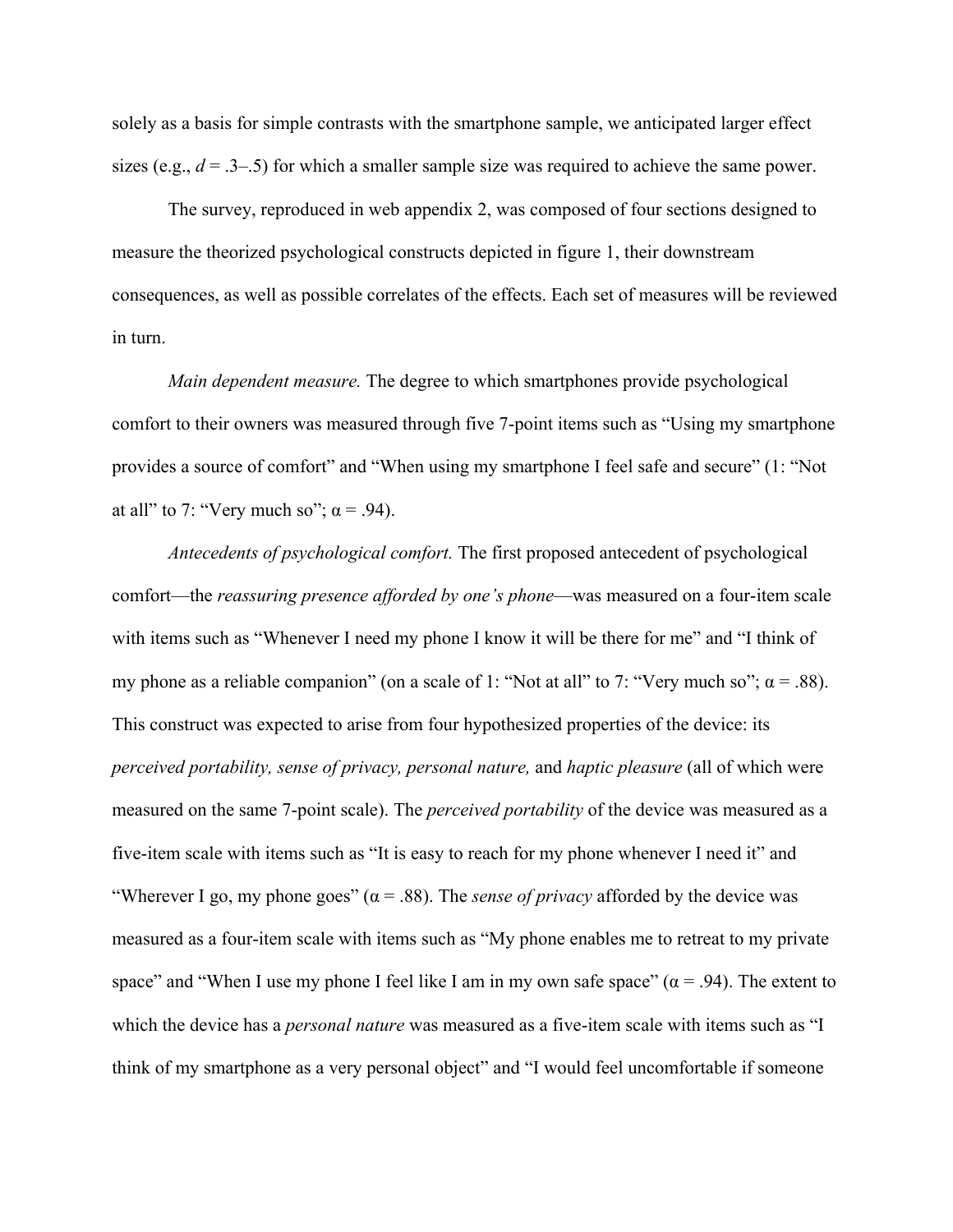solely as a basis for simple contrasts with the smartphone sample, we anticipated larger effect sizes (e.g., $d$ = .3–.5) for which a smaller sample size was required to achieve the same power.

The survey, reproduced in web appendix 2, was composed of four sections designed to measure the theorized psychological constructs depicted in figure 1, their downstream consequences, as well as possible correlates of the effects. Each set of measures will be reviewed in turn.

*Main dependent measure.* The degree to which smartphones provide psychological comfort to their owners was measured through five 7-point items such as "Using my smartphone provides a source of comfort" and "When using my smartphone I feel safe and secure" (1: "Not at all" to 7: "Very much so"; $\alpha$ = .94).

*Antecedents of psychological comfort.* The first proposed antecedent of psychological comfort—the *reassuring presence afforded by one's phone*—was measured on a four-item scale with items such as "Whenever I need my phone I know it will be there for me" and "I think of my phone as a reliable companion" (on a scale of 1: "Not at all" to 7: "Very much so"; $\alpha$ = .88). This construct was expected to arise from four hypothesized properties of the device: its *perceived portability, sense of privacy, personal nature,* and *haptic pleasure* (all of which were measured on the same 7-point scale). The *perceived portability* of the device was measured as a five-item scale with items such as "It is easy to reach for my phone whenever I need it" and "Wherever I go, my phone goes" ($\alpha$ = .88). The *sense of privacy* afforded by the device was measured as a four-item scale with items such as "My phone enables me to retreat to my private space" and "When I use my phone I feel like I am in my own safe space" ($\alpha$ = .94). The extent to which the device has a *personal nature* was measured as a five-item scale with items such as "I think of my smartphone as a very personal object" and "I would feel uncomfortable if someone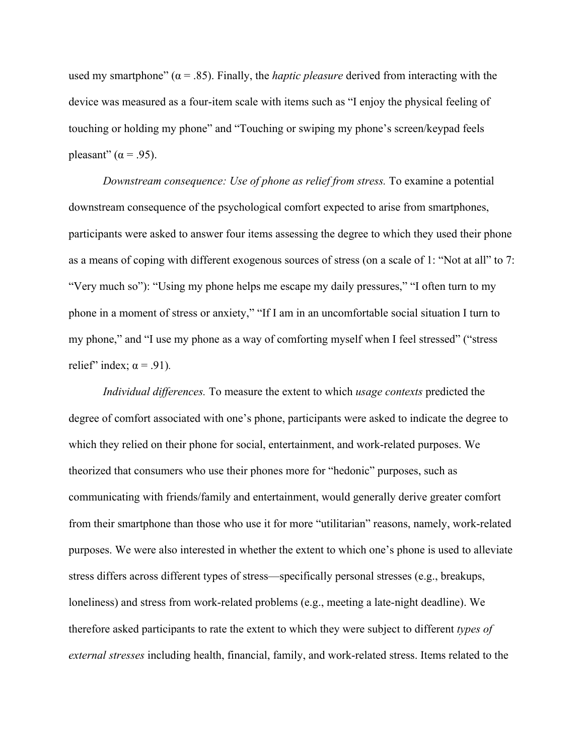used my smartphone" ($\alpha = .85$). Finally, the *haptic pleasure* derived from interacting with the device was measured as a four-item scale with items such as "I enjoy the physical feeling of touching or holding my phone" and "Touching or swiping my phone's screen/keypad feels pleasant" ($\alpha = .95$).

*Downstream consequence: Use of phone as relief from stress.* To examine a potential downstream consequence of the psychological comfort expected to arise from smartphones, participants were asked to answer four items assessing the degree to which they used their phone as a means of coping with different exogenous sources of stress (on a scale of 1: "Not at all" to 7: "Very much so"): "Using my phone helps me escape my daily pressures," "I often turn to my phone in a moment of stress or anxiety," "If I am in an uncomfortable social situation I turn to my phone," and "I use my phone as a way of comforting myself when I feel stressed" ("stress relief" index; $\alpha = .91$).

*Individual differences.* To measure the extent to which *usage contexts* predicted the degree of comfort associated with one's phone, participants were asked to indicate the degree to which they relied on their phone for social, entertainment, and work-related purposes. We theorized that consumers who use their phones more for "hedonic" purposes, such as communicating with friends/family and entertainment, would generally derive greater comfort from their smartphone than those who use it for more "utilitarian" reasons, namely, work-related purposes. We were also interested in whether the extent to which one's phone is used to alleviate stress differs across different types of stress—specifically personal stresses (e.g., breakups, loneliness) and stress from work-related problems (e.g., meeting a late-night deadline). We therefore asked participants to rate the extent to which they were subject to different *types of external stresses* including health, financial, family, and work-related stress. Items related to the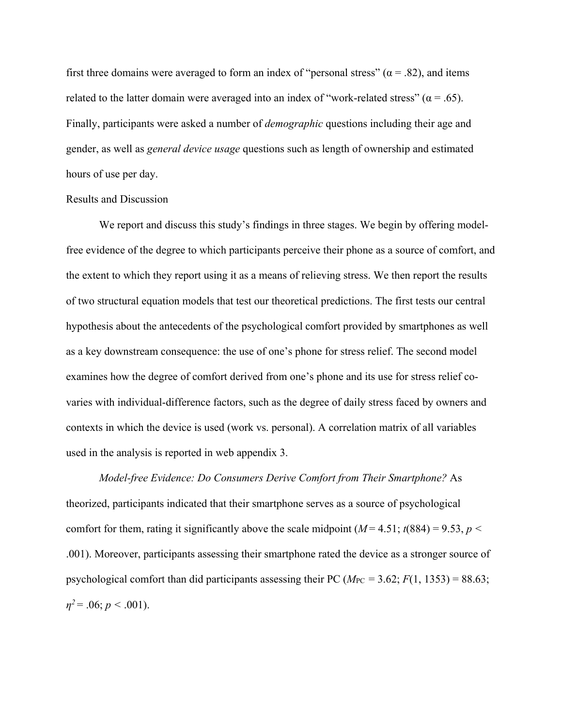first three domains were averaged to form an index of "personal stress" ($\alpha = .82$), and items related to the latter domain were averaged into an index of "work-related stress" ($\alpha = .65$). Finally, participants were asked a number of *demographic* questions including their age and gender, as well as *general device usage* questions such as length of ownership and estimated hours of use per day.

Results and Discussion

We report and discuss this study's findings in three stages. We begin by offering model-free evidence of the degree to which participants perceive their phone as a source of comfort, and the extent to which they report using it as a means of relieving stress. We then report the results of two structural equation models that test our theoretical predictions. The first tests our central hypothesis about the antecedents of the psychological comfort provided by smartphones as well as a key downstream consequence: the use of one's phone for stress relief. The second model examines how the degree of comfort derived from one's phone and its use for stress relief co-varies with individual-difference factors, such as the degree of daily stress faced by owners and contexts in which the device is used (work vs. personal). A correlation matrix of all variables used in the analysis is reported in web appendix 3.

*Model-free Evidence: Do Consumers Derive Comfort from Their Smartphone?* As theorized, participants indicated that their smartphone serves as a source of psychological comfort for them, rating it significantly above the scale midpoint ($M = 4.51$; $t(884) = 9.53$, $p < .001$). Moreover, participants assessing their smartphone rated the device as a stronger source of psychological comfort than did participants assessing their PC ($M_{PC} = 3.62$; $F(1, 1353) = 88.63$; $\eta^2 = .06$; $p < .001$).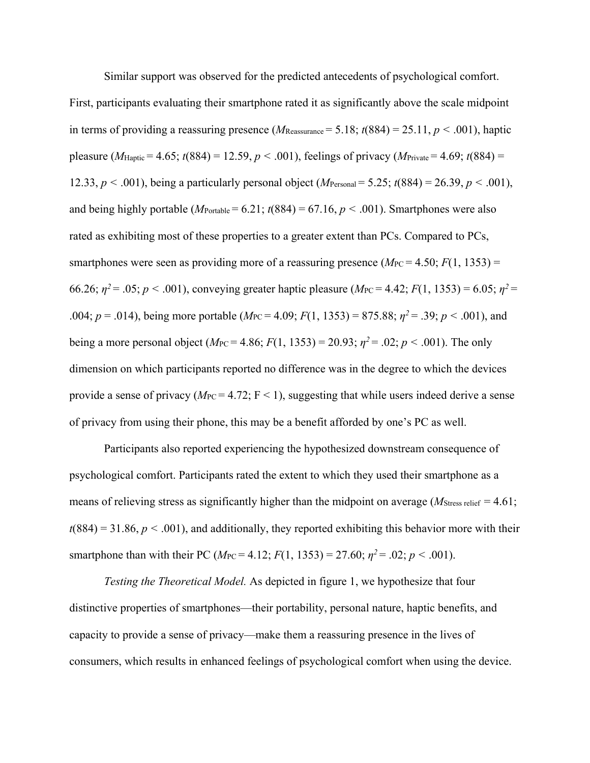Similar support was observed for the predicted antecedents of psychological comfort. First, participants evaluating their smartphone rated it as significantly above the scale midpoint in terms of providing a reassuring presence ($M_{Reassurance} = 5.18$; $t(884) = 25.11$, $p < .001$), haptic pleasure ($M_{Haptic} = 4.65$; $t(884) = 12.59$, $p < .001$), feelings of privacy ($M_{Private} = 4.69$; $t(884) = 12.33$, $p < .001$), being a particularly personal object ($M_{Personal} = 5.25$; $t(884) = 26.39$, $p < .001$), and being highly portable ($M_{Portable} = 6.21$; $t(884) = 67.16$, $p < .001$). Smartphones were also rated as exhibiting most of these properties to a greater extent than PCs. Compared to PCs, smartphones were seen as providing more of a reassuring presence ($M_{PC} = 4.50$; $F(1, 1353) = 66.26$; $\eta^2 = .05$; $p < .001$), conveying greater haptic pleasure ($M_{PC} = 4.42$; $F(1, 1353) = 6.05$; $\eta^2 = .004$; $p = .014$), being more portable ($M_{PC} = 4.09$; $F(1, 1353) = 875.88$; $\eta^2 = .39$; $p < .001$), and being a more personal object ($M_{PC} = 4.86$; $F(1, 1353) = 20.93$; $\eta^2 = .02$; $p < .001$). The only dimension on which participants reported no difference was in the degree to which the devices provide a sense of privacy ($M_{PC} = 4.72$; $F < 1$), suggesting that while users indeed derive a sense of privacy from using their phone, this may be a benefit afforded by one's PC as well.

Participants also reported experiencing the hypothesized downstream consequence of psychological comfort. Participants rated the extent to which they used their smartphone as a means of relieving stress as significantly higher than the midpoint on average ($M_{Stress\ relief} = 4.61$; $t(884) = 31.86$, $p < .001$), and additionally, they reported exhibiting this behavior more with their smartphone than with their PC ($M_{PC} = 4.12$; $F(1, 1353) = 27.60$; $\eta^2 = .02$; $p < .001$).

*Testing the Theoretical Model.* As depicted in figure 1, we hypothesize that four distinctive properties of smartphones—their portability, personal nature, haptic benefits, and capacity to provide a sense of privacy—make them a reassuring presence in the lives of consumers, which results in enhanced feelings of psychological comfort when using the device.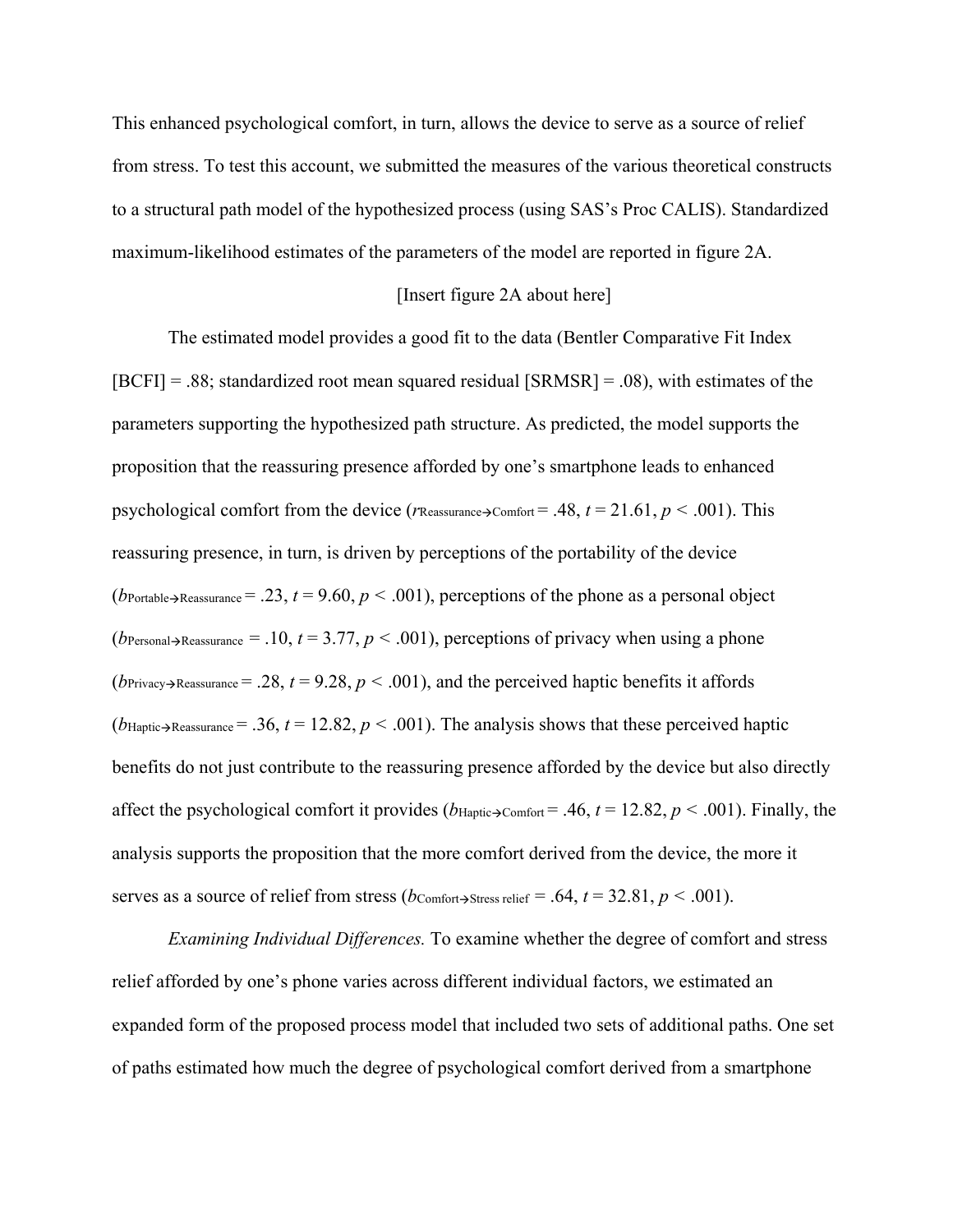This enhanced psychological comfort, in turn, allows the device to serve as a source of relief from stress. To test this account, we submitted the measures of the various theoretical constructs to a structural path model of the hypothesized process (using SAS's Proc CALIS). Standardized maximum-likelihood estimates of the parameters of the model are reported in figure 2A.

[Insert figure 2A about here]

The estimated model provides a good fit to the data (Bentler Comparative Fit Index [BCFI] = .88; standardized root mean squared residual [SRMSR] = .08), with estimates of the parameters supporting the hypothesized path structure. As predicted, the model supports the proposition that the reassuring presence afforded by one's smartphone leads to enhanced psychological comfort from the device ($r_{\text{Reassurance}\rightarrow\text{Comfort}} = .48$, $t = 21.61$, $p < .001$). This reassuring presence, in turn, is driven by perceptions of the portability of the device ($b_{\text{Portable}\rightarrow\text{Reassurance}} = .23$, $t = 9.60$, $p < .001$), perceptions of the phone as a personal object ($b_{\text{Personal}\rightarrow\text{Reassurance}} = .10$, $t = 3.77$, $p < .001$), perceptions of privacy when using a phone ($b_{\text{Privacy}\rightarrow\text{Reassurance}} = .28$, $t = 9.28$, $p < .001$), and the perceived haptic benefits it affords ($b_{\text{Haptic}\rightarrow\text{Reassurance}} = .36$, $t = 12.82$, $p < .001$). The analysis shows that these perceived haptic benefits do not just contribute to the reassuring presence afforded by the device but also directly affect the psychological comfort it provides ($b_{\text{Haptic}\rightarrow\text{Comfort}} = .46$, $t = 12.82$, $p < .001$). Finally, the analysis supports the proposition that the more comfort derived from the device, the more it serves as a source of relief from stress ($b_{\text{Comfort}\rightarrow\text{Stress relief}} = .64$, $t = 32.81$, $p < .001$).

*Examining Individual Differences.* To examine whether the degree of comfort and stress relief afforded by one's phone varies across different individual factors, we estimated an expanded form of the proposed process model that included two sets of additional paths. One set of paths estimated how much the degree of psychological comfort derived from a smartphone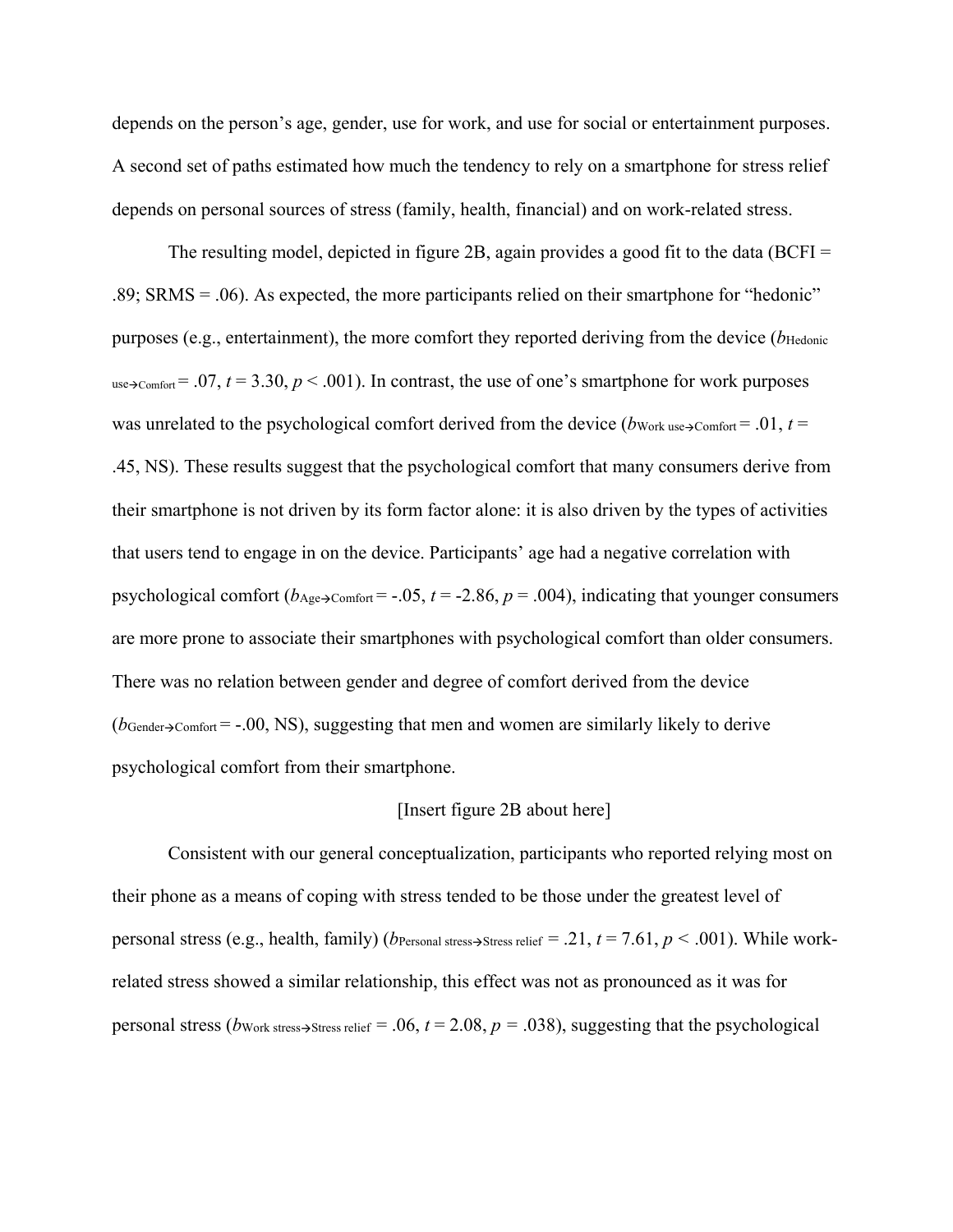depends on the person's age, gender, use for work, and use for social or entertainment purposes. A second set of paths estimated how much the tendency to rely on a smartphone for stress relief depends on personal sources of stress (family, health, financial) and on work-related stress.

The resulting model, depicted in figure 2B, again provides a good fit to the data (BCFI = .89; SRMS = .06). As expected, the more participants relied on their smartphone for "hedonic" purposes (e.g., entertainment), the more comfort they reported deriving from the device ($b_{\text{Hedonic use}\rightarrow\text{Comfort}}$ = .07, $t$ = 3.30, $p$ < .001). In contrast, the use of one's smartphone for work purposes was unrelated to the psychological comfort derived from the device ($b_{\text{Work use}\rightarrow\text{Comfort}}$ = .01, $t$ = .45, NS). These results suggest that the psychological comfort that many consumers derive from their smartphone is not driven by its form factor alone: it is also driven by the types of activities that users tend to engage in on the device. Participants' age had a negative correlation with psychological comfort ($b_{\text{Age}\rightarrow\text{Comfort}}$ = -.05, $t$ = -2.86, $p$ = .004), indicating that younger consumers are more prone to associate their smartphones with psychological comfort than older consumers. There was no relation between gender and degree of comfort derived from the device ($b_{\text{Gender}\rightarrow\text{Comfort}}$ = -.00, NS), suggesting that men and women are similarly likely to derive psychological comfort from their smartphone.

[Insert figure 2B about here]

Consistent with our general conceptualization, participants who reported relying most on their phone as a means of coping with stress tended to be those under the greatest level of personal stress (e.g., health, family) ($b_{\text{Personal stress}\rightarrow\text{Stress relief}}$ = .21, $t$ = 7.61, $p$ < .001). While work-related stress showed a similar relationship, this effect was not as pronounced as it was for personal stress ($b_{\text{Work stress}\rightarrow\text{Stress relief}}$ = .06, $t$ = 2.08, $p$ = .038), suggesting that the psychological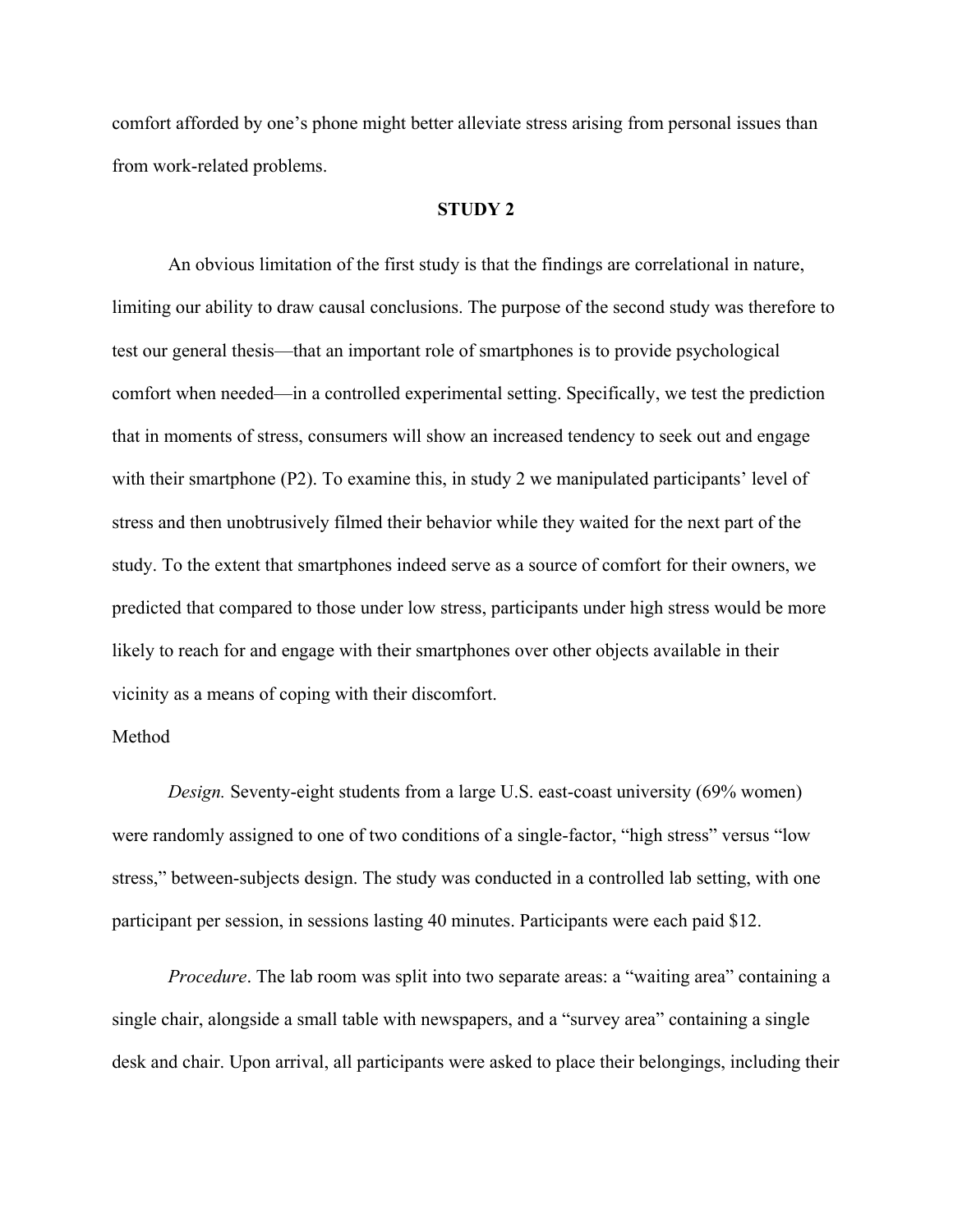comfort afforded by one's phone might better alleviate stress arising from personal issues than from work-related problems.

## STUDY 2

An obvious limitation of the first study is that the findings are correlational in nature, limiting our ability to draw causal conclusions. The purpose of the second study was therefore to test our general thesis—that an important role of smartphones is to provide psychological comfort when needed—in a controlled experimental setting. Specifically, we test the prediction that in moments of stress, consumers will show an increased tendency to seek out and engage with their smartphone (P2). To examine this, in study 2 we manipulated participants' level of stress and then unobtrusively filmed their behavior while they waited for the next part of the study. To the extent that smartphones indeed serve as a source of comfort for their owners, we predicted that compared to those under low stress, participants under high stress would be more likely to reach for and engage with their smartphones over other objects available in their vicinity as a means of coping with their discomfort.

### Method

*Design.* Seventy-eight students from a large U.S. east-coast university (69% women) were randomly assigned to one of two conditions of a single-factor, "high stress" versus "low stress," between-subjects design. The study was conducted in a controlled lab setting, with one participant per session, in sessions lasting 40 minutes. Participants were each paid $12.

*Procedure*. The lab room was split into two separate areas: a "waiting area" containing a single chair, alongside a small table with newspapers, and a "survey area" containing a single desk and chair. Upon arrival, all participants were asked to place their belongings, including their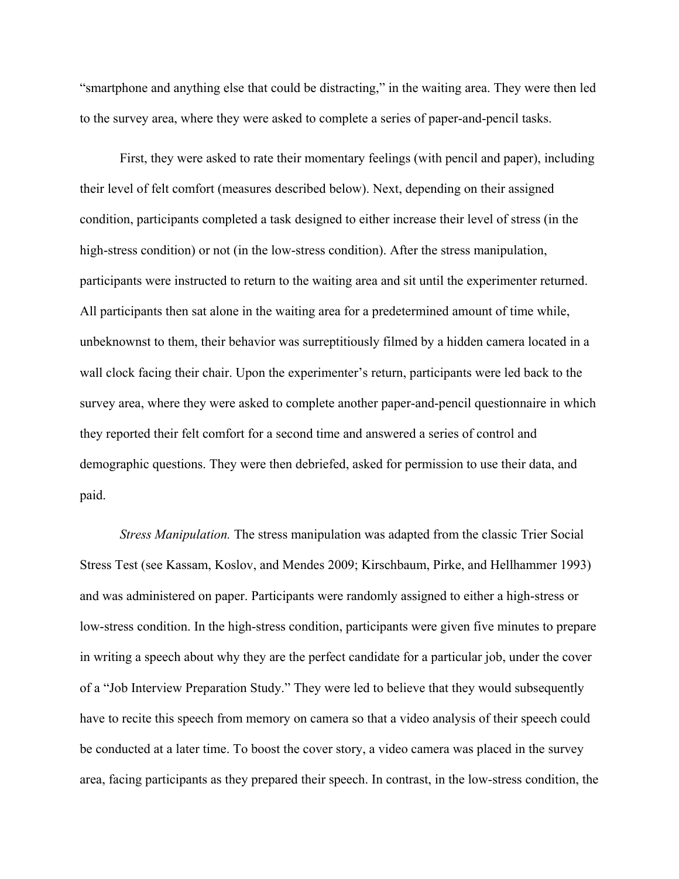"smartphone and anything else that could be distracting," in the waiting area. They were then led to the survey area, where they were asked to complete a series of paper-and-pencil tasks.

First, they were asked to rate their momentary feelings (with pencil and paper), including their level of felt comfort (measures described below). Next, depending on their assigned condition, participants completed a task designed to either increase their level of stress (in the high-stress condition) or not (in the low-stress condition). After the stress manipulation, participants were instructed to return to the waiting area and sit until the experimenter returned. All participants then sat alone in the waiting area for a predetermined amount of time while, unbeknownst to them, their behavior was surreptitiously filmed by a hidden camera located in a wall clock facing their chair. Upon the experimenter's return, participants were led back to the survey area, where they were asked to complete another paper-and-pencil questionnaire in which they reported their felt comfort for a second time and answered a series of control and demographic questions. They were then debriefed, asked for permission to use their data, and paid.

*Stress Manipulation.* The stress manipulation was adapted from the classic Trier Social Stress Test (see Kassam, Koslov, and Mendes 2009; Kirschbaum, Pirke, and Hellhammer 1993) and was administered on paper. Participants were randomly assigned to either a high-stress or low-stress condition. In the high-stress condition, participants were given five minutes to prepare in writing a speech about why they are the perfect candidate for a particular job, under the cover of a "Job Interview Preparation Study." They were led to believe that they would subsequently have to recite this speech from memory on camera so that a video analysis of their speech could be conducted at a later time. To boost the cover story, a video camera was placed in the survey area, facing participants as they prepared their speech. In contrast, in the low-stress condition, the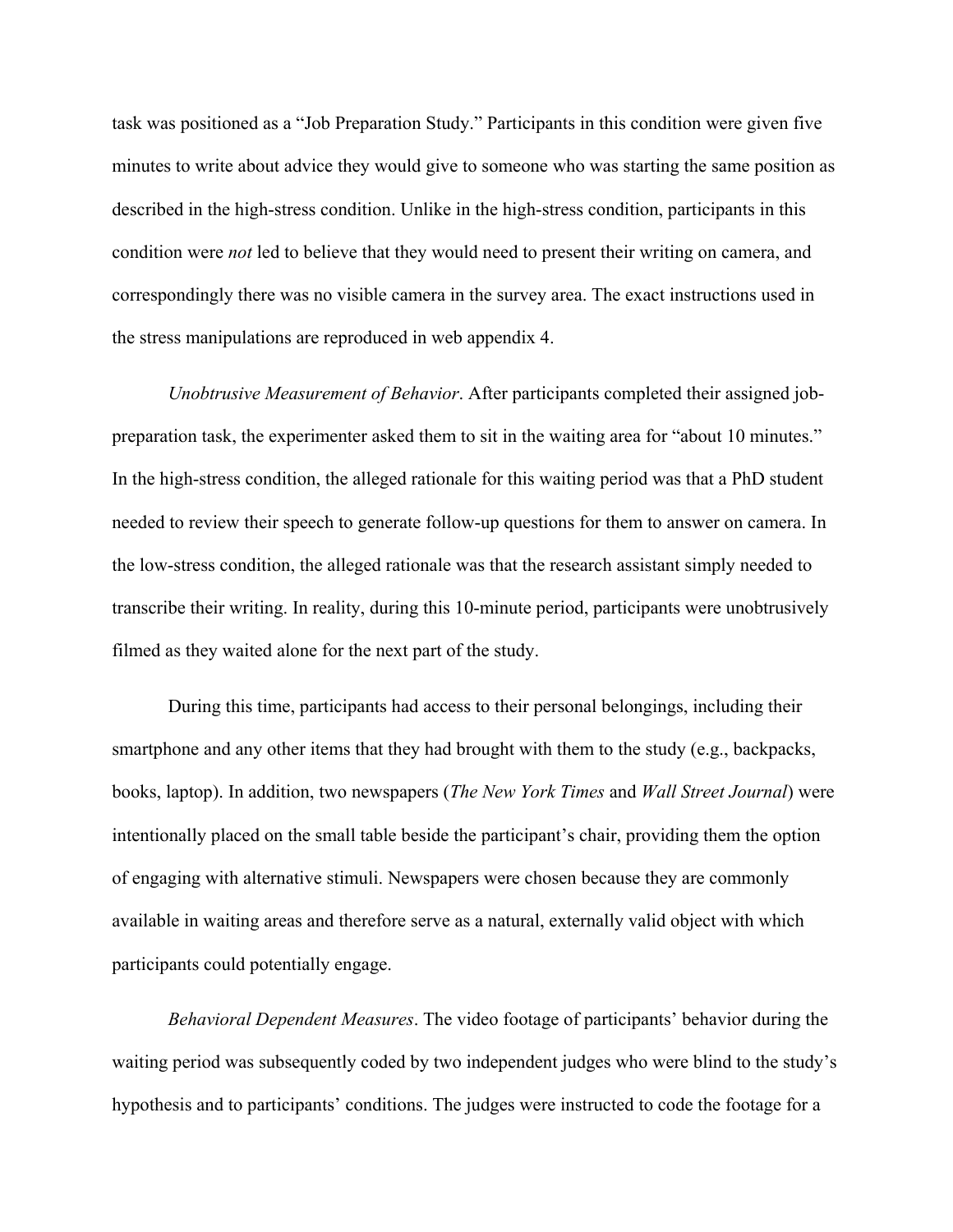task was positioned as a "Job Preparation Study." Participants in this condition were given five minutes to write about advice they would give to someone who was starting the same position as described in the high-stress condition. Unlike in the high-stress condition, participants in this condition were *not* led to believe that they would need to present their writing on camera, and correspondingly there was no visible camera in the survey area. The exact instructions used in the stress manipulations are reproduced in web appendix 4.

*Unobtrusive Measurement of Behavior*. After participants completed their assigned job-preparation task, the experimenter asked them to sit in the waiting area for "about 10 minutes." In the high-stress condition, the alleged rationale for this waiting period was that a PhD student needed to review their speech to generate follow-up questions for them to answer on camera. In the low-stress condition, the alleged rationale was that the research assistant simply needed to transcribe their writing. In reality, during this 10-minute period, participants were unobtrusively filmed as they waited alone for the next part of the study.

During this time, participants had access to their personal belongings, including their smartphone and any other items that they had brought with them to the study (e.g., backpacks, books, laptop). In addition, two newspapers (*The New York Times* and *Wall Street Journal*) were intentionally placed on the small table beside the participant's chair, providing them the option of engaging with alternative stimuli. Newspapers were chosen because they are commonly available in waiting areas and therefore serve as a natural, externally valid object with which participants could potentially engage.

*Behavioral Dependent Measures*. The video footage of participants' behavior during the waiting period was subsequently coded by two independent judges who were blind to the study's hypothesis and to participants' conditions. The judges were instructed to code the footage for a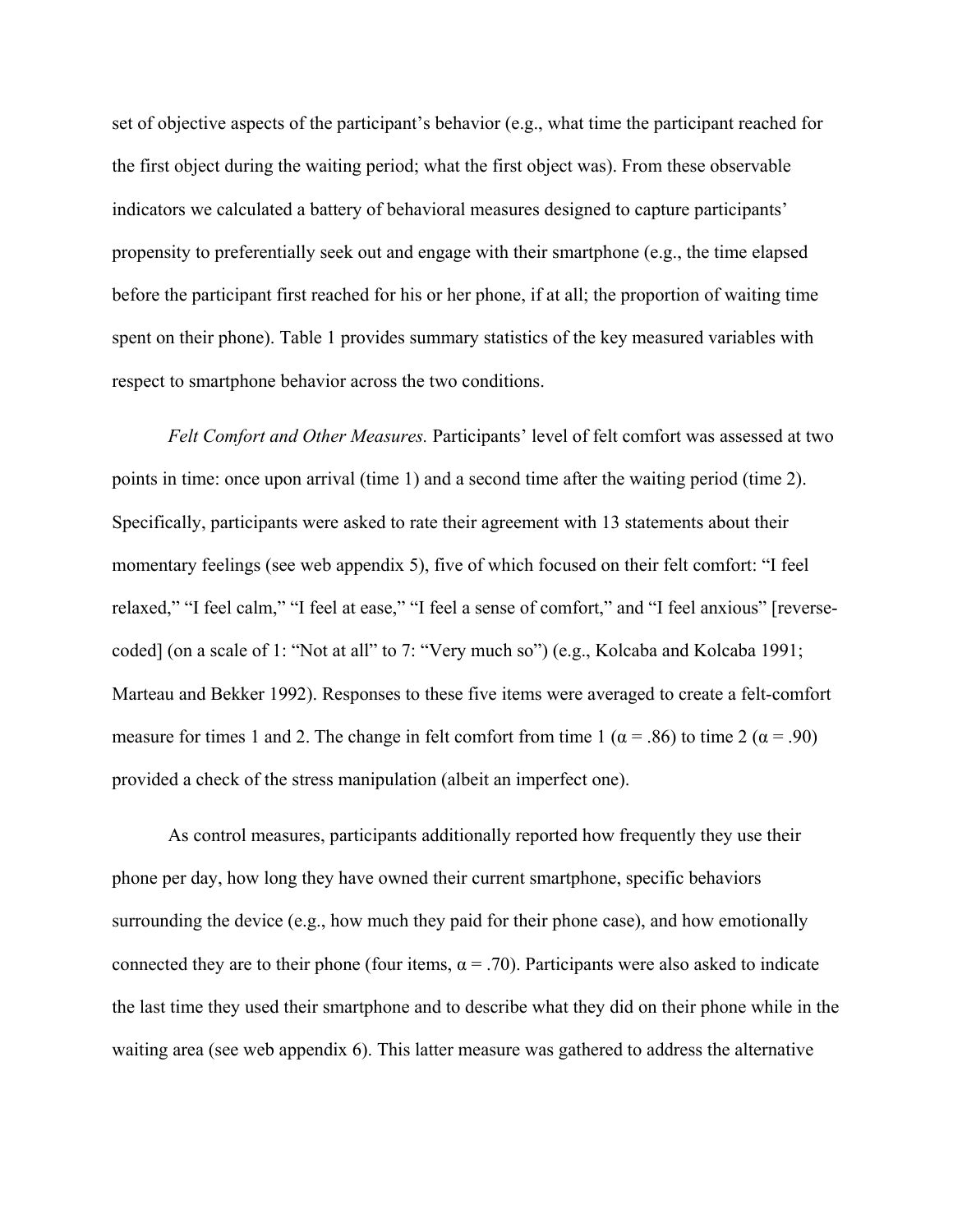set of objective aspects of the participant's behavior (e.g., what time the participant reached for the first object during the waiting period; what the first object was). From these observable indicators we calculated a battery of behavioral measures designed to capture participants' propensity to preferentially seek out and engage with their smartphone (e.g., the time elapsed before the participant first reached for his or her phone, if at all; the proportion of waiting time spent on their phone). Table 1 provides summary statistics of the key measured variables with respect to smartphone behavior across the two conditions.

*Felt Comfort and Other Measures.* Participants' level of felt comfort was assessed at two points in time: once upon arrival (time 1) and a second time after the waiting period (time 2). Specifically, participants were asked to rate their agreement with 13 statements about their momentary feelings (see web appendix 5), five of which focused on their felt comfort: "I feel relaxed," "I feel calm," "I feel at ease," "I feel a sense of comfort," and "I feel anxious" [reverse-coded] (on a scale of 1: "Not at all" to 7: "Very much so") (e.g., Kolcaba and Kolcaba 1991; Marteau and Bekker 1992). Responses to these five items were averaged to create a felt-comfort measure for times 1 and 2. The change in felt comfort from time 1 ($\alpha = .86$) to time 2 ($\alpha = .90$) provided a check of the stress manipulation (albeit an imperfect one).

As control measures, participants additionally reported how frequently they use their phone per day, how long they have owned their current smartphone, specific behaviors surrounding the device (e.g., how much they paid for their phone case), and how emotionally connected they are to their phone (four items, $\alpha = .70$). Participants were also asked to indicate the last time they used their smartphone and to describe what they did on their phone while in the waiting area (see web appendix 6). This latter measure was gathered to address the alternative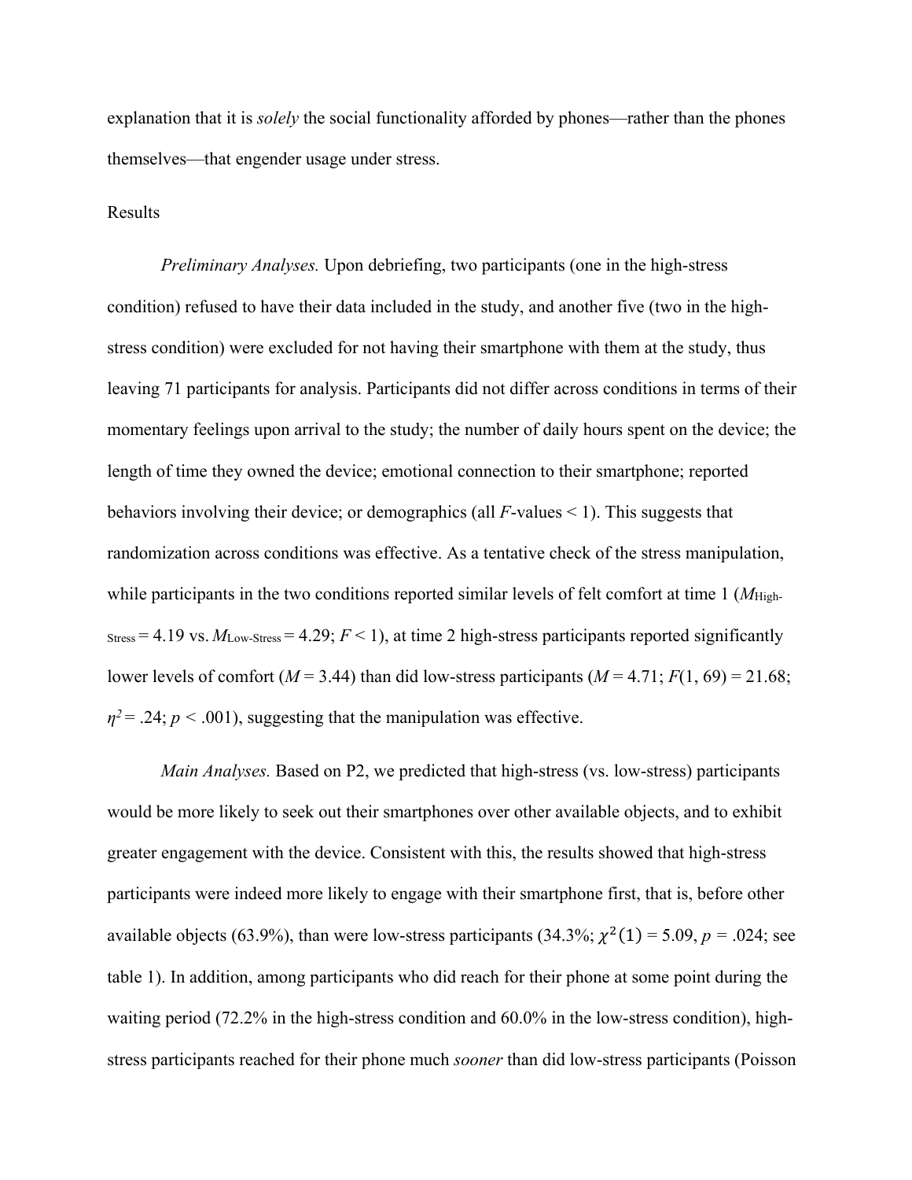explanation that it is *solely* the social functionality afforded by phones—rather than the phones themselves—that engender usage under stress.

Results

*Preliminary Analyses.* Upon debriefing, two participants (one in the high-stress condition) refused to have their data included in the study, and another five (two in the high-stress condition) were excluded for not having their smartphone with them at the study, thus leaving 71 participants for analysis. Participants did not differ across conditions in terms of their momentary feelings upon arrival to the study; the number of daily hours spent on the device; the length of time they owned the device; emotional connection to their smartphone; reported behaviors involving their device; or demographics (all $F$-values < 1). This suggests that randomization across conditions was effective. As a tentative check of the stress manipulation, while participants in the two conditions reported similar levels of felt comfort at time 1 ($M_{\text{High-Stress}} = 4.19$ vs. $M_{\text{Low-Stress}} = 4.29$; $F < 1$), at time 2 high-stress participants reported significantly lower levels of comfort ($M = 3.44$) than did low-stress participants ($M = 4.71$; $F(1, 69) = 21.68$; $\eta^2 = .24$; $p < .001$), suggesting that the manipulation was effective.

*Main Analyses.* Based on P2, we predicted that high-stress (vs. low-stress) participants would be more likely to seek out their smartphones over other available objects, and to exhibit greater engagement with the device. Consistent with this, the results showed that high-stress participants were indeed more likely to engage with their smartphone first, that is, before other available objects (63.9%), than were low-stress participants (34.3%; $\chi^2(1) = 5.09$, $p = .024$; see table 1). In addition, among participants who did reach for their phone at some point during the waiting period (72.2% in the high-stress condition and 60.0% in the low-stress condition), high-stress participants reached for their phone much *sooner* than did low-stress participants (Poisson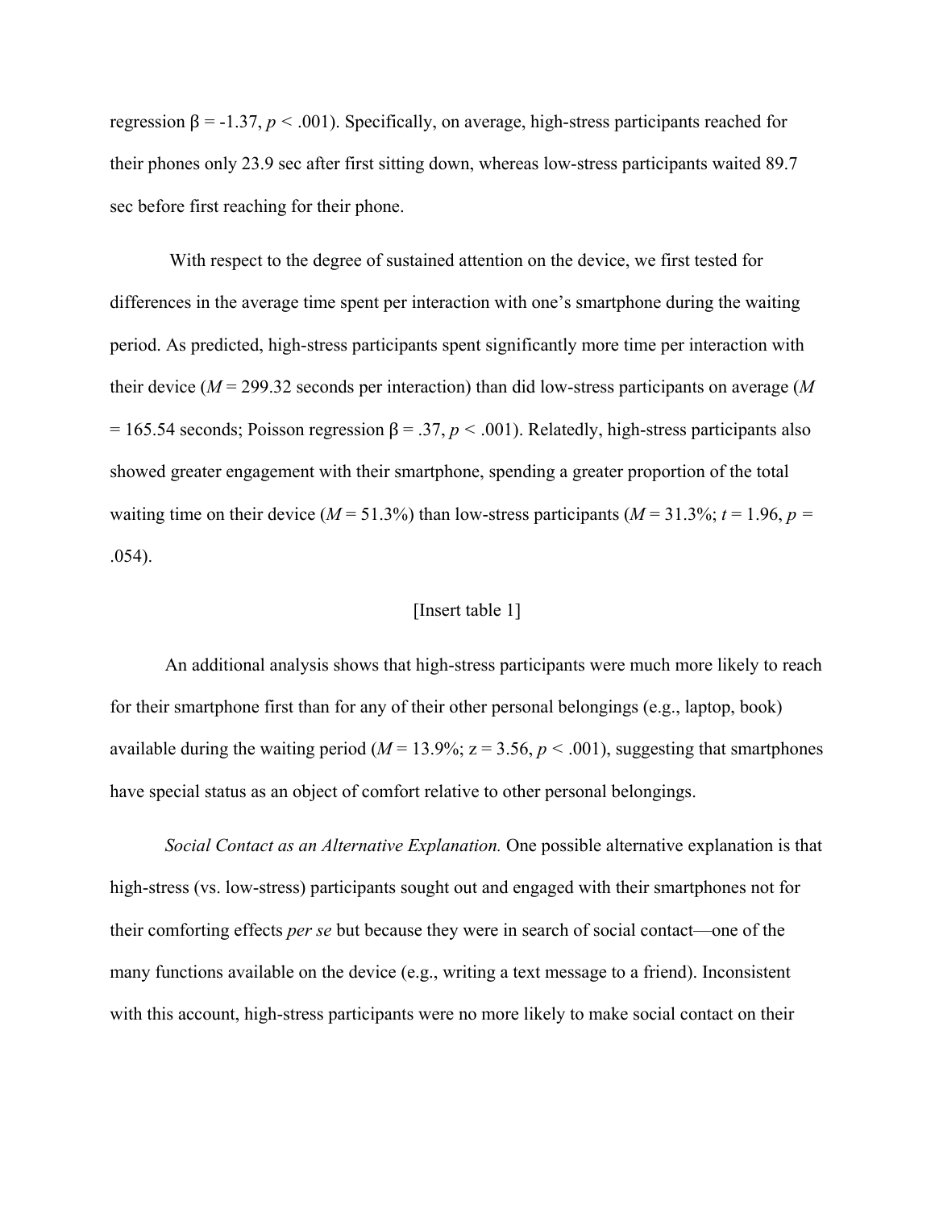regression $\beta = -1.37$, $p < .001$). Specifically, on average, high-stress participants reached for their phones only 23.9 sec after first sitting down, whereas low-stress participants waited 89.7 sec before first reaching for their phone.

With respect to the degree of sustained attention on the device, we first tested for differences in the average time spent per interaction with one's smartphone during the waiting period. As predicted, high-stress participants spent significantly more time per interaction with their device ($M = 299.32$ seconds per interaction) than did low-stress participants on average ($M = 165.54$ seconds; Poisson regression $\beta = .37$, $p < .001$). Relatedly, high-stress participants also showed greater engagement with their smartphone, spending a greater proportion of the total waiting time on their device ($M = 51.3\%$) than low-stress participants ($M = 31.3\%$; $t = 1.96$, $p = .054$).

[Insert table 1]

An additional analysis shows that high-stress participants were much more likely to reach for their smartphone first than for any of their other personal belongings (e.g., laptop, book) available during the waiting period ($M = 13.9\%$; $z = 3.56$, $p < .001$), suggesting that smartphones have special status as an object of comfort relative to other personal belongings.

*Social Contact as an Alternative Explanation.* One possible alternative explanation is that high-stress (vs. low-stress) participants sought out and engaged with their smartphones not for their comforting effects *per se* but because they were in search of social contact—one of the many functions available on the device (e.g., writing a text message to a friend). Inconsistent with this account, high-stress participants were no more likely to make social contact on their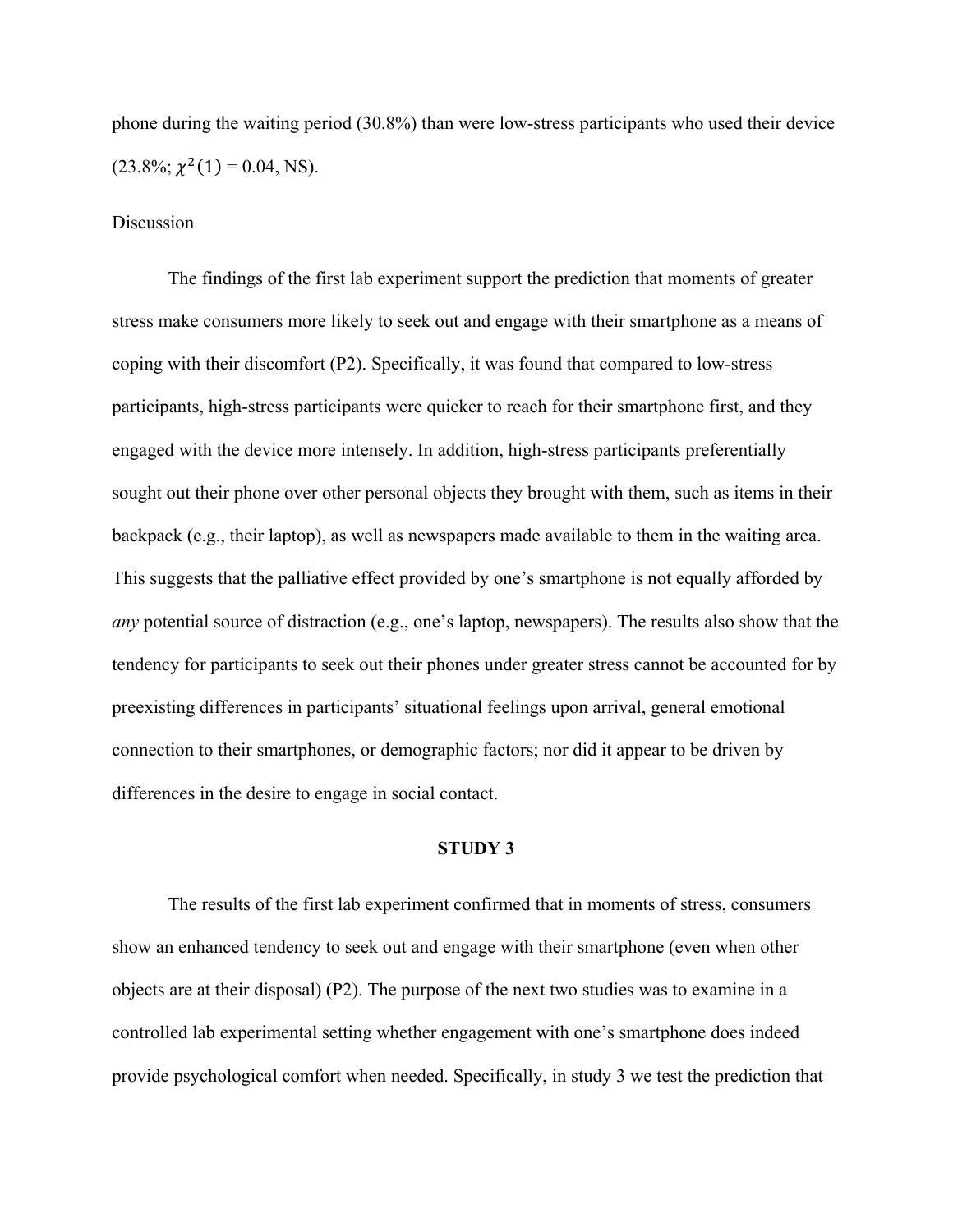phone during the waiting period (30.8%) than were low-stress participants who used their device (23.8%; $\chi^2(1) = 0.04$, NS).

Discussion

The findings of the first lab experiment support the prediction that moments of greater stress make consumers more likely to seek out and engage with their smartphone as a means of coping with their discomfort (P2). Specifically, it was found that compared to low-stress participants, high-stress participants were quicker to reach for their smartphone first, and they engaged with the device more intensely. In addition, high-stress participants preferentially sought out their phone over other personal objects they brought with them, such as items in their backpack (e.g., their laptop), as well as newspapers made available to them in the waiting area. This suggests that the palliative effect provided by one's smartphone is not equally afforded by *any* potential source of distraction (e.g., one's laptop, newspapers). The results also show that the tendency for participants to seek out their phones under greater stress cannot be accounted for by preexisting differences in participants' situational feelings upon arrival, general emotional connection to their smartphones, or demographic factors; nor did it appear to be driven by differences in the desire to engage in social contact.

## STUDY 3

The results of the first lab experiment confirmed that in moments of stress, consumers show an enhanced tendency to seek out and engage with their smartphone (even when other objects are at their disposal) (P2). The purpose of the next two studies was to examine in a controlled lab experimental setting whether engagement with one's smartphone does indeed provide psychological comfort when needed. Specifically, in study 3 we test the prediction that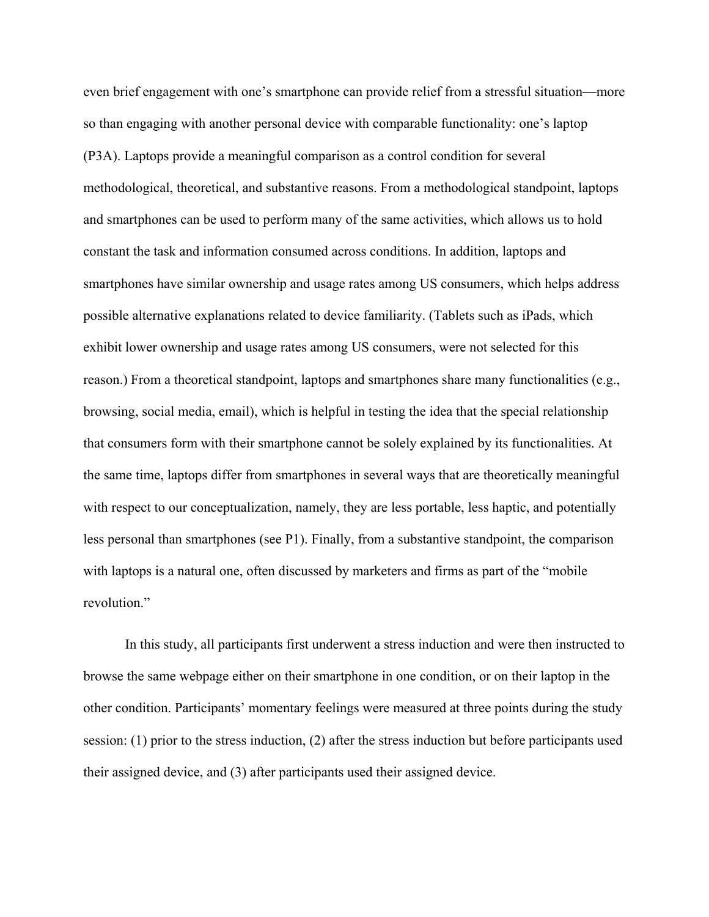even brief engagement with one's smartphone can provide relief from a stressful situation—more so than engaging with another personal device with comparable functionality: one's laptop (P3A). Laptops provide a meaningful comparison as a control condition for several methodological, theoretical, and substantive reasons. From a methodological standpoint, laptops and smartphones can be used to perform many of the same activities, which allows us to hold constant the task and information consumed across conditions. In addition, laptops and smartphones have similar ownership and usage rates among US consumers, which helps address possible alternative explanations related to device familiarity. (Tablets such as iPads, which exhibit lower ownership and usage rates among US consumers, were not selected for this reason.) From a theoretical standpoint, laptops and smartphones share many functionalities (e.g., browsing, social media, email), which is helpful in testing the idea that the special relationship that consumers form with their smartphone cannot be solely explained by its functionalities. At the same time, laptops differ from smartphones in several ways that are theoretically meaningful with respect to our conceptualization, namely, they are less portable, less haptic, and potentially less personal than smartphones (see P1). Finally, from a substantive standpoint, the comparison with laptops is a natural one, often discussed by marketers and firms as part of the "mobile revolution."

In this study, all participants first underwent a stress induction and were then instructed to browse the same webpage either on their smartphone in one condition, or on their laptop in the other condition. Participants' momentary feelings were measured at three points during the study session: (1) prior to the stress induction, (2) after the stress induction but before participants used their assigned device, and (3) after participants used their assigned device.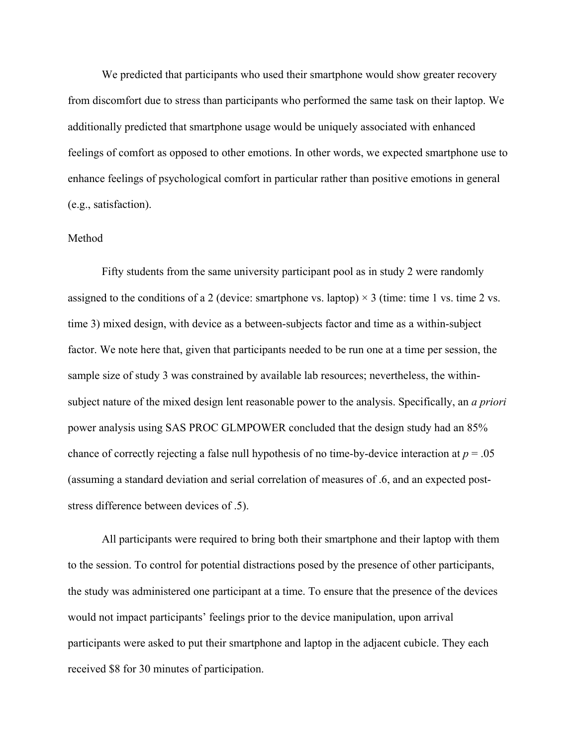We predicted that participants who used their smartphone would show greater recovery from discomfort due to stress than participants who performed the same task on their laptop. We additionally predicted that smartphone usage would be uniquely associated with enhanced feelings of comfort as opposed to other emotions. In other words, we expected smartphone use to enhance feelings of psychological comfort in particular rather than positive emotions in general (e.g., satisfaction).

Method

Fifty students from the same university participant pool as in study 2 were randomly assigned to the conditions of a 2 (device: smartphone vs. laptop) × 3 (time: time 1 vs. time 2 vs. time 3) mixed design, with device as a between-subjects factor and time as a within-subject factor. We note here that, given that participants needed to be run one at a time per session, the sample size of study 3 was constrained by available lab resources; nevertheless, the within-subject nature of the mixed design lent reasonable power to the analysis. Specifically, an *a priori* power analysis using SAS PROC GLMPOWER concluded that the design study had an 85% chance of correctly rejecting a false null hypothesis of no time-by-device interaction at $p = .05$ (assuming a standard deviation and serial correlation of measures of .6, and an expected post-stress difference between devices of .5).

All participants were required to bring both their smartphone and their laptop with them to the session. To control for potential distractions posed by the presence of other participants, the study was administered one participant at a time. To ensure that the presence of the devices would not impact participants' feelings prior to the device manipulation, upon arrival participants were asked to put their smartphone and laptop in the adjacent cubicle. They each received $8 for 30 minutes of participation.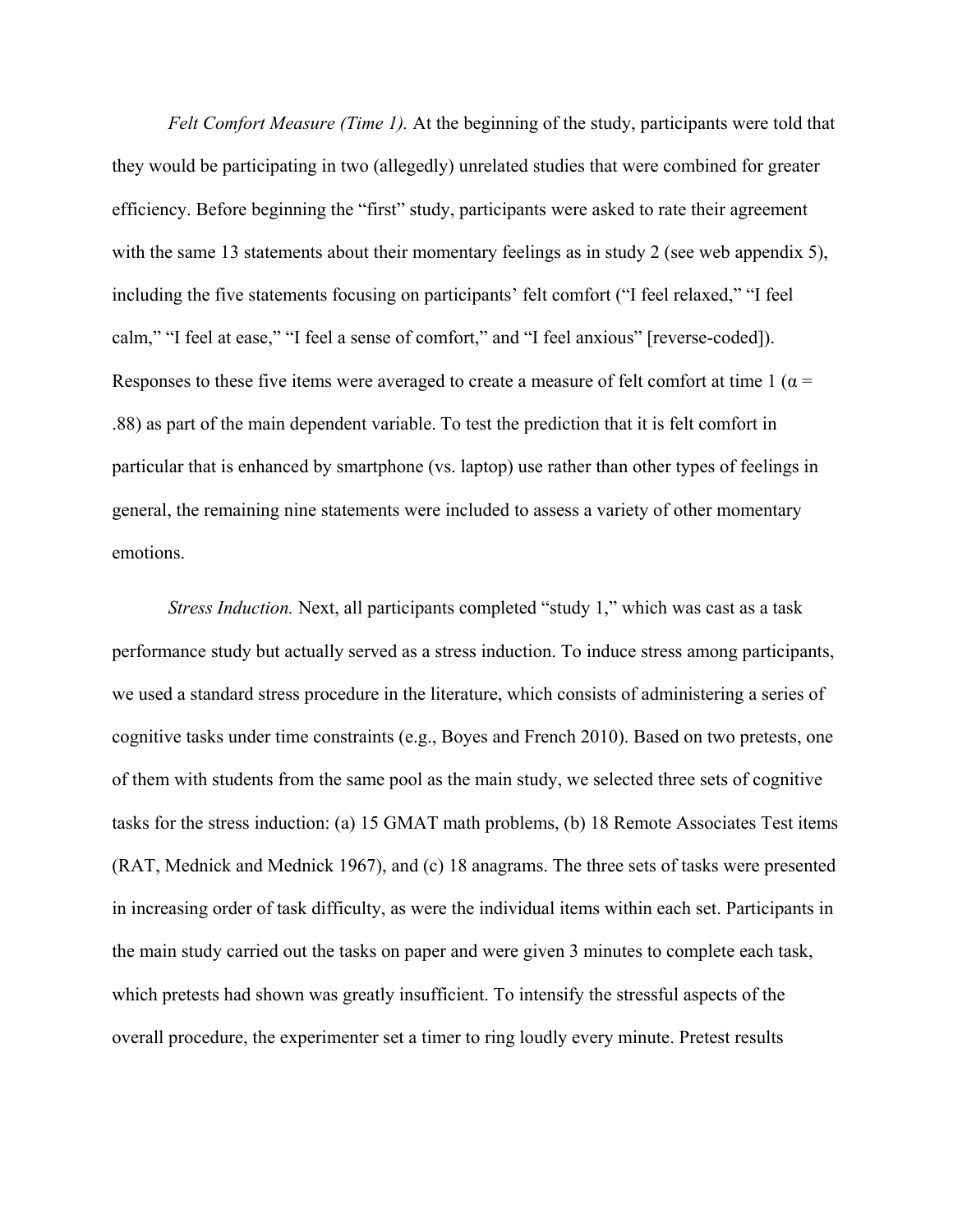*Felt Comfort Measure (Time 1).* At the beginning of the study, participants were told that they would be participating in two (allegedly) unrelated studies that were combined for greater efficiency. Before beginning the "first" study, participants were asked to rate their agreement with the same 13 statements about their momentary feelings as in study 2 (see web appendix 5), including the five statements focusing on participants' felt comfort ("I feel relaxed," "I feel calm," "I feel at ease," "I feel a sense of comfort," and "I feel anxious" [reverse-coded]). Responses to these five items were averaged to create a measure of felt comfort at time 1 ($\alpha$ = .88) as part of the main dependent variable. To test the prediction that it is felt comfort in particular that is enhanced by smartphone (vs. laptop) use rather than other types of feelings in general, the remaining nine statements were included to assess a variety of other momentary emotions.

*Stress Induction.* Next, all participants completed "study 1," which was cast as a task performance study but actually served as a stress induction. To induce stress among participants, we used a standard stress procedure in the literature, which consists of administering a series of cognitive tasks under time constraints (e.g., Boyes and French 2010). Based on two pretests, one of them with students from the same pool as the main study, we selected three sets of cognitive tasks for the stress induction: (a) 15 GMAT math problems, (b) 18 Remote Associates Test items (RAT, Mednick and Mednick 1967), and (c) 18 anagrams. The three sets of tasks were presented in increasing order of task difficulty, as were the individual items within each set. Participants in the main study carried out the tasks on paper and were given 3 minutes to complete each task, which pretests had shown was greatly insufficient. To intensify the stressful aspects of the overall procedure, the experimenter set a timer to ring loudly every minute. Pretest results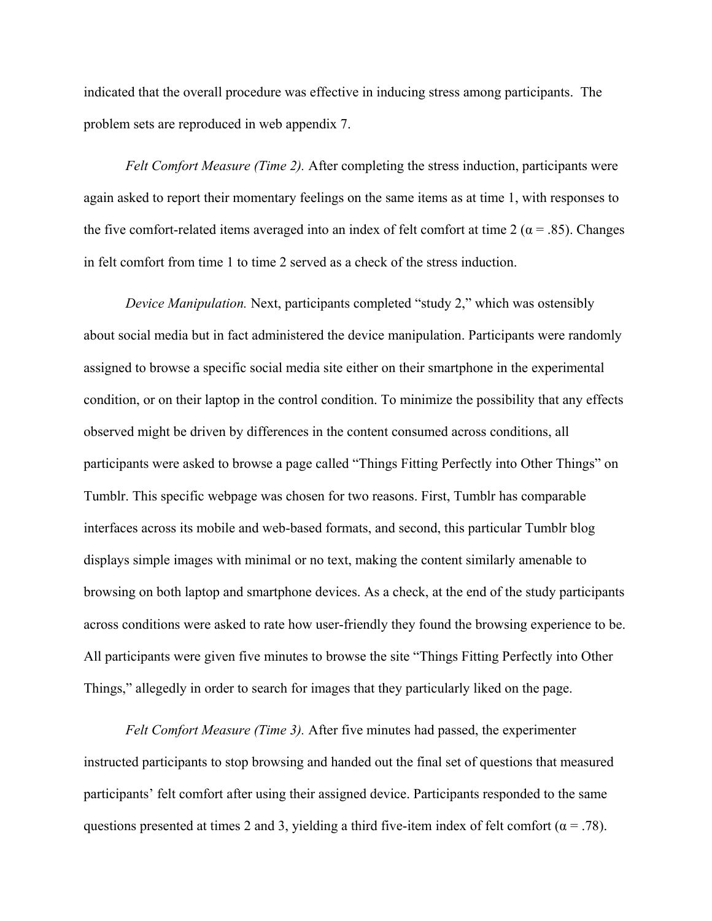indicated that the overall procedure was effective in inducing stress among participants. The problem sets are reproduced in web appendix 7.

*Felt Comfort Measure (Time 2).* After completing the stress induction, participants were again asked to report their momentary feelings on the same items as at time 1, with responses to the five comfort-related items averaged into an index of felt comfort at time 2 ($\alpha = .85$). Changes in felt comfort from time 1 to time 2 served as a check of the stress induction.

*Device Manipulation.* Next, participants completed "study 2," which was ostensibly about social media but in fact administered the device manipulation. Participants were randomly assigned to browse a specific social media site either on their smartphone in the experimental condition, or on their laptop in the control condition. To minimize the possibility that any effects observed might be driven by differences in the content consumed across conditions, all participants were asked to browse a page called "Things Fitting Perfectly into Other Things" on Tumblr. This specific webpage was chosen for two reasons. First, Tumblr has comparable interfaces across its mobile and web-based formats, and second, this particular Tumblr blog displays simple images with minimal or no text, making the content similarly amenable to browsing on both laptop and smartphone devices. As a check, at the end of the study participants across conditions were asked to rate how user-friendly they found the browsing experience to be. All participants were given five minutes to browse the site "Things Fitting Perfectly into Other Things," allegedly in order to search for images that they particularly liked on the page.

*Felt Comfort Measure (Time 3).* After five minutes had passed, the experimenter instructed participants to stop browsing and handed out the final set of questions that measured participants' felt comfort after using their assigned device. Participants responded to the same questions presented at times 2 and 3, yielding a third five-item index of felt comfort ($\alpha = .78$).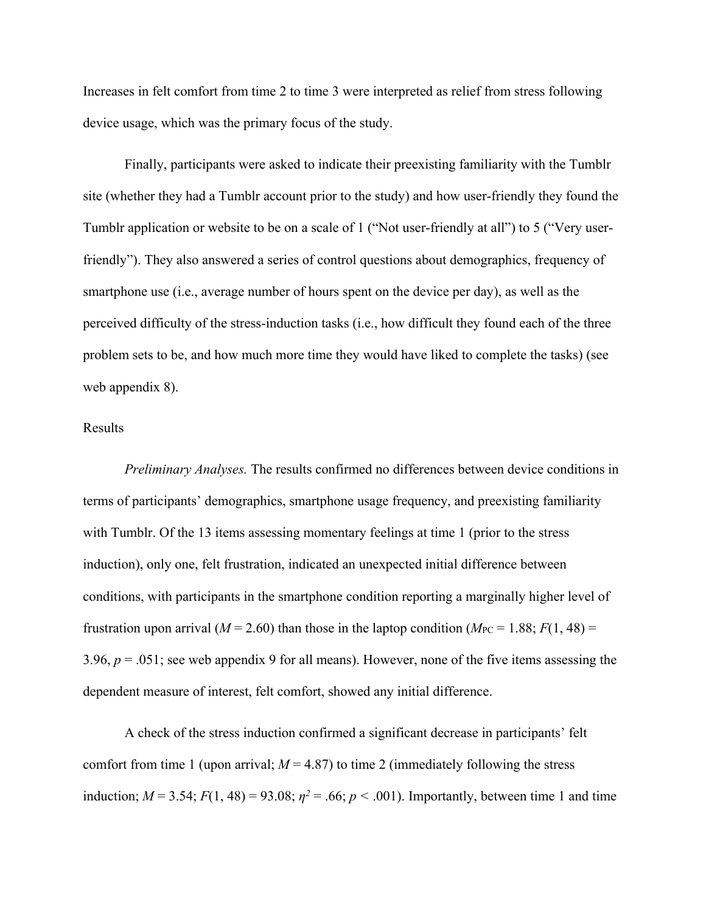Increases in felt comfort from time 2 to time 3 were interpreted as relief from stress following device usage, which was the primary focus of the study.

Finally, participants were asked to indicate their preexisting familiarity with the Tumblr site (whether they had a Tumblr account prior to the study) and how user-friendly they found the Tumblr application or website to be on a scale of 1 ("Not user-friendly at all") to 5 ("Very user-friendly"). They also answered a series of control questions about demographics, frequency of smartphone use (i.e., average number of hours spent on the device per day), as well as the perceived difficulty of the stress-induction tasks (i.e., how difficult they found each of the three problem sets to be, and how much more time they would have liked to complete the tasks) (see web appendix 8).

Results

*Preliminary Analyses.* The results confirmed no differences between device conditions in terms of participants' demographics, smartphone usage frequency, and preexisting familiarity with Tumblr. Of the 13 items assessing momentary feelings at time 1 (prior to the stress induction), only one, felt frustration, indicated an unexpected initial difference between conditions, with participants in the smartphone condition reporting a marginally higher level of frustration upon arrival ($M = 2.60$) than those in the laptop condition ($M_{PC} = 1.88$; $F(1, 48) = 3.96$, $p = .051$; see web appendix 9 for all means). However, none of the five items assessing the dependent measure of interest, felt comfort, showed any initial difference.

A check of the stress induction confirmed a significant decrease in participants' felt comfort from time 1 (upon arrival; $M = 4.87$) to time 2 (immediately following the stress induction; $M = 3.54$; $F(1, 48) = 93.08$; $\eta^2 = .66$; $p < .001$). Importantly, between time 1 and time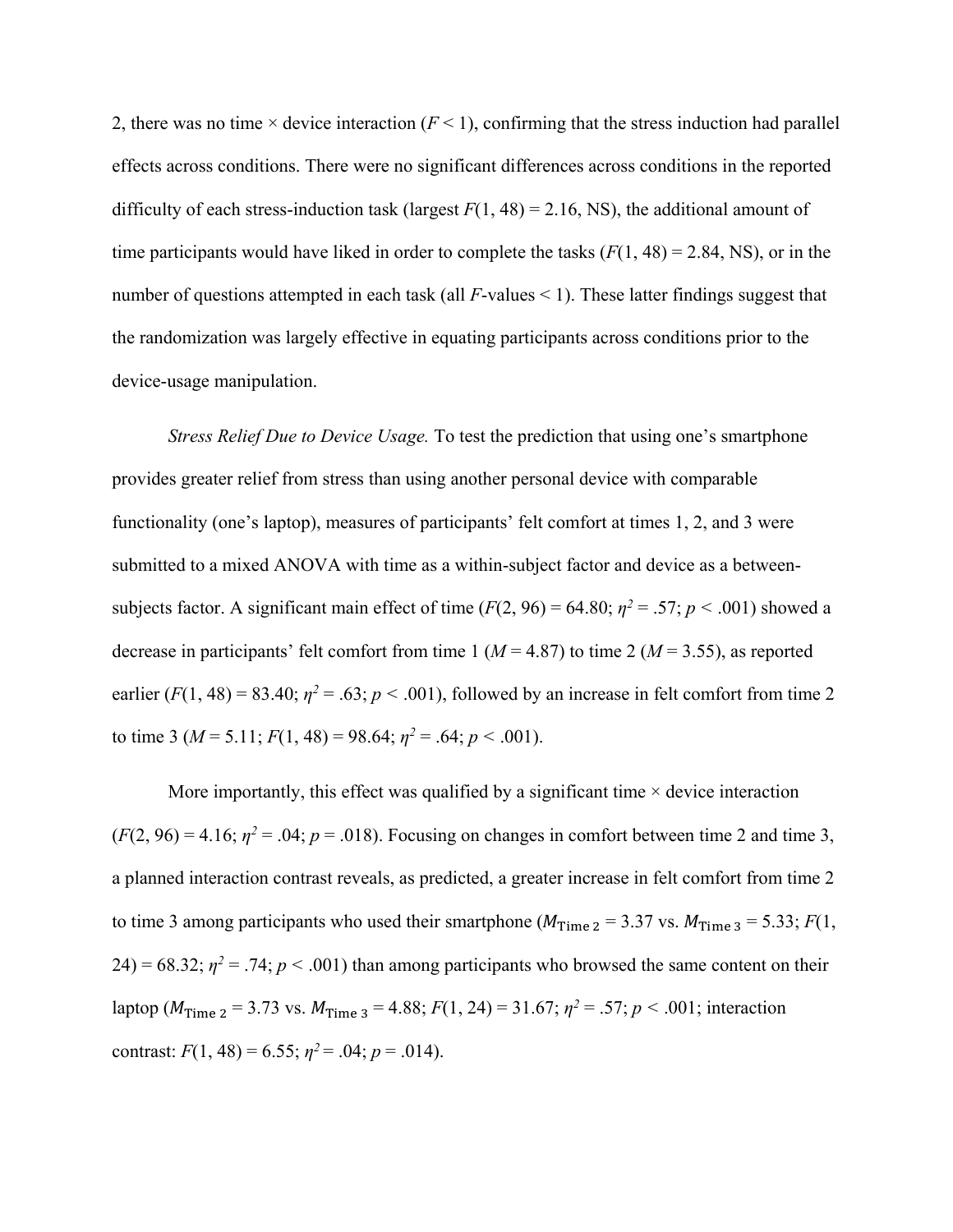2, there was no time × device interaction ($F < 1$), confirming that the stress induction had parallel effects across conditions. There were no significant differences across conditions in the reported difficulty of each stress-induction task (largest $F(1, 48) = 2.16$, NS), the additional amount of time participants would have liked in order to complete the tasks ($F(1, 48) = 2.84$, NS), or in the number of questions attempted in each task (all $F$-values < 1). These latter findings suggest that the randomization was largely effective in equating participants across conditions prior to the device-usage manipulation.

*Stress Relief Due to Device Usage.* To test the prediction that using one's smartphone provides greater relief from stress than using another personal device with comparable functionality (one's laptop), measures of participants' felt comfort at times 1, 2, and 3 were submitted to a mixed ANOVA with time as a within-subject factor and device as a between-subjects factor. A significant main effect of time ($F(2, 96) = 64.80$; $\eta^2 = .57$; $p < .001$) showed a decrease in participants' felt comfort from time 1 ($M = 4.87$) to time 2 ($M = 3.55$), as reported earlier ($F(1, 48) = 83.40$; $\eta^2 = .63$; $p < .001$), followed by an increase in felt comfort from time 2 to time 3 ($M = 5.11$; $F(1, 48) = 98.64$; $\eta^2 = .64$; $p < .001$).

More importantly, this effect was qualified by a significant time × device interaction ($F(2, 96) = 4.16$; $\eta^2 = .04$; $p = .018$). Focusing on changes in comfort between time 2 and time 3, a planned interaction contrast reveals, as predicted, a greater increase in felt comfort from time 2 to time 3 among participants who used their smartphone ($M_{\text{Time 2}} = 3.37$ vs. $M_{\text{Time 3}} = 5.33$; $F(1, 24) = 68.32$; $\eta^2 = .74$; $p < .001$) than among participants who browsed the same content on their laptop ($M_{\text{Time 2}} = 3.73$ vs. $M_{\text{Time 3}} = 4.88$; $F(1, 24) = 31.67$; $\eta^2 = .57$; $p < .001$; interaction contrast: $F(1, 48) = 6.55$; $\eta^2 = .04$; $p = .014$).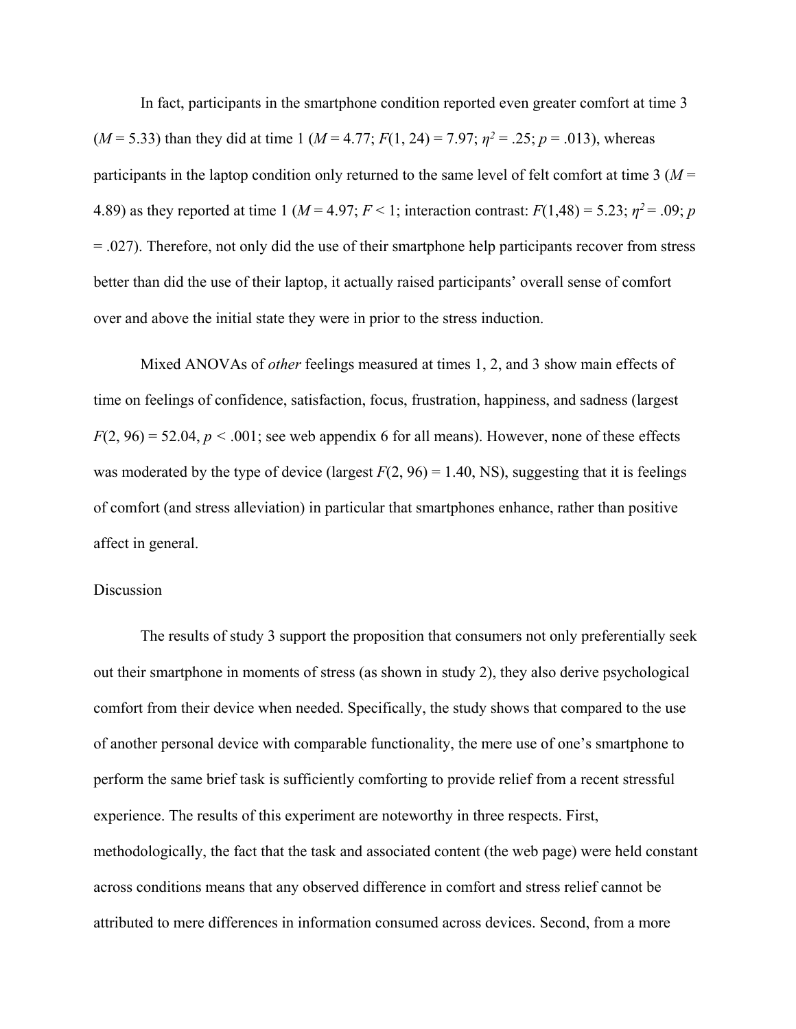In fact, participants in the smartphone condition reported even greater comfort at time 3 ($M$ = 5.33) than they did at time 1 ($M$ = 4.77; $F(1, 24) = 7.97$; $\eta^2 = .25$; $p = .013$), whereas participants in the laptop condition only returned to the same level of felt comfort at time 3 ($M$ = 4.89) as they reported at time 1 ($M$ = 4.97; $F < 1$; interaction contrast: $F(1,48) = 5.23$; $\eta^2 = .09$; $p = .027$). Therefore, not only did the use of their smartphone help participants recover from stress better than did the use of their laptop, it actually raised participants' overall sense of comfort over and above the initial state they were in prior to the stress induction.

Mixed ANOVAs of *other* feelings measured at times 1, 2, and 3 show main effects of time on feelings of confidence, satisfaction, focus, frustration, happiness, and sadness (largest $F(2, 96) = 52.04$, $p < .001$; see web appendix 6 for all means). However, none of these effects was moderated by the type of device (largest $F(2, 96) = 1.40$, NS), suggesting that it is feelings of comfort (and stress alleviation) in particular that smartphones enhance, rather than positive affect in general.

Discussion

The results of study 3 support the proposition that consumers not only preferentially seek out their smartphone in moments of stress (as shown in study 2), they also derive psychological comfort from their device when needed. Specifically, the study shows that compared to the use of another personal device with comparable functionality, the mere use of one's smartphone to perform the same brief task is sufficiently comforting to provide relief from a recent stressful experience. The results of this experiment are noteworthy in three respects. First, methodologically, the fact that the task and associated content (the web page) were held constant across conditions means that any observed difference in comfort and stress relief cannot be attributed to mere differences in information consumed across devices. Second, from a more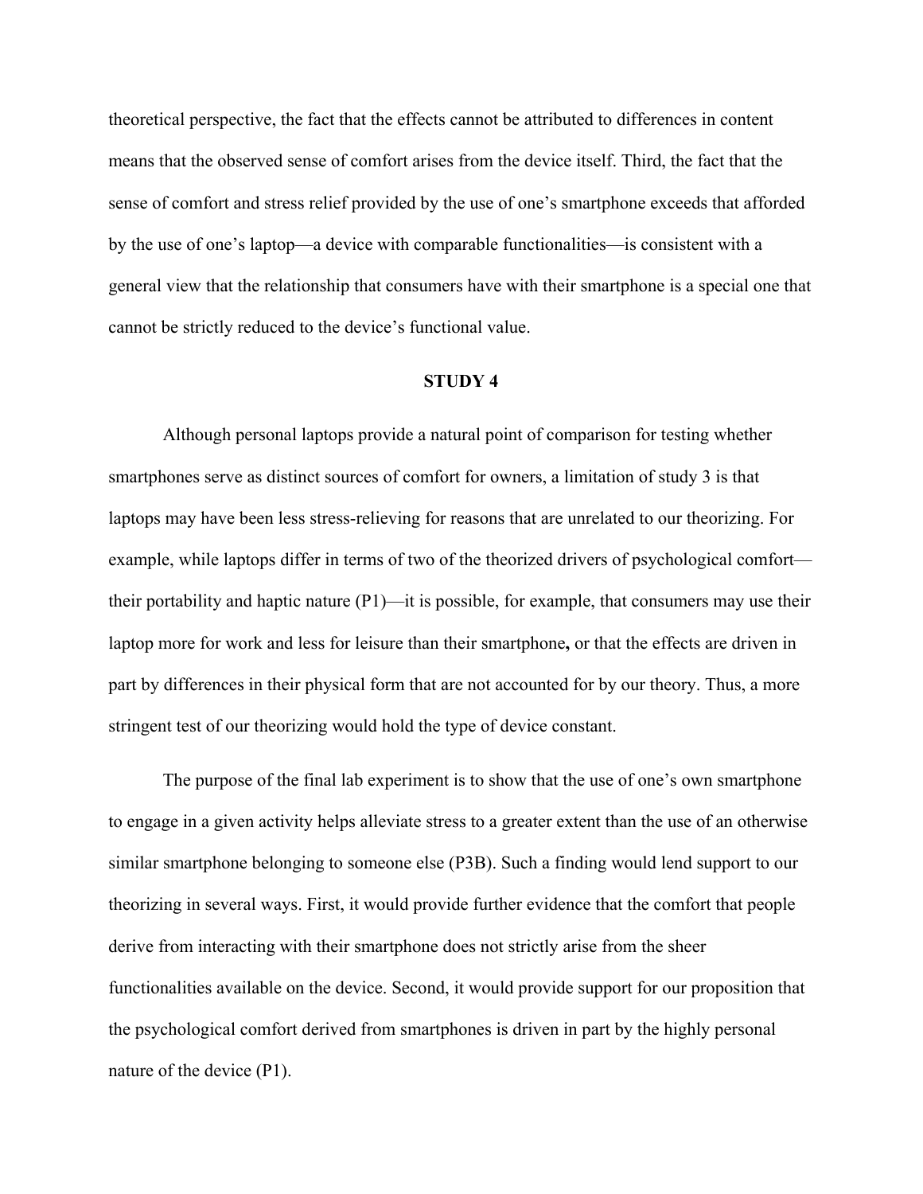theoretical perspective, the fact that the effects cannot be attributed to differences in content means that the observed sense of comfort arises from the device itself. Third, the fact that the sense of comfort and stress relief provided by the use of one's smartphone exceeds that afforded by the use of one's laptop—a device with comparable functionalities—is consistent with a general view that the relationship that consumers have with their smartphone is a special one that cannot be strictly reduced to the device's functional value.

## STUDY 4

Although personal laptops provide a natural point of comparison for testing whether smartphones serve as distinct sources of comfort for owners, a limitation of study 3 is that laptops may have been less stress-relieving for reasons that are unrelated to our theorizing. For example, while laptops differ in terms of two of the theorized drivers of psychological comfort—their portability and haptic nature (P1)—it is possible, for example, that consumers may use their laptop more for work and less for leisure than their smartphone**,** or that the effects are driven in part by differences in their physical form that are not accounted for by our theory. Thus, a more stringent test of our theorizing would hold the type of device constant.

The purpose of the final lab experiment is to show that the use of one's own smartphone to engage in a given activity helps alleviate stress to a greater extent than the use of an otherwise similar smartphone belonging to someone else (P3B). Such a finding would lend support to our theorizing in several ways. First, it would provide further evidence that the comfort that people derive from interacting with their smartphone does not strictly arise from the sheer functionalities available on the device. Second, it would provide support for our proposition that the psychological comfort derived from smartphones is driven in part by the highly personal nature of the device (P1).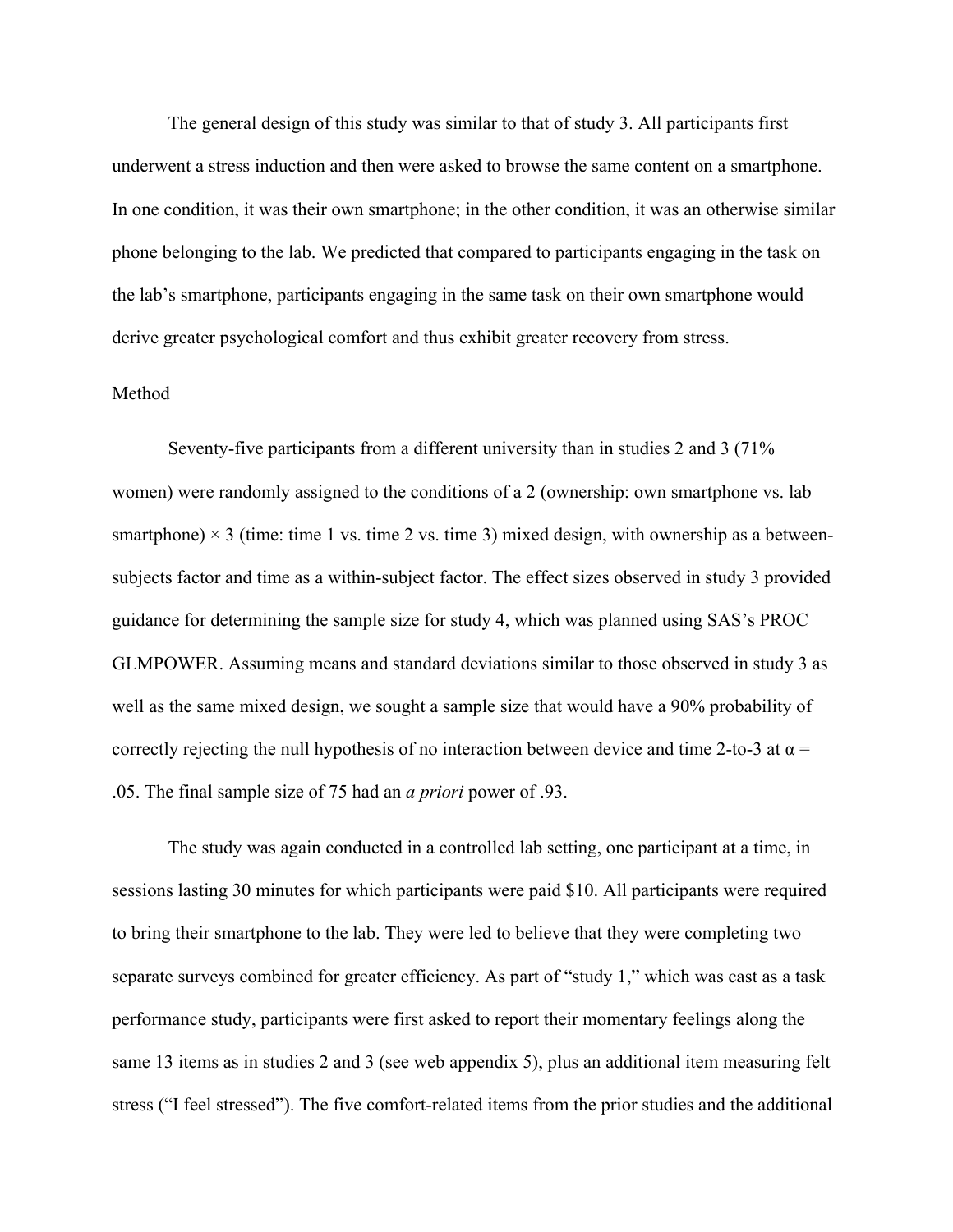The general design of this study was similar to that of study 3. All participants first underwent a stress induction and then were asked to browse the same content on a smartphone. In one condition, it was their own smartphone; in the other condition, it was an otherwise similar phone belonging to the lab. We predicted that compared to participants engaging in the task on the lab's smartphone, participants engaging in the same task on their own smartphone would derive greater psychological comfort and thus exhibit greater recovery from stress.

Method

Seventy-five participants from a different university than in studies 2 and 3 (71% women) were randomly assigned to the conditions of a 2 (ownership: own smartphone vs. lab smartphone) × 3 (time: time 1 vs. time 2 vs. time 3) mixed design, with ownership as a between-subjects factor and time as a within-subject factor. The effect sizes observed in study 3 provided guidance for determining the sample size for study 4, which was planned using SAS's PROC GLMPOWER. Assuming means and standard deviations similar to those observed in study 3 as well as the same mixed design, we sought a sample size that would have a 90% probability of correctly rejecting the null hypothesis of no interaction between device and time 2-to-3 at $\alpha = .05$. The final sample size of 75 had an *a priori* power of .93.

The study was again conducted in a controlled lab setting, one participant at a time, in sessions lasting 30 minutes for which participants were paid $10. All participants were required to bring their smartphone to the lab. They were led to believe that they were completing two separate surveys combined for greater efficiency. As part of "study 1," which was cast as a task performance study, participants were first asked to report their momentary feelings along the same 13 items as in studies 2 and 3 (see web appendix 5), plus an additional item measuring felt stress ("I feel stressed"). The five comfort-related items from the prior studies and the additional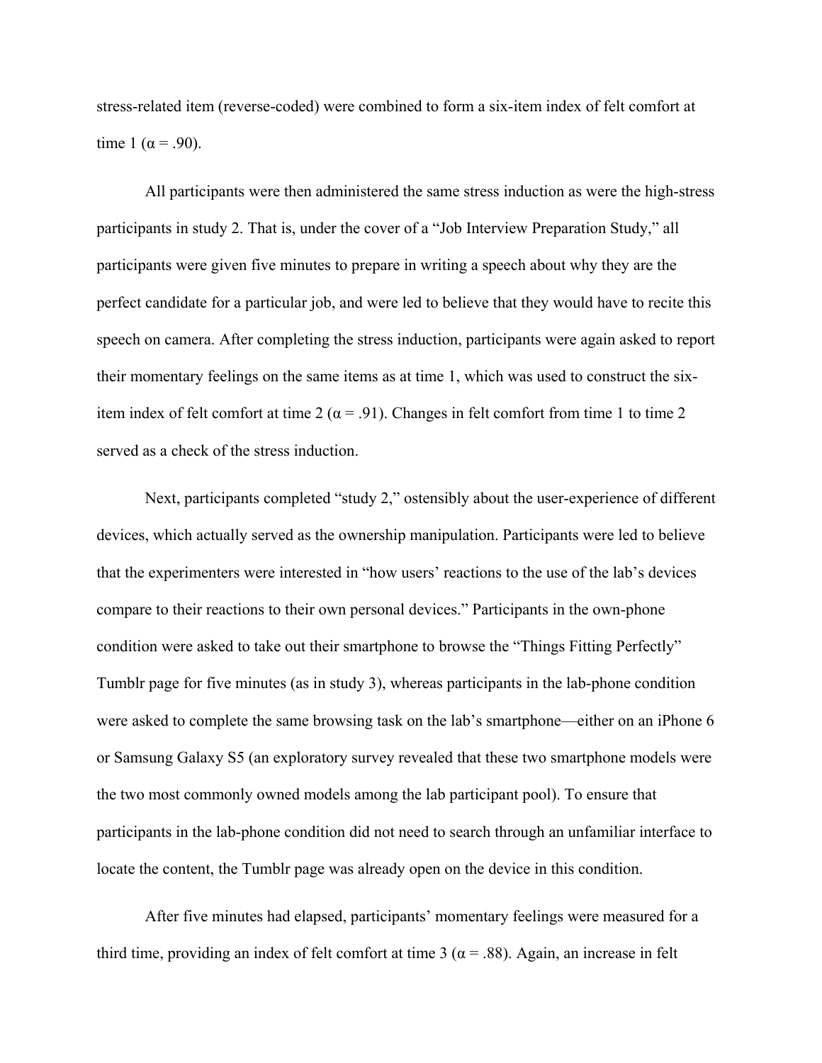stress-related item (reverse-coded) were combined to form a six-item index of felt comfort at time 1 ($\alpha = .90$).

All participants were then administered the same stress induction as were the high-stress participants in study 2. That is, under the cover of a "Job Interview Preparation Study," all participants were given five minutes to prepare in writing a speech about why they are the perfect candidate for a particular job, and were led to believe that they would have to recite this speech on camera. After completing the stress induction, participants were again asked to report their momentary feelings on the same items as at time 1, which was used to construct the six-item index of felt comfort at time 2 ($\alpha = .91$). Changes in felt comfort from time 1 to time 2 served as a check of the stress induction.

Next, participants completed "study 2," ostensibly about the user-experience of different devices, which actually served as the ownership manipulation. Participants were led to believe that the experimenters were interested in "how users' reactions to the use of the lab's devices compare to their reactions to their own personal devices." Participants in the own-phone condition were asked to take out their smartphone to browse the "Things Fitting Perfectly" Tumblr page for five minutes (as in study 3), whereas participants in the lab-phone condition were asked to complete the same browsing task on the lab's smartphone—either on an iPhone 6 or Samsung Galaxy S5 (an exploratory survey revealed that these two smartphone models were the two most commonly owned models among the lab participant pool). To ensure that participants in the lab-phone condition did not need to search through an unfamiliar interface to locate the content, the Tumblr page was already open on the device in this condition.

After five minutes had elapsed, participants' momentary feelings were measured for a third time, providing an index of felt comfort at time 3 ($\alpha = .88$). Again, an increase in felt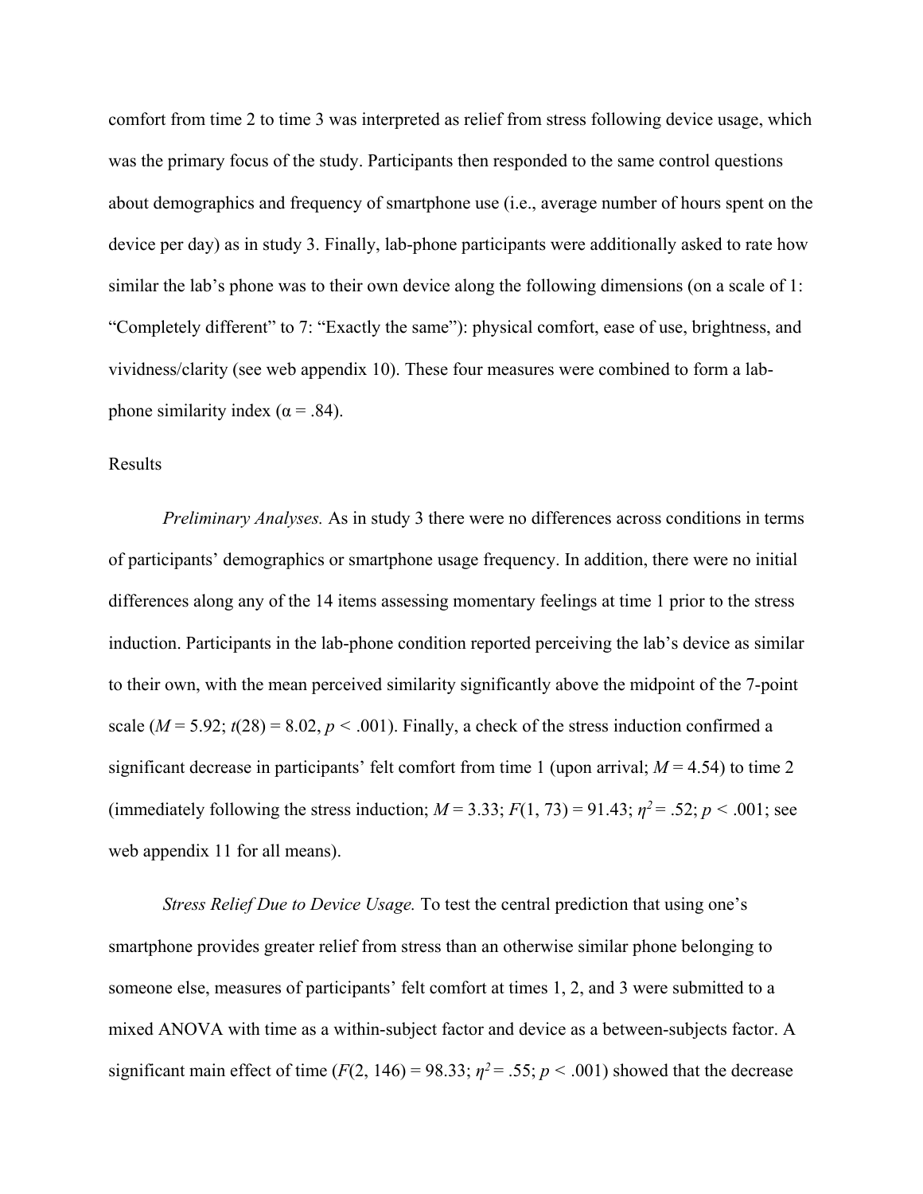comfort from time 2 to time 3 was interpreted as relief from stress following device usage, which was the primary focus of the study. Participants then responded to the same control questions about demographics and frequency of smartphone use (i.e., average number of hours spent on the device per day) as in study 3. Finally, lab-phone participants were additionally asked to rate how similar the lab's phone was to their own device along the following dimensions (on a scale of 1: "Completely different" to 7: "Exactly the same"): physical comfort, ease of use, brightness, and vividness/clarity (see web appendix 10). These four measures were combined to form a lab-phone similarity index ($\alpha = .84$).

Results

*Preliminary Analyses.* As in study 3 there were no differences across conditions in terms of participants' demographics or smartphone usage frequency. In addition, there were no initial differences along any of the 14 items assessing momentary feelings at time 1 prior to the stress induction. Participants in the lab-phone condition reported perceiving the lab's device as similar to their own, with the mean perceived similarity significantly above the midpoint of the 7-point scale ($M = 5.92$; $t(28) = 8.02$, $p < .001$). Finally, a check of the stress induction confirmed a significant decrease in participants' felt comfort from time 1 (upon arrival; $M = 4.54$) to time 2 (immediately following the stress induction; $M = 3.33$; $F(1, 73) = 91.43$; $\eta^2 = .52$; $p < .001$; see web appendix 11 for all means).

*Stress Relief Due to Device Usage.* To test the central prediction that using one's smartphone provides greater relief from stress than an otherwise similar phone belonging to someone else, measures of participants' felt comfort at times 1, 2, and 3 were submitted to a mixed ANOVA with time as a within-subject factor and device as a between-subjects factor. A significant main effect of time ($F(2, 146) = 98.33$; $\eta^2 = .55$; $p < .001$) showed that the decrease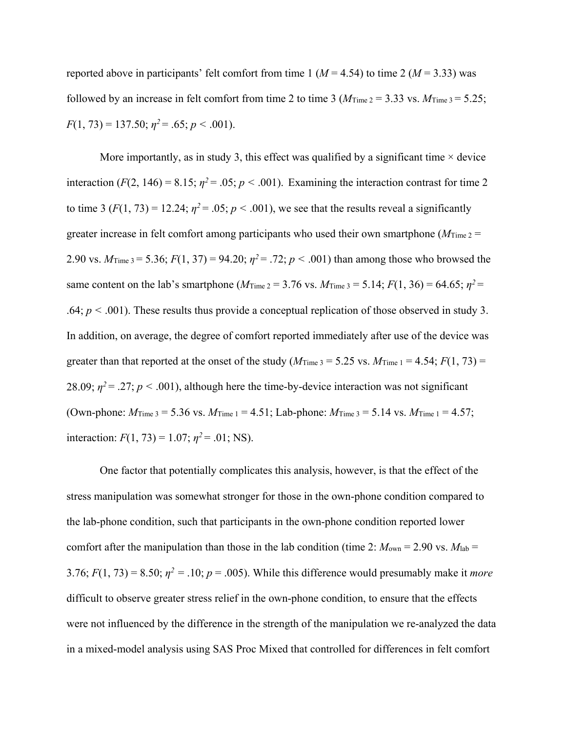reported above in participants' felt comfort from time 1 ($M = 4.54$) to time 2 ($M = 3.33$) was followed by an increase in felt comfort from time 2 to time 3 ($M_{\text{Time 2}} = 3.33$ vs. $M_{\text{Time 3}} = 5.25$; $F(1, 73) = 137.50$; $\eta^2 = .65$; $p < .001$).

More importantly, as in study 3, this effect was qualified by a significant time × device interaction ($F(2, 146) = 8.15$; $\eta^2 = .05$; $p < .001$). Examining the interaction contrast for time 2 to time 3 ($F(1, 73) = 12.24$; $\eta^2 = .05$; $p < .001$), we see that the results reveal a significantly greater increase in felt comfort among participants who used their own smartphone ($M_{\text{Time 2}} = 2.90$ vs. $M_{\text{Time 3}} = 5.36$; $F(1, 37) = 94.20$; $\eta^2 = .72$; $p < .001$) than among those who browsed the same content on the lab's smartphone ($M_{\text{Time 2}} = 3.76$ vs. $M_{\text{Time 3}} = 5.14$; $F(1, 36) = 64.65$; $\eta^2 = .64$; $p < .001$). These results thus provide a conceptual replication of those observed in study 3. In addition, on average, the degree of comfort reported immediately after use of the device was greater than that reported at the onset of the study ($M_{\text{Time 3}} = 5.25$ vs. $M_{\text{Time 1}} = 4.54$; $F(1, 73) = 28.09$; $\eta^2 = .27$; $p < .001$), although here the time-by-device interaction was not significant (Own-phone: $M_{\text{Time 3}} = 5.36$ vs. $M_{\text{Time 1}} = 4.51$; Lab-phone: $M_{\text{Time 3}} = 5.14$ vs. $M_{\text{Time 1}} = 4.57$; interaction: $F(1, 73) = 1.07$; $\eta^2 = .01$; NS).

One factor that potentially complicates this analysis, however, is that the effect of the stress manipulation was somewhat stronger for those in the own-phone condition compared to the lab-phone condition, such that participants in the own-phone condition reported lower comfort after the manipulation than those in the lab condition (time 2: $M_{\text{own}} = 2.90$ vs. $M_{\text{lab}} = 3.76$; $F(1, 73) = 8.50$; $\eta^2 = .10$; $p = .005$). While this difference would presumably make it *more* difficult to observe greater stress relief in the own-phone condition, to ensure that the effects were not influenced by the difference in the strength of the manipulation we re-analyzed the data in a mixed-model analysis using SAS Proc Mixed that controlled for differences in felt comfort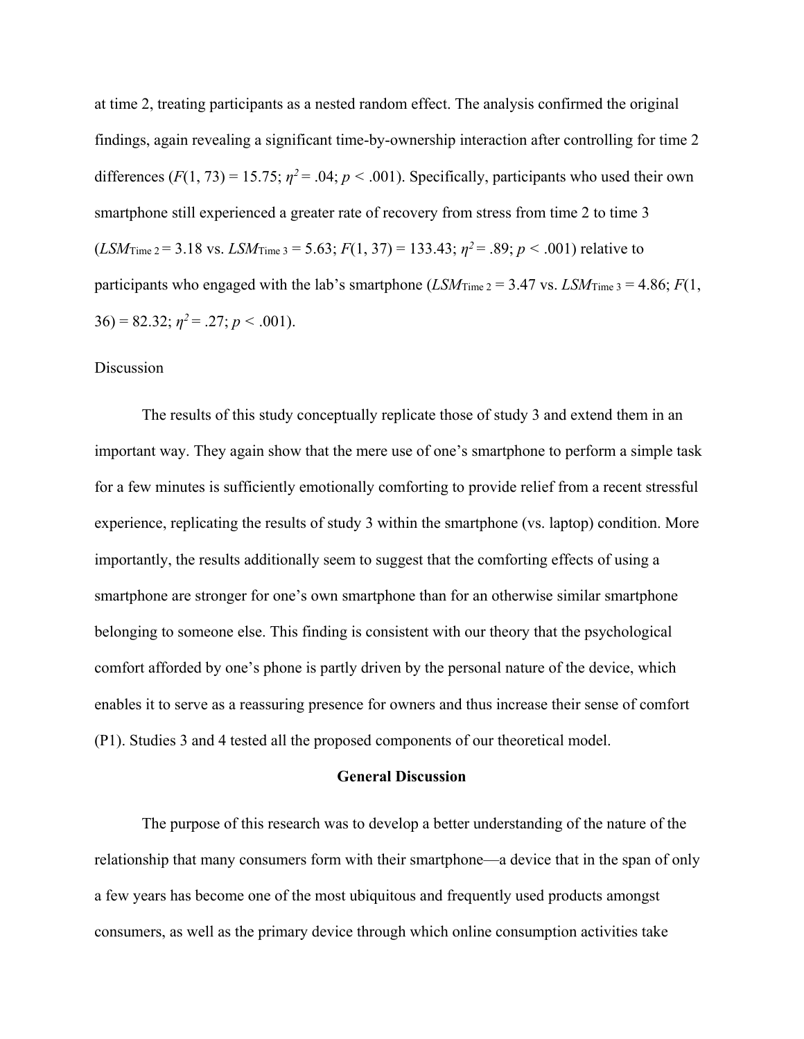at time 2, treating participants as a nested random effect. The analysis confirmed the original findings, again revealing a significant time-by-ownership interaction after controlling for time 2 differences ($F(1, 73) = 15.75$; $\eta^2 = .04$; $p < .001$). Specifically, participants who used their own smartphone still experienced a greater rate of recovery from stress from time 2 to time 3 ($LSM_{\text{Time 2}} = 3.18$ vs. $LSM_{\text{Time 3}} = 5.63$; $F(1, 37) = 133.43$; $\eta^2 = .89$; $p < .001$) relative to participants who engaged with the lab's smartphone ($LSM_{\text{Time 2}} = 3.47$ vs. $LSM_{\text{Time 3}} = 4.86$; $F(1, 36) = 82.32$; $\eta^2 = .27$; $p < .001$).

Discussion

The results of this study conceptually replicate those of study 3 and extend them in an important way. They again show that the mere use of one's smartphone to perform a simple task for a few minutes is sufficiently emotionally comforting to provide relief from a recent stressful experience, replicating the results of study 3 within the smartphone (vs. laptop) condition. More importantly, the results additionally seem to suggest that the comforting effects of using a smartphone are stronger for one's own smartphone than for an otherwise similar smartphone belonging to someone else. This finding is consistent with our theory that the psychological comfort afforded by one's phone is partly driven by the personal nature of the device, which enables it to serve as a reassuring presence for owners and thus increase their sense of comfort (P1). Studies 3 and 4 tested all the proposed components of our theoretical model.

## General Discussion

The purpose of this research was to develop a better understanding of the nature of the relationship that many consumers form with their smartphone—a device that in the span of only a few years has become one of the most ubiquitous and frequently used products amongst consumers, as well as the primary device through which online consumption activities take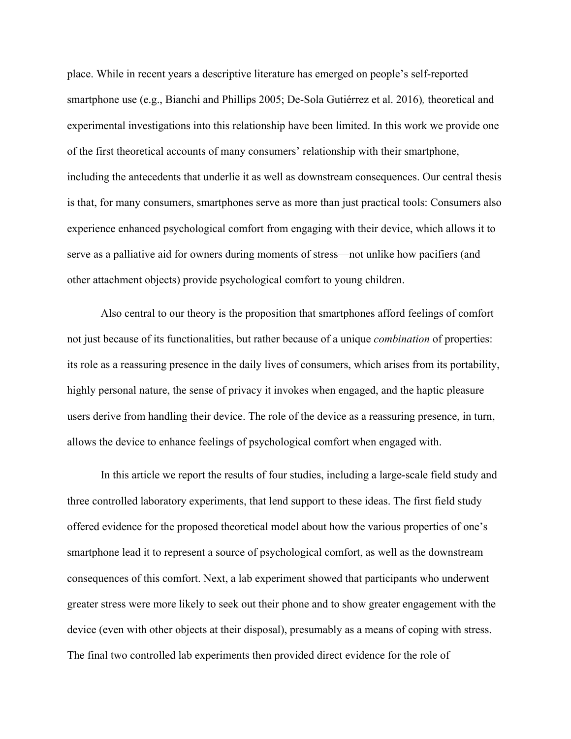place. While in recent years a descriptive literature has emerged on people's self-reported smartphone use (e.g., Bianchi and Phillips 2005; De-Sola Gutiérrez et al. 2016), theoretical and experimental investigations into this relationship have been limited. In this work we provide one of the first theoretical accounts of many consumers' relationship with their smartphone, including the antecedents that underlie it as well as downstream consequences. Our central thesis is that, for many consumers, smartphones serve as more than just practical tools: Consumers also experience enhanced psychological comfort from engaging with their device, which allows it to serve as a palliative aid for owners during moments of stress—not unlike how pacifiers (and other attachment objects) provide psychological comfort to young children.

Also central to our theory is the proposition that smartphones afford feelings of comfort not just because of its functionalities, but rather because of a unique *combination* of properties: its role as a reassuring presence in the daily lives of consumers, which arises from its portability, highly personal nature, the sense of privacy it invokes when engaged, and the haptic pleasure users derive from handling their device. The role of the device as a reassuring presence, in turn, allows the device to enhance feelings of psychological comfort when engaged with.

In this article we report the results of four studies, including a large-scale field study and three controlled laboratory experiments, that lend support to these ideas. The first field study offered evidence for the proposed theoretical model about how the various properties of one's smartphone lead it to represent a source of psychological comfort, as well as the downstream consequences of this comfort. Next, a lab experiment showed that participants who underwent greater stress were more likely to seek out their phone and to show greater engagement with the device (even with other objects at their disposal), presumably as a means of coping with stress. The final two controlled lab experiments then provided direct evidence for the role of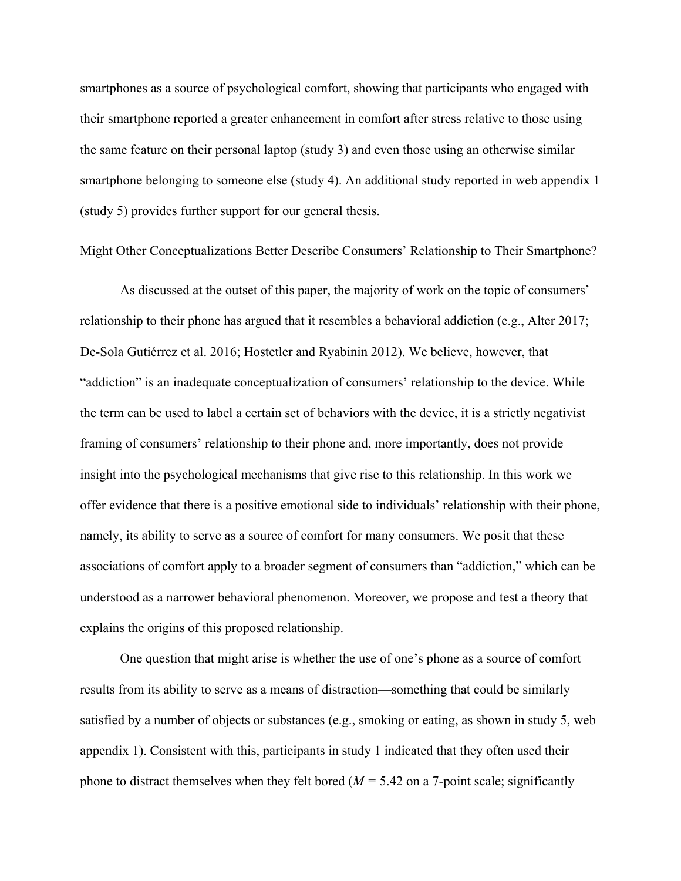smartphones as a source of psychological comfort, showing that participants who engaged with their smartphone reported a greater enhancement in comfort after stress relative to those using the same feature on their personal laptop (study 3) and even those using an otherwise similar smartphone belonging to someone else (study 4). An additional study reported in web appendix 1 (study 5) provides further support for our general thesis.

## Might Other Conceptualizations Better Describe Consumers' Relationship to Their Smartphone?

As discussed at the outset of this paper, the majority of work on the topic of consumers' relationship to their phone has argued that it resembles a behavioral addiction (e.g., Alter 2017; De-Sola Gutiérrez et al. 2016; Hostetler and Ryabinin 2012). We believe, however, that "addiction" is an inadequate conceptualization of consumers' relationship to the device. While the term can be used to label a certain set of behaviors with the device, it is a strictly negativist framing of consumers' relationship to their phone and, more importantly, does not provide insight into the psychological mechanisms that give rise to this relationship. In this work we offer evidence that there is a positive emotional side to individuals' relationship with their phone, namely, its ability to serve as a source of comfort for many consumers. We posit that these associations of comfort apply to a broader segment of consumers than "addiction," which can be understood as a narrower behavioral phenomenon. Moreover, we propose and test a theory that explains the origins of this proposed relationship.

One question that might arise is whether the use of one's phone as a source of comfort results from its ability to serve as a means of distraction—something that could be similarly satisfied by a number of objects or substances (e.g., smoking or eating, as shown in study 5, web appendix 1). Consistent with this, participants in study 1 indicated that they often used their phone to distract themselves when they felt bored ($M = 5.42$ on a 7-point scale; significantly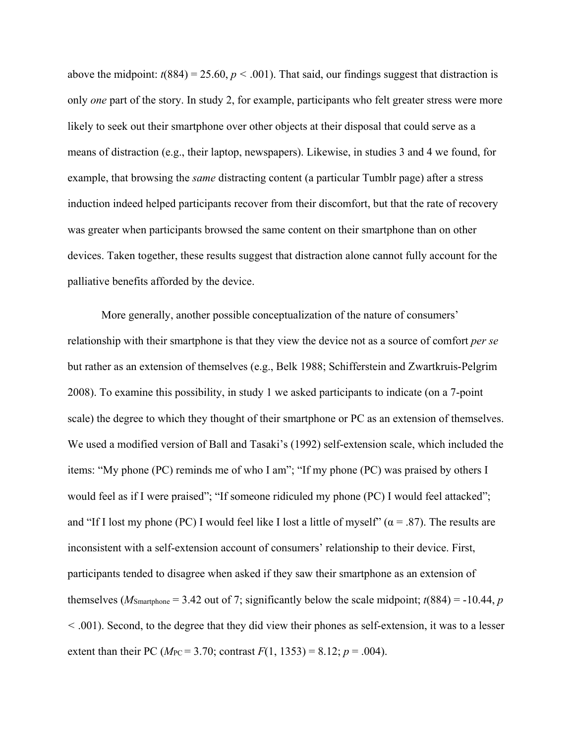above the midpoint: $t(884) = 25.60$, $p < .001$). That said, our findings suggest that distraction is only *one* part of the story. In study 2, for example, participants who felt greater stress were more likely to seek out their smartphone over other objects at their disposal that could serve as a means of distraction (e.g., their laptop, newspapers). Likewise, in studies 3 and 4 we found, for example, that browsing the *same* distracting content (a particular Tumblr page) after a stress induction indeed helped participants recover from their discomfort, but that the rate of recovery was greater when participants browsed the same content on their smartphone than on other devices. Taken together, these results suggest that distraction alone cannot fully account for the palliative benefits afforded by the device.

More generally, another possible conceptualization of the nature of consumers' relationship with their smartphone is that they view the device not as a source of comfort *per se* but rather as an extension of themselves (e.g., Belk 1988; Schifferstein and Zwartkruis-Pelgrim 2008). To examine this possibility, in study 1 we asked participants to indicate (on a 7-point scale) the degree to which they thought of their smartphone or PC as an extension of themselves. We used a modified version of Ball and Tasaki's (1992) self-extension scale, which included the items: "My phone (PC) reminds me of who I am"; "If my phone (PC) was praised by others I would feel as if I were praised"; "If someone ridiculed my phone (PC) I would feel attacked"; and "If I lost my phone (PC) I would feel like I lost a little of myself" ($\alpha = .87$). The results are inconsistent with a self-extension account of consumers' relationship to their device. First, participants tended to disagree when asked if they saw their smartphone as an extension of themselves ($M_{Smartphone} = 3.42$ out of 7; significantly below the scale midpoint; $t(884) = -10.44$, $p < .001$). Second, to the degree that they did view their phones as self-extension, it was to a lesser extent than their PC ($M_{PC} = 3.70$; contrast $F(1, 1353) = 8.12$; $p = .004$).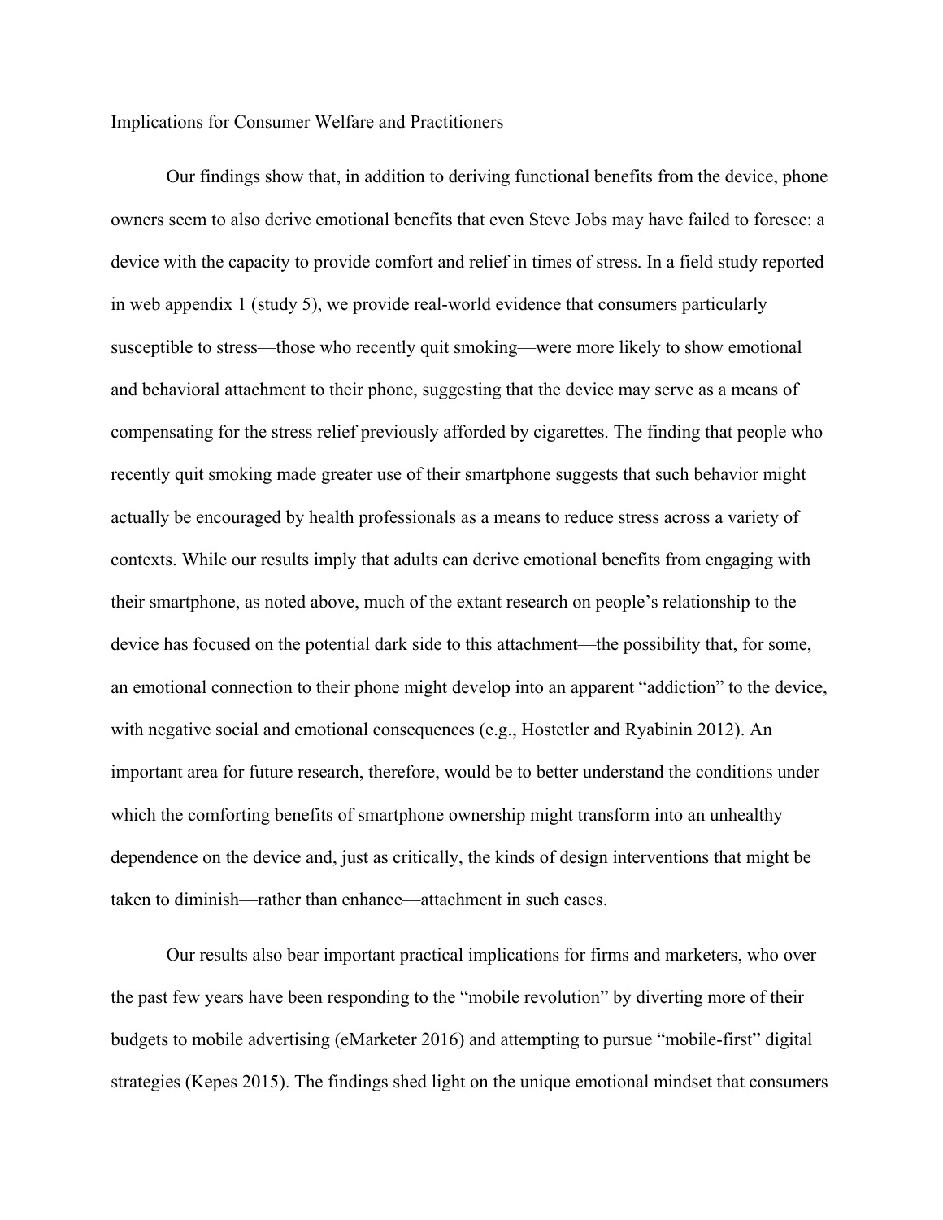## Implications for Consumer Welfare and Practitioners

Our findings show that, in addition to deriving functional benefits from the device, phone owners seem to also derive emotional benefits that even Steve Jobs may have failed to foresee: a device with the capacity to provide comfort and relief in times of stress. In a field study reported in web appendix 1 (study 5), we provide real-world evidence that consumers particularly susceptible to stress—those who recently quit smoking—were more likely to show emotional and behavioral attachment to their phone, suggesting that the device may serve as a means of compensating for the stress relief previously afforded by cigarettes. The finding that people who recently quit smoking made greater use of their smartphone suggests that such behavior might actually be encouraged by health professionals as a means to reduce stress across a variety of contexts. While our results imply that adults can derive emotional benefits from engaging with their smartphone, as noted above, much of the extant research on people's relationship to the device has focused on the potential dark side to this attachment—the possibility that, for some, an emotional connection to their phone might develop into an apparent "addiction" to the device, with negative social and emotional consequences (e.g., Hostetler and Ryabinin 2012). An important area for future research, therefore, would be to better understand the conditions under which the comforting benefits of smartphone ownership might transform into an unhealthy dependence on the device and, just as critically, the kinds of design interventions that might be taken to diminish—rather than enhance—attachment in such cases.

Our results also bear important practical implications for firms and marketers, who over the past few years have been responding to the "mobile revolution" by diverting more of their budgets to mobile advertising (eMarketer 2016) and attempting to pursue "mobile-first" digital strategies (Kepes 2015). The findings shed light on the unique emotional mindset that consumers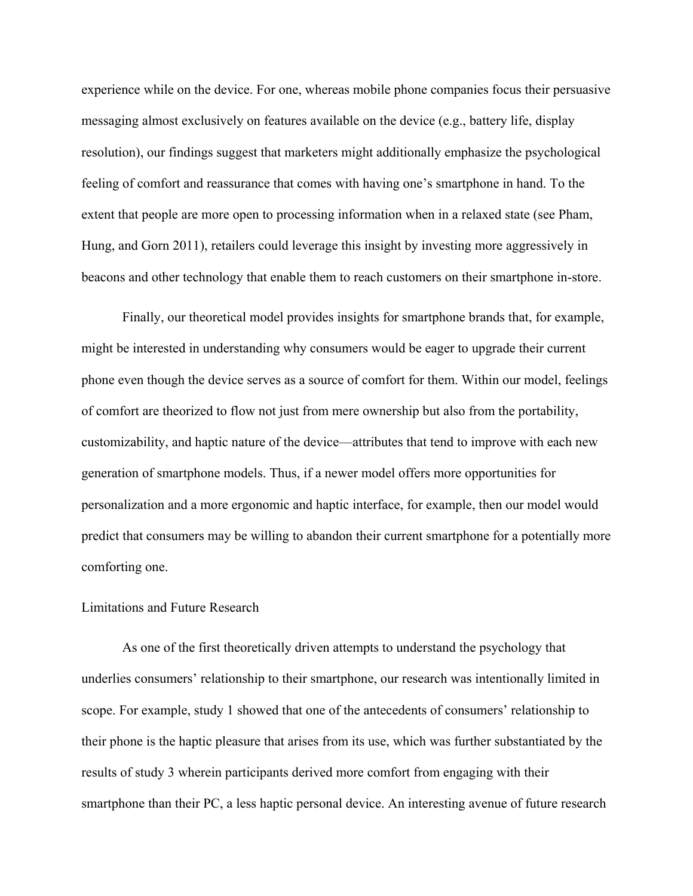experience while on the device. For one, whereas mobile phone companies focus their persuasive messaging almost exclusively on features available on the device (e.g., battery life, display resolution), our findings suggest that marketers might additionally emphasize the psychological feeling of comfort and reassurance that comes with having one's smartphone in hand. To the extent that people are more open to processing information when in a relaxed state (see Pham, Hung, and Gorn 2011), retailers could leverage this insight by investing more aggressively in beacons and other technology that enable them to reach customers on their smartphone in-store.

Finally, our theoretical model provides insights for smartphone brands that, for example, might be interested in understanding why consumers would be eager to upgrade their current phone even though the device serves as a source of comfort for them. Within our model, feelings of comfort are theorized to flow not just from mere ownership but also from the portability, customizability, and haptic nature of the device—attributes that tend to improve with each new generation of smartphone models. Thus, if a newer model offers more opportunities for personalization and a more ergonomic and haptic interface, for example, then our model would predict that consumers may be willing to abandon their current smartphone for a potentially more comforting one.

## Limitations and Future Research

As one of the first theoretically driven attempts to understand the psychology that underlies consumers' relationship to their smartphone, our research was intentionally limited in scope. For example, study 1 showed that one of the antecedents of consumers' relationship to their phone is the haptic pleasure that arises from its use, which was further substantiated by the results of study 3 wherein participants derived more comfort from engaging with their smartphone than their PC, a less haptic personal device. An interesting avenue of future research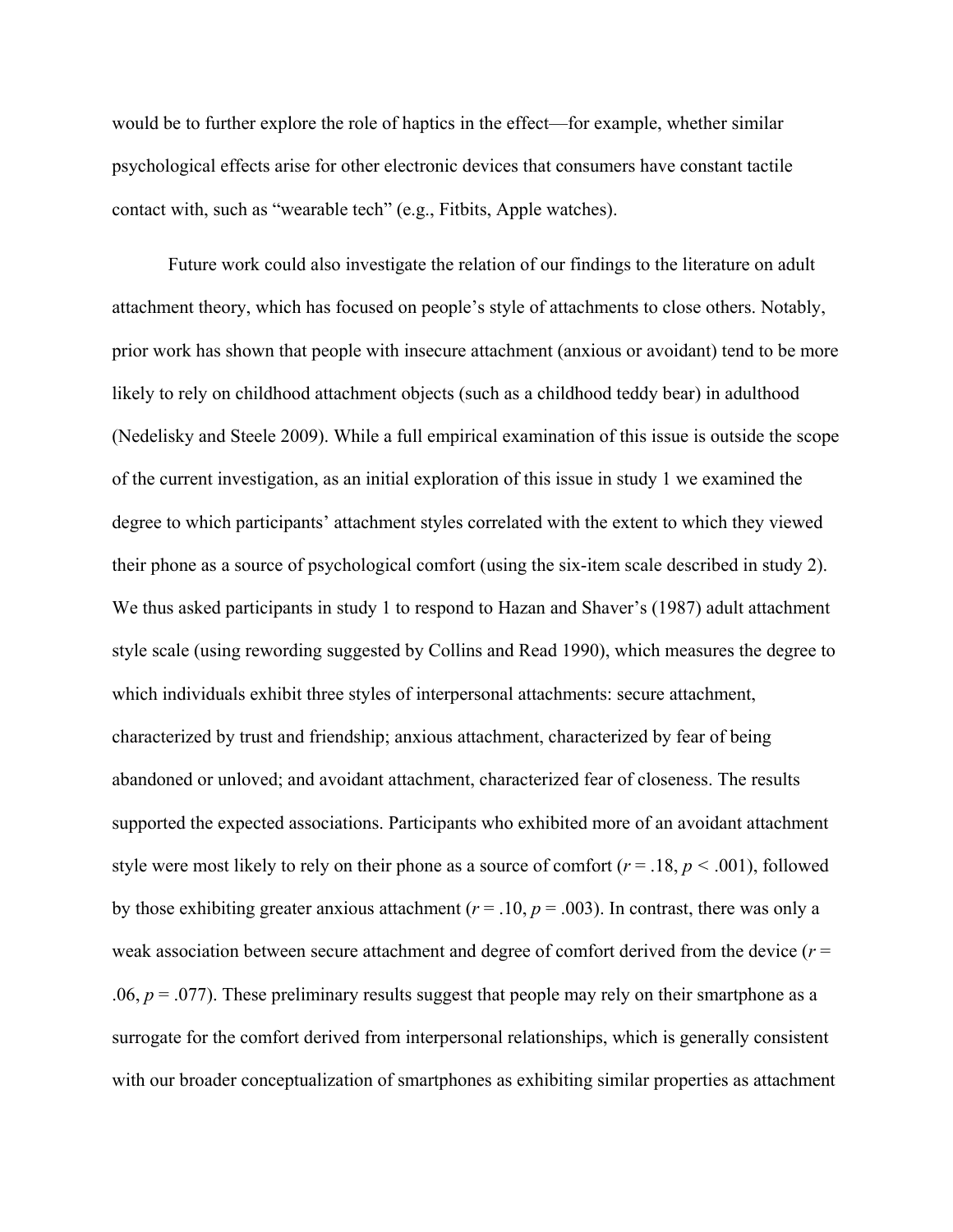would be to further explore the role of haptics in the effect—for example, whether similar psychological effects arise for other electronic devices that consumers have constant tactile contact with, such as "wearable tech" (e.g., Fitbits, Apple watches).

Future work could also investigate the relation of our findings to the literature on adult attachment theory, which has focused on people's style of attachments to close others. Notably, prior work has shown that people with insecure attachment (anxious or avoidant) tend to be more likely to rely on childhood attachment objects (such as a childhood teddy bear) in adulthood (Nedelisky and Steele 2009). While a full empirical examination of this issue is outside the scope of the current investigation, as an initial exploration of this issue in study 1 we examined the degree to which participants' attachment styles correlated with the extent to which they viewed their phone as a source of psychological comfort (using the six-item scale described in study 2). We thus asked participants in study 1 to respond to Hazan and Shaver's (1987) adult attachment style scale (using rewording suggested by Collins and Read 1990), which measures the degree to which individuals exhibit three styles of interpersonal attachments: secure attachment, characterized by trust and friendship; anxious attachment, characterized by fear of being abandoned or unloved; and avoidant attachment, characterized fear of closeness. The results supported the expected associations. Participants who exhibited more of an avoidant attachment style were most likely to rely on their phone as a source of comfort ($r = .18$, $p < .001$), followed by those exhibiting greater anxious attachment ($r = .10$, $p = .003$). In contrast, there was only a weak association between secure attachment and degree of comfort derived from the device ($r = .06$, $p = .077$). These preliminary results suggest that people may rely on their smartphone as a surrogate for the comfort derived from interpersonal relationships, which is generally consistent with our broader conceptualization of smartphones as exhibiting similar properties as attachment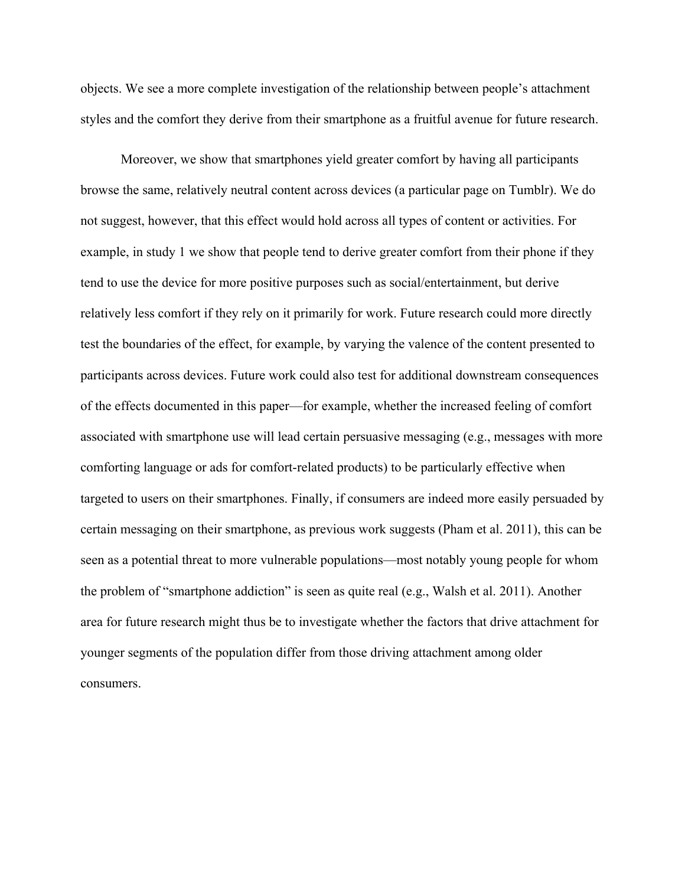objects. We see a more complete investigation of the relationship between people's attachment styles and the comfort they derive from their smartphone as a fruitful avenue for future research.

Moreover, we show that smartphones yield greater comfort by having all participants browse the same, relatively neutral content across devices (a particular page on Tumblr). We do not suggest, however, that this effect would hold across all types of content or activities. For example, in study 1 we show that people tend to derive greater comfort from their phone if they tend to use the device for more positive purposes such as social/entertainment, but derive relatively less comfort if they rely on it primarily for work. Future research could more directly test the boundaries of the effect, for example, by varying the valence of the content presented to participants across devices. Future work could also test for additional downstream consequences of the effects documented in this paper—for example, whether the increased feeling of comfort associated with smartphone use will lead certain persuasive messaging (e.g., messages with more comforting language or ads for comfort-related products) to be particularly effective when targeted to users on their smartphones. Finally, if consumers are indeed more easily persuaded by certain messaging on their smartphone, as previous work suggests (Pham et al. 2011), this can be seen as a potential threat to more vulnerable populations—most notably young people for whom the problem of "smartphone addiction" is seen as quite real (e.g., Walsh et al. 2011). Another area for future research might thus be to investigate whether the factors that drive attachment for younger segments of the population differ from those driving attachment among older consumers.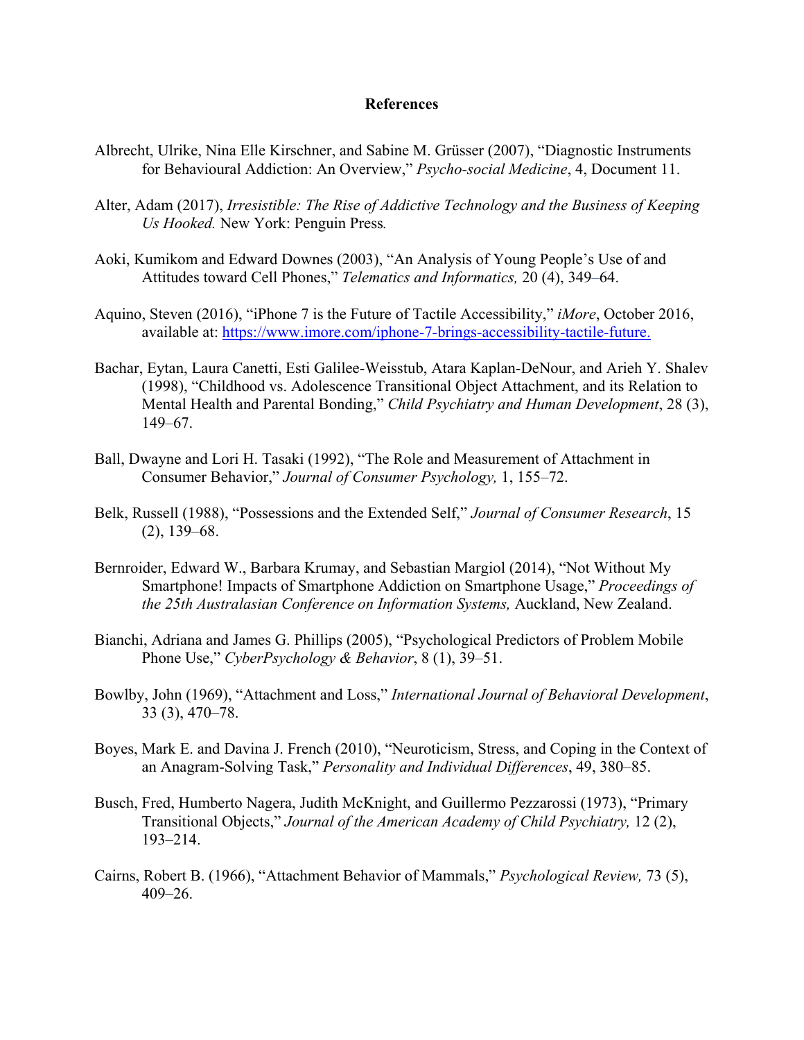# References

Albrecht, Ulrike, Nina Elle Kirschner, and Sabine M. Grüsser (2007), "Diagnostic Instruments for Behavioural Addiction: An Overview," *Psycho-social Medicine*, 4, Document 11.

Alter, Adam (2017), *Irresistible: The Rise of Addictive Technology and the Business of Keeping Us Hooked.* New York: Penguin Press*.*

Aoki, Kumikom and Edward Downes (2003), "An Analysis of Young People's Use of and Attitudes toward Cell Phones," *Telematics and Informatics,* 20 (4), 349–64.

Aquino, Steven (2016), "iPhone 7 is the Future of Tactile Accessibility," *iMore*, October 2016, available at: https://www.imore.com/iphone-7-brings-accessibility-tactile-future.

Bachar, Eytan, Laura Canetti, Esti Galilee-Weisstub, Atara Kaplan-DeNour, and Arieh Y. Shalev (1998), "Childhood vs. Adolescence Transitional Object Attachment, and its Relation to Mental Health and Parental Bonding," *Child Psychiatry and Human Development*, 28 (3), 149–67.

Ball, Dwayne and Lori H. Tasaki (1992), "The Role and Measurement of Attachment in Consumer Behavior," *Journal of Consumer Psychology,* 1, 155–72.

Belk, Russell (1988), "Possessions and the Extended Self," *Journal of Consumer Research*, 15 (2), 139–68.

Bernroider, Edward W., Barbara Krumay, and Sebastian Margiol (2014), "Not Without My Smartphone! Impacts of Smartphone Addiction on Smartphone Usage," *Proceedings of the 25th Australasian Conference on Information Systems,* Auckland, New Zealand.

Bianchi, Adriana and James G. Phillips (2005), "Psychological Predictors of Problem Mobile Phone Use," *CyberPsychology & Behavior*, 8 (1), 39–51.

Bowlby, John (1969), "Attachment and Loss," *International Journal of Behavioral Development*, 33 (3), 470–78.

Boyes, Mark E. and Davina J. French (2010), "Neuroticism, Stress, and Coping in the Context of an Anagram-Solving Task," *Personality and Individual Differences*, 49, 380–85.

Busch, Fred, Humberto Nagera, Judith McKnight, and Guillermo Pezzarossi (1973), "Primary Transitional Objects," *Journal of the American Academy of Child Psychiatry,* 12 (2), 193–214.

Cairns, Robert B. (1966), "Attachment Behavior of Mammals," *Psychological Review,* 73 (5), 409–26.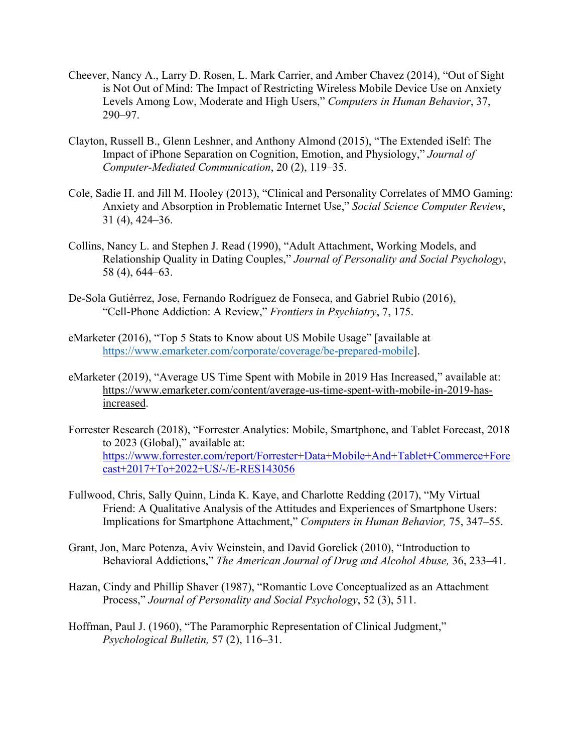Cheever, Nancy A., Larry D. Rosen, L. Mark Carrier, and Amber Chavez (2014), "Out of Sight is Not Out of Mind: The Impact of Restricting Wireless Mobile Device Use on Anxiety Levels Among Low, Moderate and High Users," *Computers in Human Behavior*, 37, 290–97.

Clayton, Russell B., Glenn Leshner, and Anthony Almond (2015), "The Extended iSelf: The Impact of iPhone Separation on Cognition, Emotion, and Physiology," *Journal of Computer-Mediated Communication*, 20 (2), 119–35.

Cole, Sadie H. and Jill M. Hooley (2013), "Clinical and Personality Correlates of MMO Gaming: Anxiety and Absorption in Problematic Internet Use," *Social Science Computer Review*, 31 (4), 424–36.

Collins, Nancy L. and Stephen J. Read (1990), "Adult Attachment, Working Models, and Relationship Quality in Dating Couples," *Journal of Personality and Social Psychology*, 58 (4), 644–63.

De-Sola Gutiérrez, Jose, Fernando Rodríguez de Fonseca, and Gabriel Rubio (2016), "Cell-Phone Addiction: A Review," *Frontiers in Psychiatry*, 7, 175.

eMarketer (2016), "Top 5 Stats to Know about US Mobile Usage" [available at https://www.emarketer.com/corporate/coverage/be-prepared-mobile].

eMarketer (2019), "Average US Time Spent with Mobile in 2019 Has Increased," available at: https://www.emarketer.com/content/average-us-time-spent-with-mobile-in-2019-has-increased.

Forrester Research (2018), "Forrester Analytics: Mobile, Smartphone, and Tablet Forecast, 2018 to 2023 (Global)," available at: https://www.forrester.com/report/Forrester+Data+Mobile+And+Tablet+Commerce+Forecast+2017+To+2022+US/-/E-RES143056

Fullwood, Chris, Sally Quinn, Linda K. Kaye, and Charlotte Redding (2017), "My Virtual Friend: A Qualitative Analysis of the Attitudes and Experiences of Smartphone Users: Implications for Smartphone Attachment," *Computers in Human Behavior,* 75, 347–55.

Grant, Jon, Marc Potenza, Aviv Weinstein, and David Gorelick (2010), "Introduction to Behavioral Addictions," *The American Journal of Drug and Alcohol Abuse,* 36, 233–41.

Hazan, Cindy and Phillip Shaver (1987), "Romantic Love Conceptualized as an Attachment Process," *Journal of Personality and Social Psychology*, 52 (3), 511.

Hoffman, Paul J. (1960), "The Paramorphic Representation of Clinical Judgment," *Psychological Bulletin,* 57 (2), 116–31.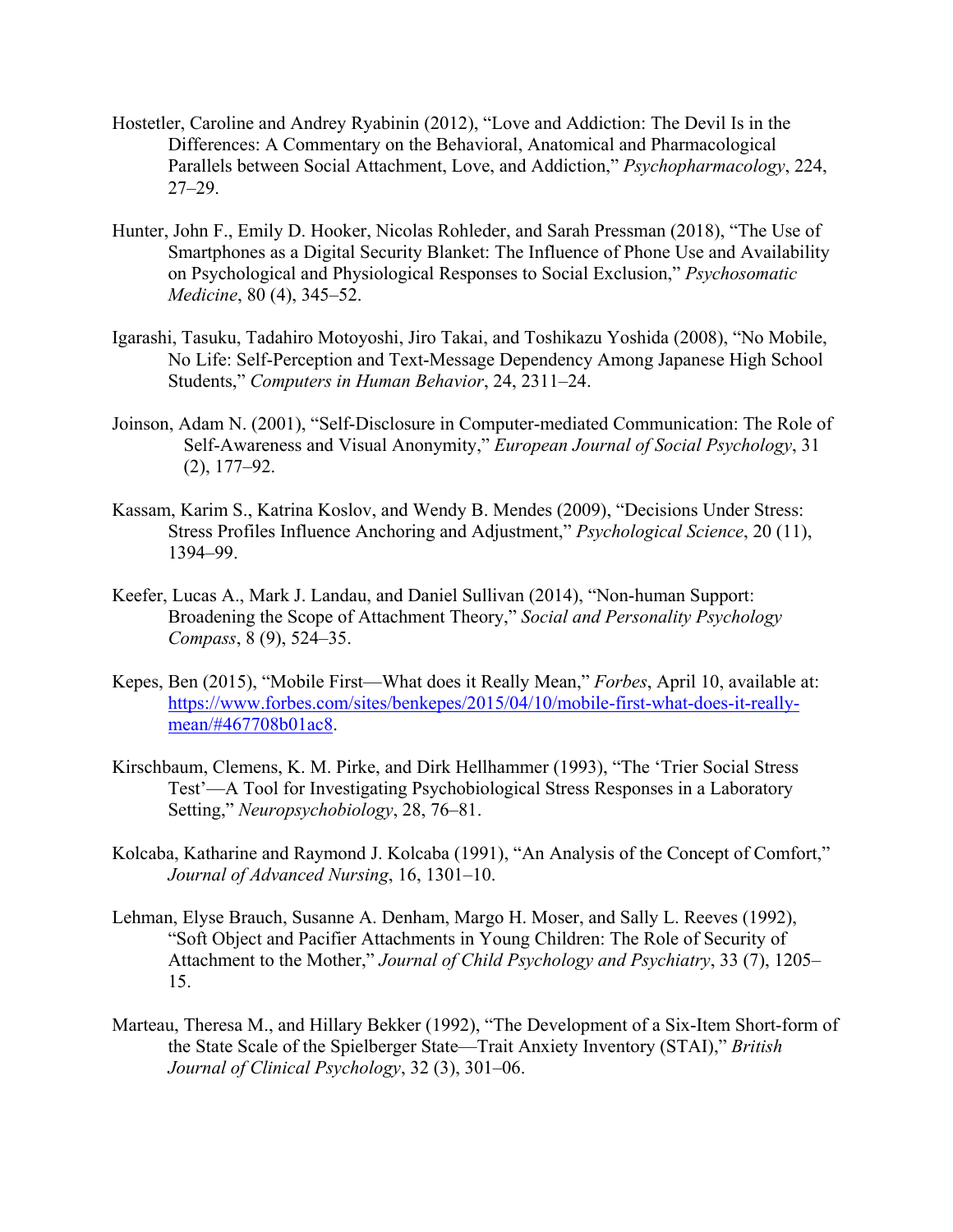Hostetler, Caroline and Andrey Ryabinin (2012), "Love and Addiction: The Devil Is in the Differences: A Commentary on the Behavioral, Anatomical and Pharmacological Parallels between Social Attachment, Love, and Addiction," *Psychopharmacology*, 224, 27–29.

Hunter, John F., Emily D. Hooker, Nicolas Rohleder, and Sarah Pressman (2018), "The Use of Smartphones as a Digital Security Blanket: The Influence of Phone Use and Availability on Psychological and Physiological Responses to Social Exclusion," *Psychosomatic Medicine*, 80 (4), 345–52.

Igarashi, Tasuku, Tadahiro Motoyoshi, Jiro Takai, and Toshikazu Yoshida (2008), "No Mobile, No Life: Self-Perception and Text-Message Dependency Among Japanese High School Students," *Computers in Human Behavior*, 24, 2311–24.

Joinson, Adam N. (2001), "Self-Disclosure in Computer-mediated Communication: The Role of Self-Awareness and Visual Anonymity," *European Journal of Social Psychology*, 31 (2), 177–92.

Kassam, Karim S., Katrina Koslov, and Wendy B. Mendes (2009), "Decisions Under Stress: Stress Profiles Influence Anchoring and Adjustment," *Psychological Science*, 20 (11), 1394–99.

Keefer, Lucas A., Mark J. Landau, and Daniel Sullivan (2014), "Non-human Support: Broadening the Scope of Attachment Theory," *Social and Personality Psychology Compass*, 8 (9), 524–35.

Kepes, Ben (2015), "Mobile First—What does it Really Mean," *Forbes*, April 10, available at: https://www.forbes.com/sites/benkepes/2015/04/10/mobile-first-what-does-it-really-mean/#467708b01ac8.

Kirschbaum, Clemens, K. M. Pirke, and Dirk Hellhammer (1993), "The 'Trier Social Stress Test'—A Tool for Investigating Psychobiological Stress Responses in a Laboratory Setting," *Neuropsychobiology*, 28, 76–81.

Kolcaba, Katharine and Raymond J. Kolcaba (1991), "An Analysis of the Concept of Comfort," *Journal of Advanced Nursing*, 16, 1301–10.

Lehman, Elyse Brauch, Susanne A. Denham, Margo H. Moser, and Sally L. Reeves (1992), "Soft Object and Pacifier Attachments in Young Children: The Role of Security of Attachment to the Mother," *Journal of Child Psychology and Psychiatry*, 33 (7), 1205–15.

Marteau, Theresa M., and Hillary Bekker (1992), "The Development of a Six-Item Short-form of the State Scale of the Spielberger State—Trait Anxiety Inventory (STAI)," *British Journal of Clinical Psychology*, 32 (3), 301–06.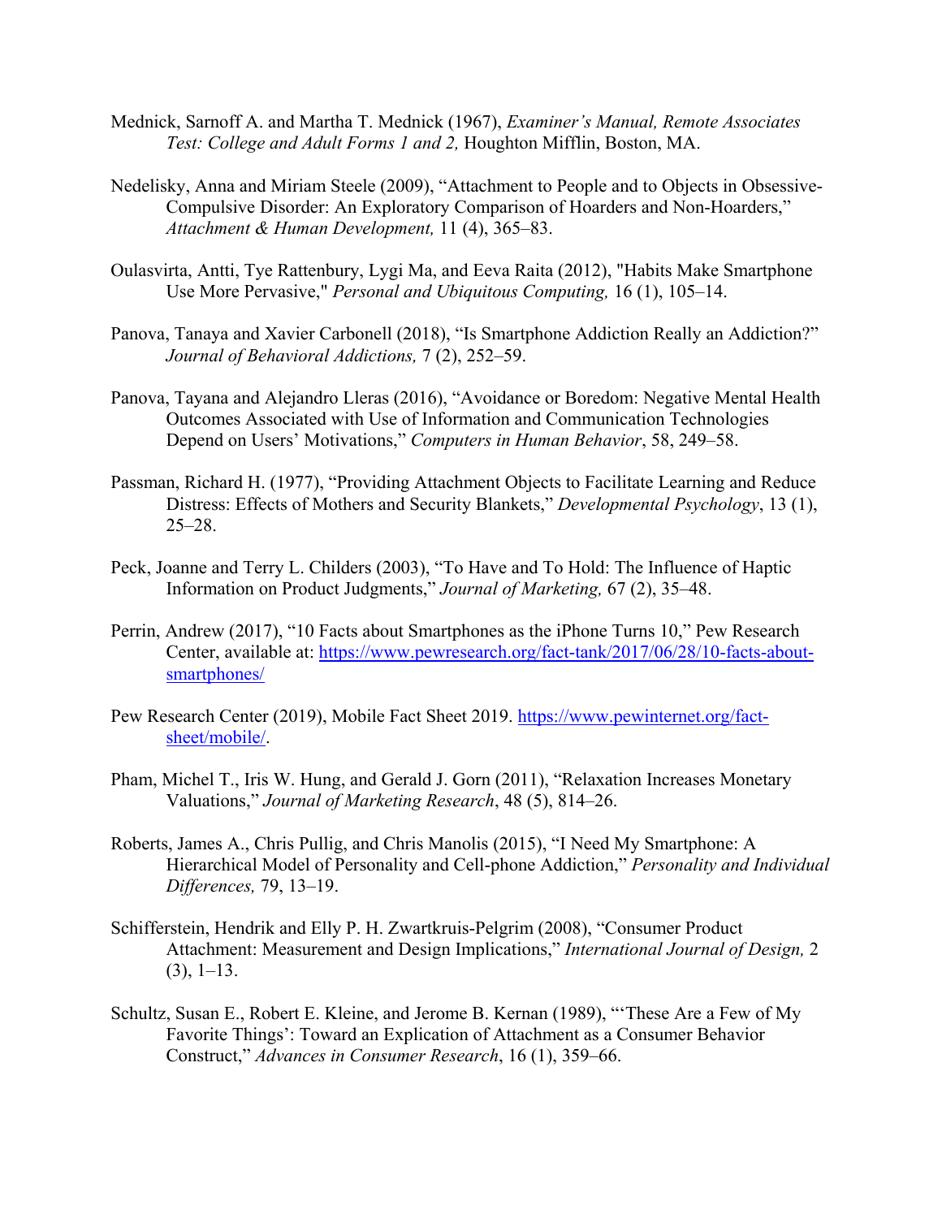Mednick, Sarnoff A. and Martha T. Mednick (1967), *Examiner's Manual, Remote Associates Test: College and Adult Forms 1 and 2,* Houghton Mifflin, Boston, MA.

Nedelisky, Anna and Miriam Steele (2009), "Attachment to People and to Objects in Obsessive-Compulsive Disorder: An Exploratory Comparison of Hoarders and Non-Hoarders," *Attachment & Human Development,* 11 (4), 365–83.

Oulasvirta, Antti, Tye Rattenbury, Lygi Ma, and Eeva Raita (2012), "Habits Make Smartphone Use More Pervasive," *Personal and Ubiquitous Computing,* 16 (1), 105–14.

Panova, Tanaya and Xavier Carbonell (2018), "Is Smartphone Addiction Really an Addiction?" *Journal of Behavioral Addictions,* 7 (2), 252–59.

Panova, Tayana and Alejandro Lleras (2016), "Avoidance or Boredom: Negative Mental Health Outcomes Associated with Use of Information and Communication Technologies Depend on Users' Motivations," *Computers in Human Behavior*, 58, 249–58.

Passman, Richard H. (1977), "Providing Attachment Objects to Facilitate Learning and Reduce Distress: Effects of Mothers and Security Blankets," *Developmental Psychology*, 13 (1), 25–28.

Peck, Joanne and Terry L. Childers (2003), "To Have and To Hold: The Influence of Haptic Information on Product Judgments," *Journal of Marketing,* 67 (2), 35–48.

Perrin, Andrew (2017), "10 Facts about Smartphones as the iPhone Turns 10," Pew Research Center, available at: https://www.pewresearch.org/fact-tank/2017/06/28/10-facts-about-smartphones/

Pew Research Center (2019), Mobile Fact Sheet 2019. https://www.pewinternet.org/fact-sheet/mobile/.

Pham, Michel T., Iris W. Hung, and Gerald J. Gorn (2011), "Relaxation Increases Monetary Valuations," *Journal of Marketing Research*, 48 (5), 814–26.

Roberts, James A., Chris Pullig, and Chris Manolis (2015), "I Need My Smartphone: A Hierarchical Model of Personality and Cell-phone Addiction," *Personality and Individual Differences,* 79, 13–19.

Schifferstein, Hendrik and Elly P. H. Zwartkruis-Pelgrim (2008), "Consumer Product Attachment: Measurement and Design Implications," *International Journal of Design,* 2 (3), 1–13.

Schultz, Susan E., Robert E. Kleine, and Jerome B. Kernan (1989), "'These Are a Few of My Favorite Things': Toward an Explication of Attachment as a Consumer Behavior Construct," *Advances in Consumer Research*, 16 (1), 359–66.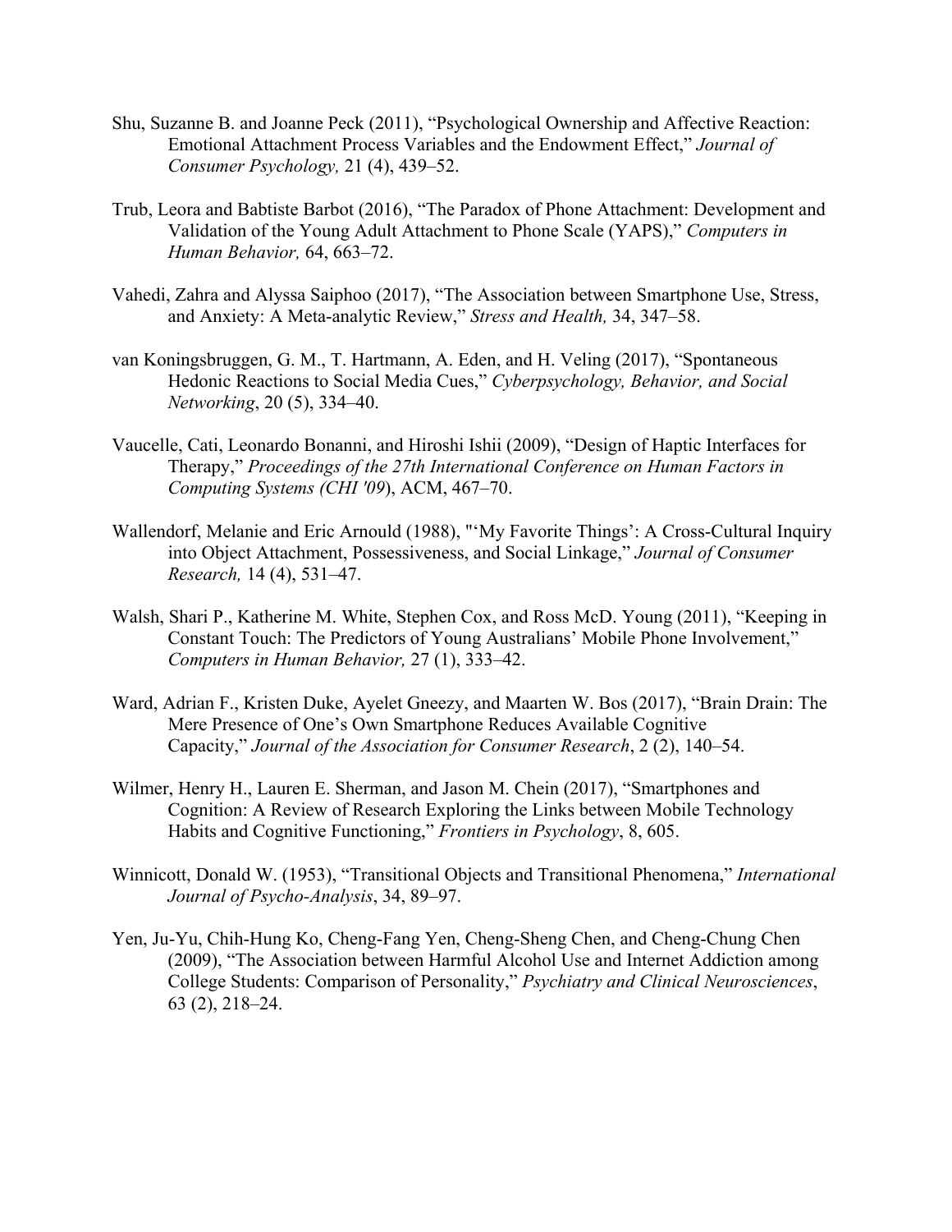Shu, Suzanne B. and Joanne Peck (2011), "Psychological Ownership and Affective Reaction: Emotional Attachment Process Variables and the Endowment Effect," *Journal of Consumer Psychology,* 21 (4), 439–52.

Trub, Leora and Babtiste Barbot (2016), "The Paradox of Phone Attachment: Development and Validation of the Young Adult Attachment to Phone Scale (YAPS)," *Computers in Human Behavior,* 64, 663–72.

Vahedi, Zahra and Alyssa Saiphoo (2017), "The Association between Smartphone Use, Stress, and Anxiety: A Meta-analytic Review," *Stress and Health,* 34, 347–58.

van Koningsbruggen, G. M., T. Hartmann, A. Eden, and H. Veling (2017), "Spontaneous Hedonic Reactions to Social Media Cues," *Cyberpsychology, Behavior, and Social Networking*, 20 (5), 334–40.

Vaucelle, Cati, Leonardo Bonanni, and Hiroshi Ishii (2009), "Design of Haptic Interfaces for Therapy," *Proceedings of the 27th International Conference on Human Factors in Computing Systems (CHI '09*), ACM, 467–70.

Wallendorf, Melanie and Eric Arnould (1988), "'My Favorite Things': A Cross-Cultural Inquiry into Object Attachment, Possessiveness, and Social Linkage," *Journal of Consumer Research,* 14 (4), 531–47.

Walsh, Shari P., Katherine M. White, Stephen Cox, and Ross McD. Young (2011), "Keeping in Constant Touch: The Predictors of Young Australians' Mobile Phone Involvement," *Computers in Human Behavior,* 27 (1), 333–42.

Ward, Adrian F., Kristen Duke, Ayelet Gneezy, and Maarten W. Bos (2017), "Brain Drain: The Mere Presence of One's Own Smartphone Reduces Available Cognitive Capacity," *Journal of the Association for Consumer Research*, 2 (2), 140–54.

Wilmer, Henry H., Lauren E. Sherman, and Jason M. Chein (2017), "Smartphones and Cognition: A Review of Research Exploring the Links between Mobile Technology Habits and Cognitive Functioning," *Frontiers in Psychology*, 8, 605.

Winnicott, Donald W. (1953), "Transitional Objects and Transitional Phenomena," *International Journal of Psycho-Analysis*, 34, 89–97.

Yen, Ju-Yu, Chih-Hung Ko, Cheng-Fang Yen, Cheng-Sheng Chen, and Cheng-Chung Chen (2009), "The Association between Harmful Alcohol Use and Internet Addiction among College Students: Comparison of Personality," *Psychiatry and Clinical Neurosciences*, 63 (2), 218–24.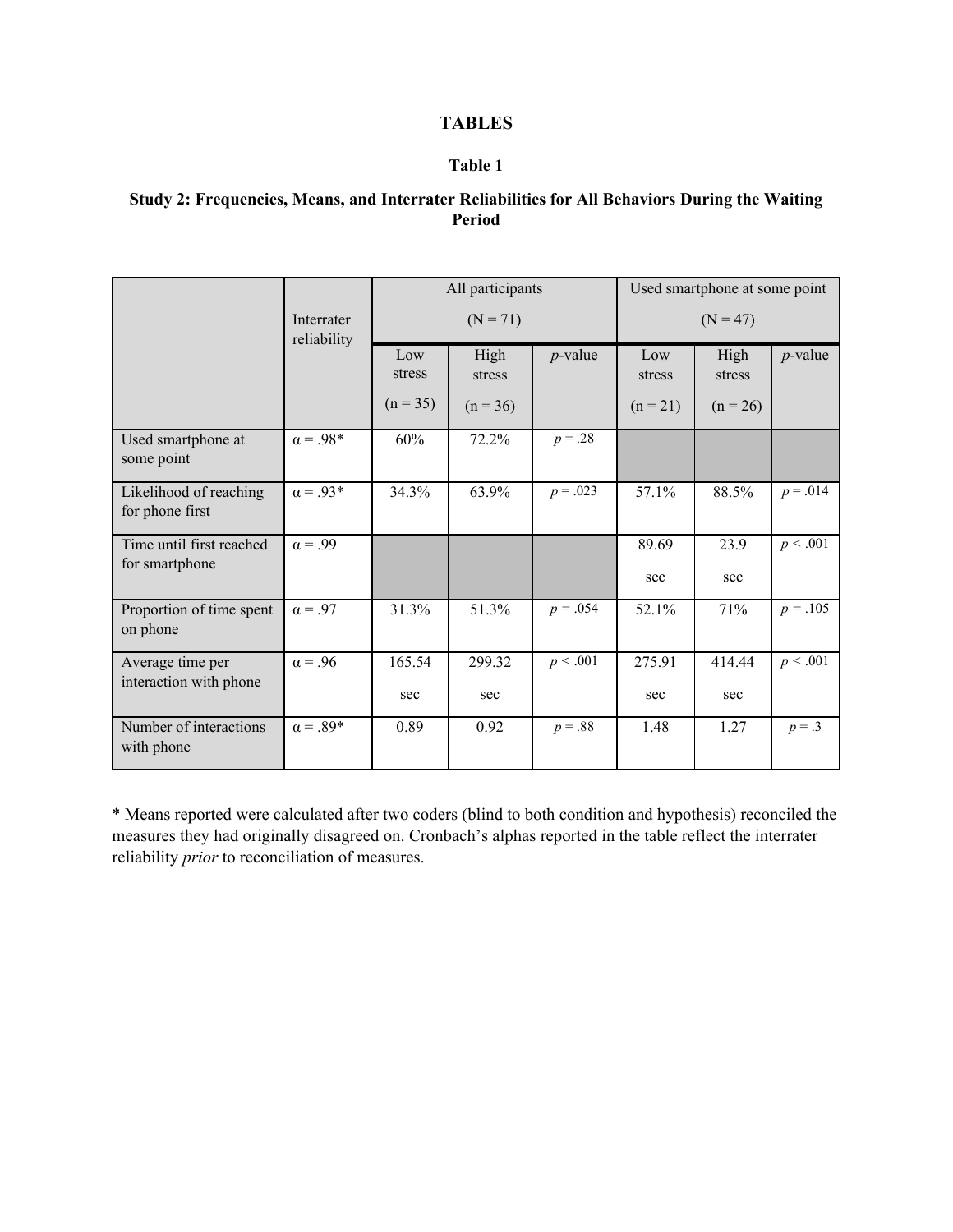# TABLES

## Table 1

**Study 2: Frequencies, Means, and Interrater Reliabilities for All Behaviors During the Waiting Period**

| | Interrater reliability | All participants (N = 71) | | | Used smartphone at some point (N = 47) | | |
|---|---|---|---|---|---|---|---|
| | | Low stress (n = 35) | High stress (n = 36) | *p*-value | Low stress (n = 21) | High stress (n = 26) | *p*-value |
| Used smartphone at some point | α = .98* | 60% | 72.2% | $p = .28$ | | | |
| Likelihood of reaching for phone first | α = .93* | 34.3% | 63.9% | $p = .023$ | 57.1% | 88.5% | $p = .014$ |
| Time until first reached for smartphone | α = .99 | | | | 89.69 sec | 23.9 sec | $p < .001$ |
| Proportion of time spent on phone | α = .97 | 31.3% | 51.3% | $p = .054$ | 52.1% | 71% | $p = .105$ |
| Average time per interaction with phone | α = .96 | 165.54 sec | 299.32 sec | $p < .001$ | 275.91 sec | 414.44 sec | $p < .001$ |
| Number of interactions with phone | α = .89* | 0.89 | 0.92 | $p = .88$ | 1.48 | 1.27 | $p = .3$ |

* Means reported were calculated after two coders (blind to both condition and hypothesis) reconciled the measures they had originally disagreed on. Cronbach's alphas reported in the table reflect the interrater reliability *prior* to reconciliation of measures.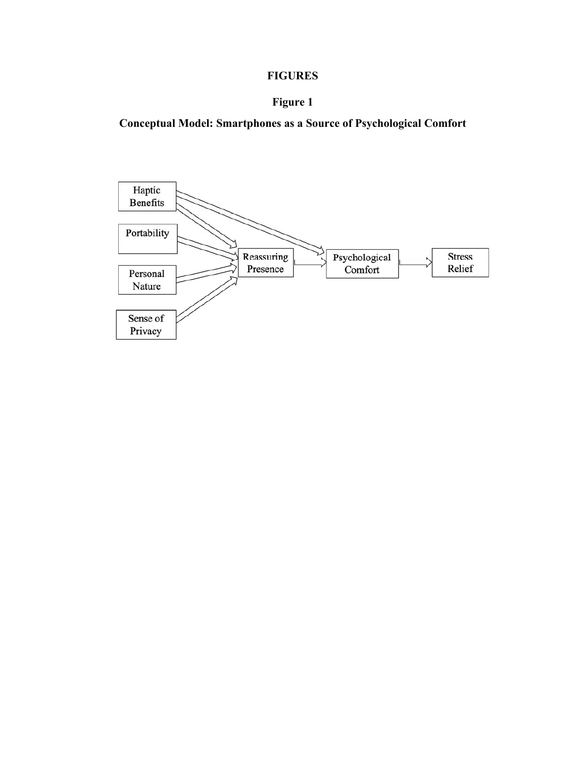# FIGURES

## Figure 1

## Conceptual Model: Smartphones as a Source of Psychological Comfort

Haptic Benefits

Portability

Personal Nature

Sense of Privacy

Reassuring Presence

Psychological Comfort

Stress Relief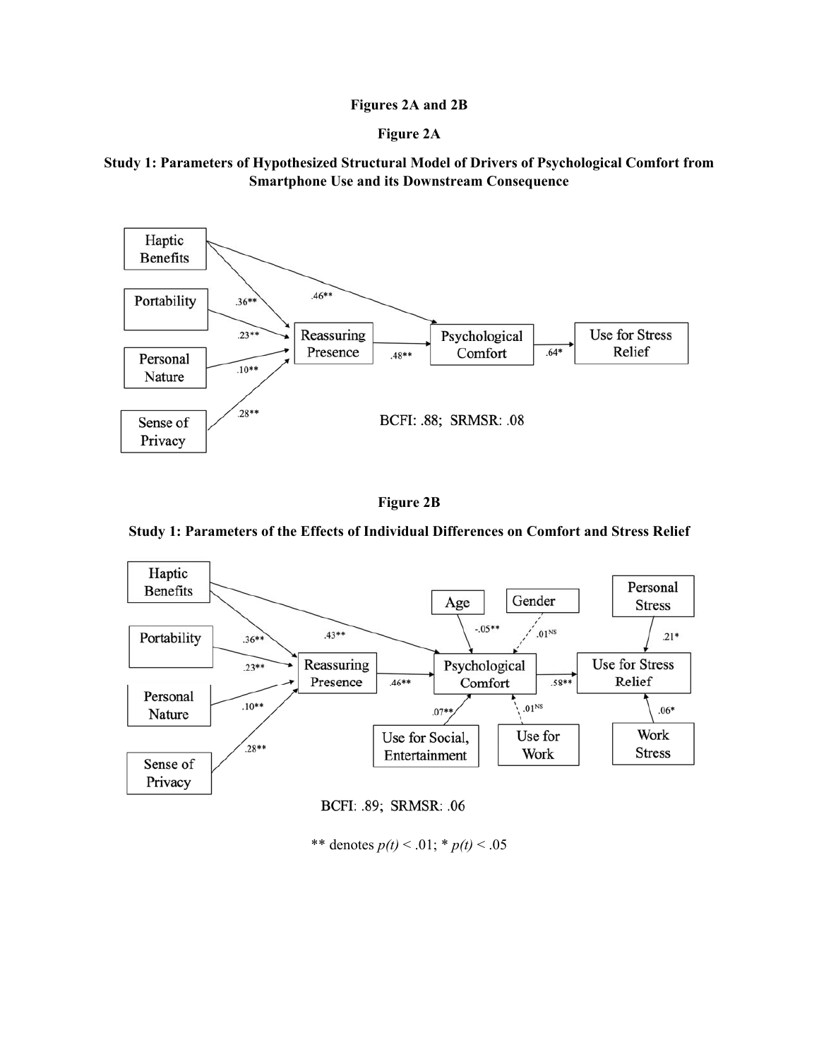**Figures 2A and 2B**

**Figure 2A**

**Study 1: Parameters of Hypothesized Structural Model of Drivers of Psychological Comfort from Smartphone Use and its Downstream Consequence**

Haptic Benefits

Portability

Personal Nature

Sense of Privacy

Reassuring Presence

Psychological Comfort

Use for Stress Relief

.36**

.46**

.23**

.10**

.28**

.48**

.64*

BCFI: .88; SRMSR: .08

**Figure 2B**

**Study 1: Parameters of the Effects of Individual Differences on Comfort and Stress Relief**

Haptic Benefits

Portability

Personal Nature

Sense of Privacy

Reassuring Presence

Age

Gender

Psychological Comfort

Use for Social, Entertainment

Use for Work

Personal Stress

Use for Stress Relief

Work Stress

.36**

.43**

.23**

.10**

.28**

.46**

-.05**

.01$^{NS}$

.07**

.01$^{NS}$

.58**

.21*

.06*

BCFI: .89; SRMSR: .06

** denotes *p(t)* < .01; * *p(t)* < .05